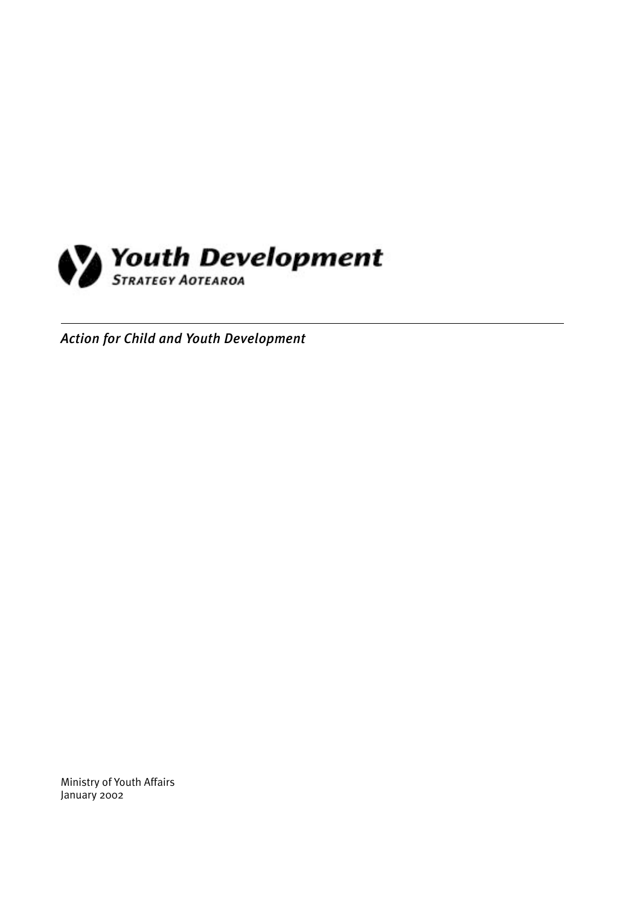# Youth Development

STRATEGY AOTEAROA

*Action for Child and Youth Development*

Ministry of Youth Affairs
January 2002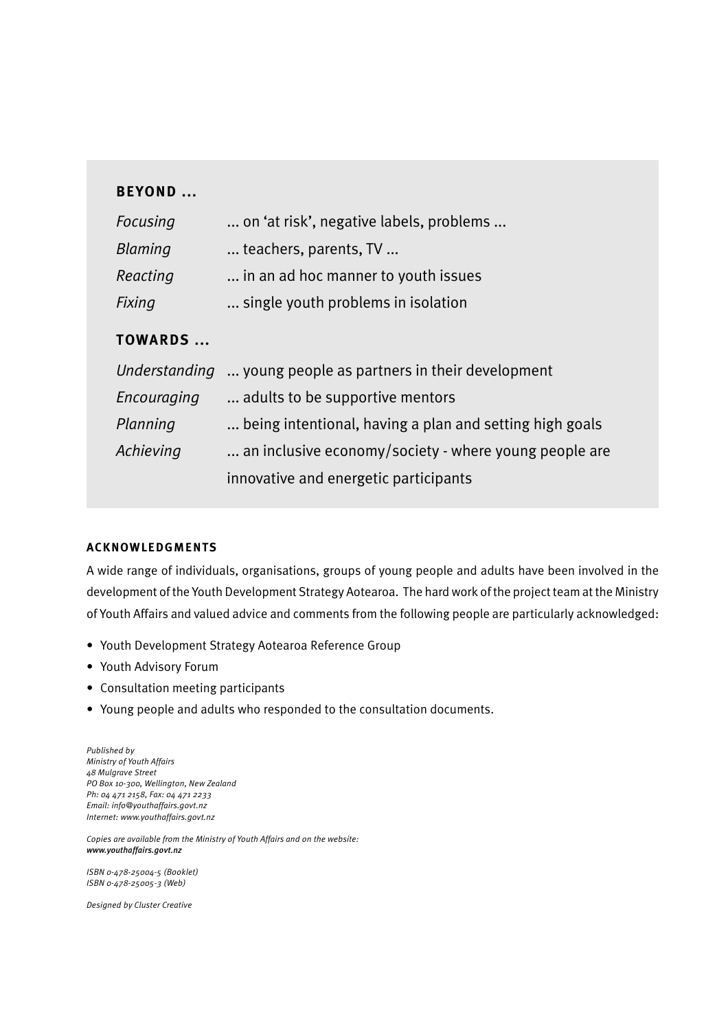**BEYOND ...**

| | |
|---|---|
| *Focusing* | ... on 'at risk', negative labels, problems ... |
| *Blaming* | ... teachers, parents, TV ... |
| *Reacting* | ... in an ad hoc manner to youth issues |
| *Fixing* | ... single youth problems in isolation |

**TOWARDS ...**

| | |
|---|---|
| *Understanding* | ... young people as partners in their development |
| *Encouraging* | ... adults to be supportive mentors |
| *Planning* | ... being intentional, having a plan and setting high goals |
| *Achieving* | ... an inclusive economy/society - where young people are innovative and energetic participants |

**ACKNOWLEDGMENTS**

A wide range of individuals, organisations, groups of young people and adults have been involved in the development of the Youth Development Strategy Aotearoa. The hard work of the project team at the Ministry of Youth Affairs and valued advice and comments from the following people are particularly acknowledged:

- Youth Development Strategy Aotearoa Reference Group
- Youth Advisory Forum
- Consultation meeting participants
- Young people and adults who responded to the consultation documents.

*Published by*
*Ministry of Youth Affairs*
*48 Mulgrave Street*
*PO Box 10-300, Wellington, New Zealand*
*Ph: 04 471 2158, Fax: 04 471 2233*
*Email: info@youthaffairs.govt.nz*
*Internet: www.youthaffairs.govt.nz*

*Copies are available from the Ministry of Youth Affairs and on the website:*
***www.youthaffairs.govt.nz***

*ISBN 0-478-25004-5 (Booklet)*
*ISBN 0-478-25005-3 (Web)*

*Designed by Cluster Creative*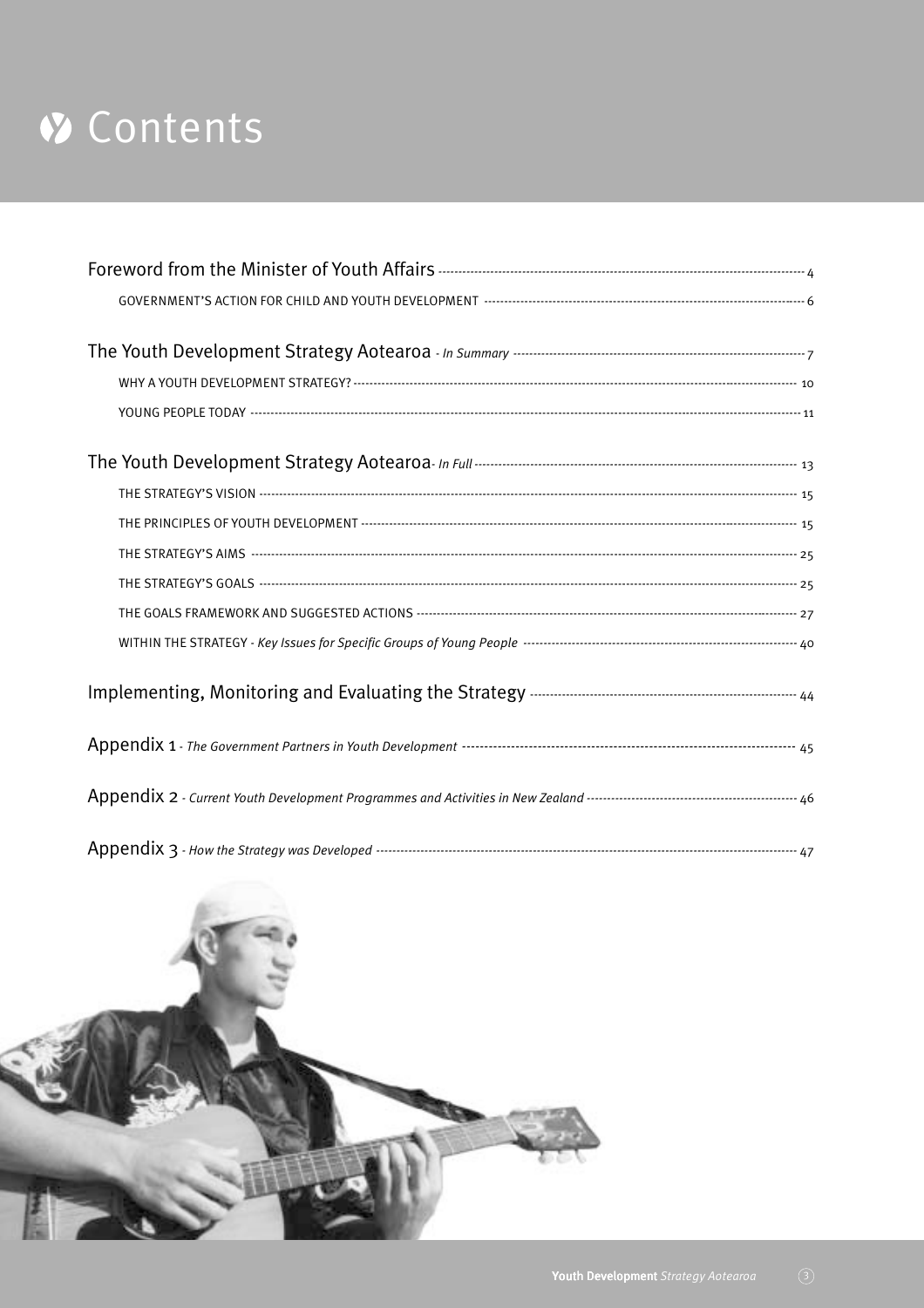# Contents

Foreword from the Minister of Youth Affairs ........ 4

GOVERNMENT'S ACTION FOR CHILD AND YOUTH DEVELOPMENT ........ 6

The Youth Development Strategy Aotearoa - *In Summary* ........ 7

WHY A YOUTH DEVELOPMENT STRATEGY? ........ 10

YOUNG PEOPLE TODAY ........ 11

The Youth Development Strategy Aotearoa- *In Full* ........ 13

THE STRATEGY'S VISION ........ 15

THE PRINCIPLES OF YOUTH DEVELOPMENT ........ 15

THE STRATEGY'S AIMS ........ 25

THE STRATEGY'S GOALS ........ 25

THE GOALS FRAMEWORK AND SUGGESTED ACTIONS ........ 27

WITHIN THE STRATEGY - *Key Issues for Specific Groups of Young People* ........ 40

Implementing, Monitoring and Evaluating the Strategy ........ 44

Appendix 1 - *The Government Partners in Youth Development* ........ 45

Appendix 2 - *Current Youth Development Programmes and Activities in New Zealand* ........ 46

Appendix 3 - *How the Strategy was Developed* ........ 47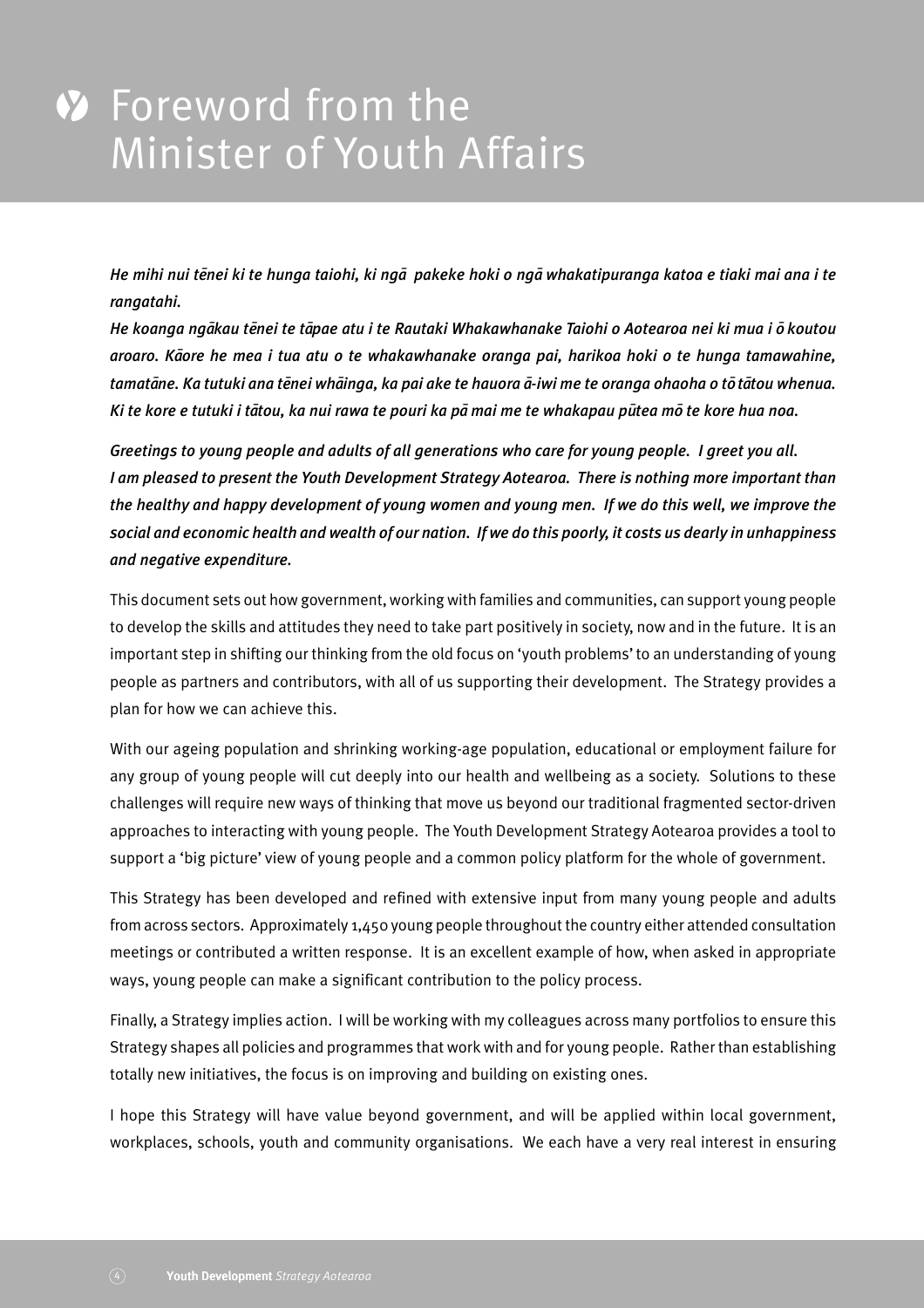# Foreword from the Minister of Youth Affairs

*He mihi nui tēnei ki te hunga taiohi, ki ngā pakeke hoki o ngā whakatipuranga katoa e tiaki mai ana i te rangatahi.*

*He koanga ngākau tēnei te tāpae atu i te Rautaki Whakawhanake Taiohi o Aotearoa nei ki mua i ō koutou aroaro. Kāore he mea i tua atu o te whakawhanake oranga pai, harikoa hoki o te hunga tamawahine, tamatāne. Ka tutuki ana tēnei whāinga, ka pai ake te hauora ā-iwi me te oranga ohaoha o tō tātou whenua. Ki te kore e tutuki i tātou, ka nui rawa te pouri ka pā mai me te whakapau pūtea mō te kore hua noa.*

*Greetings to young people and adults of all generations who care for young people. I greet you all. I am pleased to present the Youth Development Strategy Aotearoa. There is nothing more important than the healthy and happy development of young women and young men. If we do this well, we improve the social and economic health and wealth of our nation. If we do this poorly, it costs us dearly in unhappiness and negative expenditure.*

This document sets out how government, working with families and communities, can support young people to develop the skills and attitudes they need to take part positively in society, now and in the future. It is an important step in shifting our thinking from the old focus on 'youth problems' to an understanding of young people as partners and contributors, with all of us supporting their development. The Strategy provides a plan for how we can achieve this.

With our ageing population and shrinking working-age population, educational or employment failure for any group of young people will cut deeply into our health and wellbeing as a society. Solutions to these challenges will require new ways of thinking that move us beyond our traditional fragmented sector-driven approaches to interacting with young people. The Youth Development Strategy Aotearoa provides a tool to support a 'big picture' view of young people and a common policy platform for the whole of government.

This Strategy has been developed and refined with extensive input from many young people and adults from across sectors. Approximately 1,450 young people throughout the country either attended consultation meetings or contributed a written response. It is an excellent example of how, when asked in appropriate ways, young people can make a significant contribution to the policy process.

Finally, a Strategy implies action. I will be working with my colleagues across many portfolios to ensure this Strategy shapes all policies and programmes that work with and for young people. Rather than establishing totally new initiatives, the focus is on improving and building on existing ones.

I hope this Strategy will have value beyond government, and will be applied within local government, workplaces, schools, youth and community organisations. We each have a very real interest in ensuring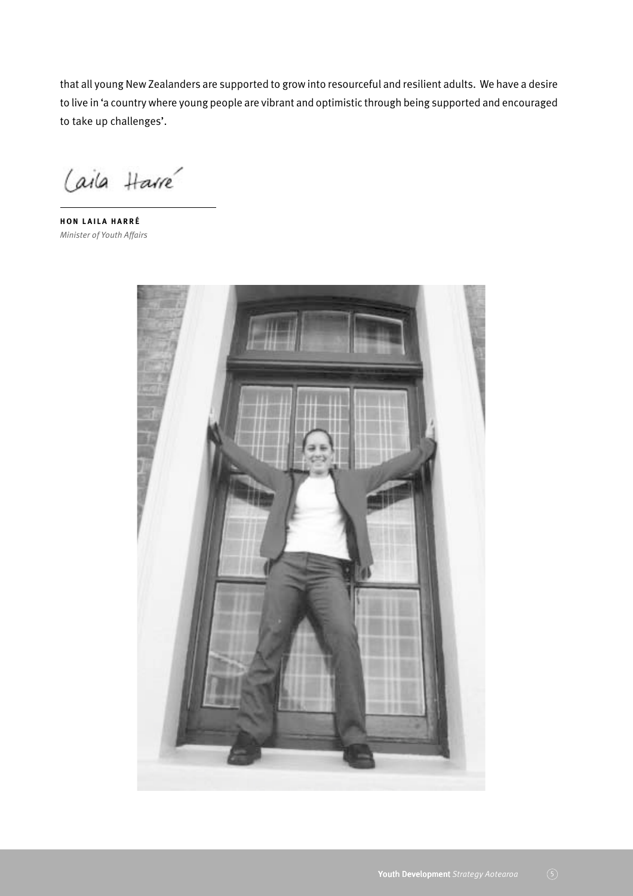that all young New Zealanders are supported to grow into resourceful and resilient adults. We have a desire to live in 'a country where young people are vibrant and optimistic through being supported and encouraged to take up challenges'.

Laila Harré

**HON LAILA HARRÉ**
*Minister of Youth Affairs*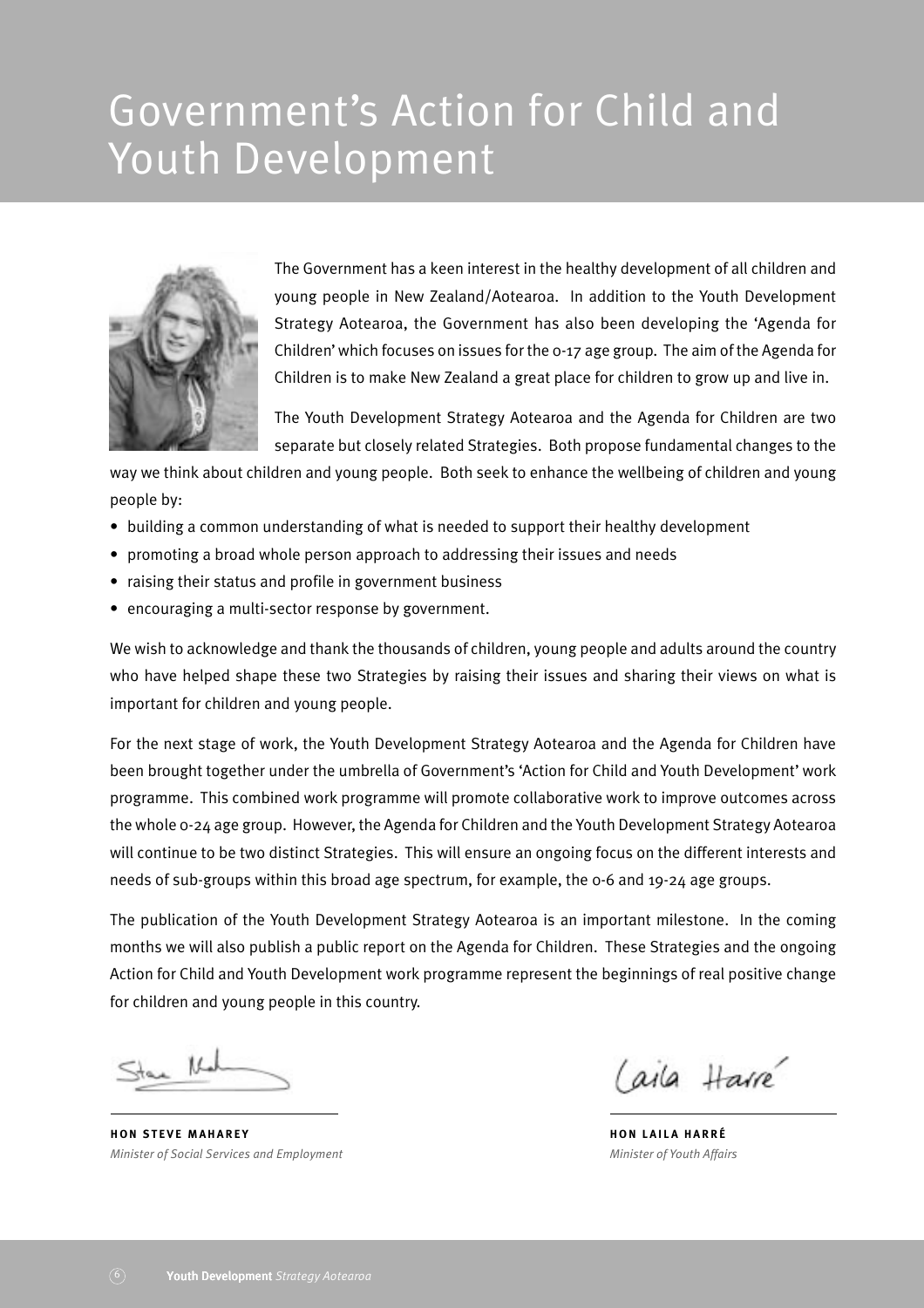# Government's Action for Child and Youth Development

The Government has a keen interest in the healthy development of all children and young people in New Zealand/Aotearoa. In addition to the Youth Development Strategy Aotearoa, the Government has also been developing the 'Agenda for Children' which focuses on issues for the 0-17 age group. The aim of the Agenda for Children is to make New Zealand a great place for children to grow up and live in.

The Youth Development Strategy Aotearoa and the Agenda for Children are two separate but closely related Strategies. Both propose fundamental changes to the way we think about children and young people. Both seek to enhance the wellbeing of children and young people by:

- building a common understanding of what is needed to support their healthy development
- promoting a broad whole person approach to addressing their issues and needs
- raising their status and profile in government business
- encouraging a multi-sector response by government.

We wish to acknowledge and thank the thousands of children, young people and adults around the country who have helped shape these two Strategies by raising their issues and sharing their views on what is important for children and young people.

For the next stage of work, the Youth Development Strategy Aotearoa and the Agenda for Children have been brought together under the umbrella of Government's 'Action for Child and Youth Development' work programme. This combined work programme will promote collaborative work to improve outcomes across the whole 0-24 age group. However, the Agenda for Children and the Youth Development Strategy Aotearoa will continue to be two distinct Strategies. This will ensure an ongoing focus on the different interests and needs of sub-groups within this broad age spectrum, for example, the 0-6 and 19-24 age groups.

The publication of the Youth Development Strategy Aotearoa is an important milestone. In the coming months we will also publish a public report on the Agenda for Children. These Strategies and the ongoing Action for Child and Youth Development work programme represent the beginnings of real positive change for children and young people in this country.

**HON STEVE MAHAREY**
*Minister of Social Services and Employment*

**HON LAILA HARRÉ**
*Minister of Youth Affairs*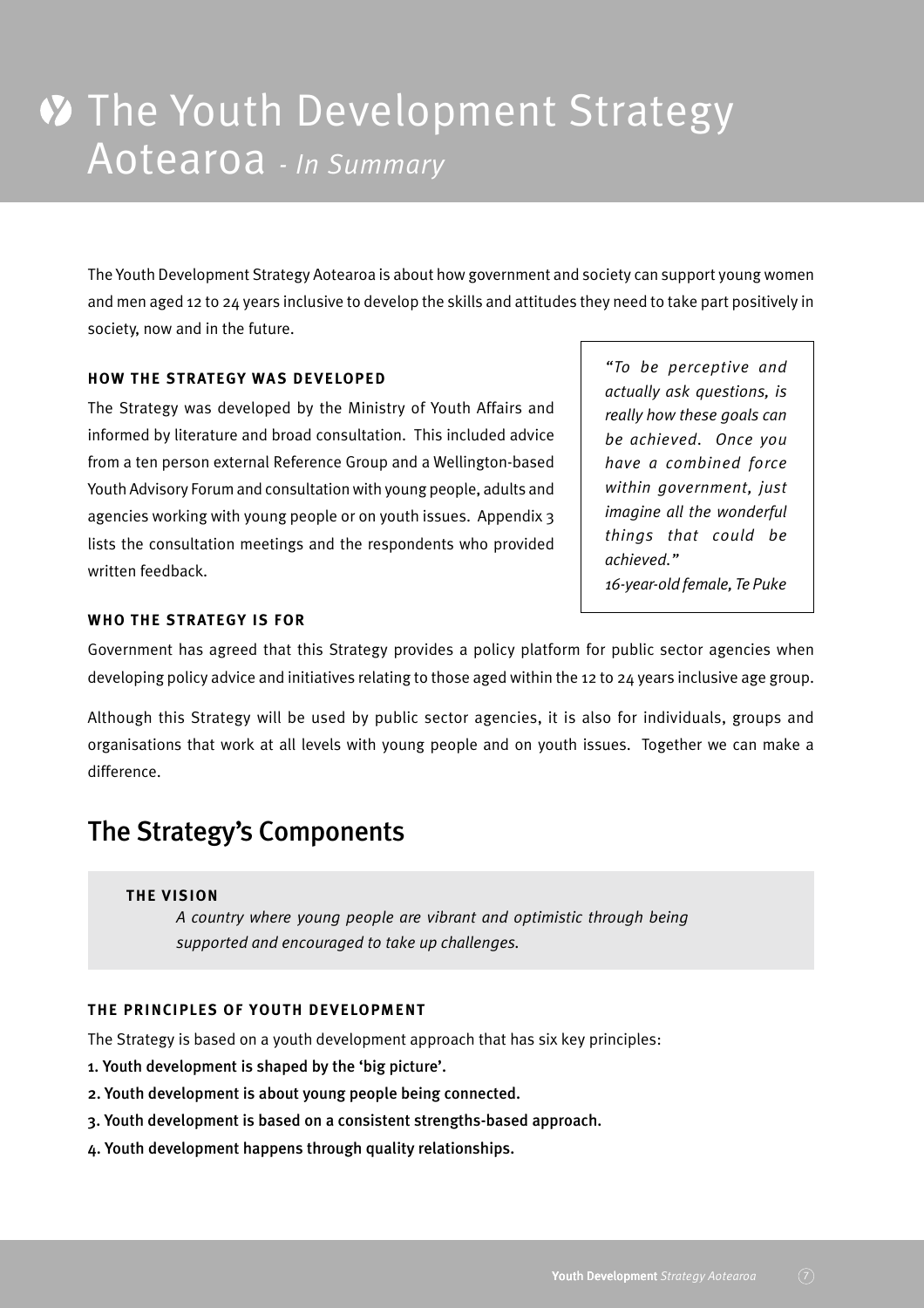# The Youth Development Strategy Aotearoa - *In Summary*

The Youth Development Strategy Aotearoa is about how government and society can support young women and men aged 12 to 24 years inclusive to develop the skills and attitudes they need to take part positively in society, now and in the future.

### HOW THE STRATEGY WAS DEVELOPED

The Strategy was developed by the Ministry of Youth Affairs and informed by literature and broad consultation. This included advice from a ten person external Reference Group and a Wellington-based Youth Advisory Forum and consultation with young people, adults and agencies working with young people or on youth issues. Appendix 3 lists the consultation meetings and the respondents who provided written feedback.

> *"To be perceptive and actually ask questions, is really how these goals can be achieved. Once you have a combined force within government, just imagine all the wonderful things that could be achieved."*
> *16-year-old female, Te Puke*

### WHO THE STRATEGY IS FOR

Government has agreed that this Strategy provides a policy platform for public sector agencies when developing policy advice and initiatives relating to those aged within the 12 to 24 years inclusive age group.

Although this Strategy will be used by public sector agencies, it is also for individuals, groups and organisations that work at all levels with young people and on youth issues. Together we can make a difference.

## The Strategy's Components

### THE VISION

*A country where young people are vibrant and optimistic through being supported and encouraged to take up challenges.*

### THE PRINCIPLES OF YOUTH DEVELOPMENT

The Strategy is based on a youth development approach that has six key principles:

1. **Youth development is shaped by the 'big picture'.**
2. **Youth development is about young people being connected.**
3. **Youth development is based on a consistent strengths-based approach.**
4. **Youth development happens through quality relationships.**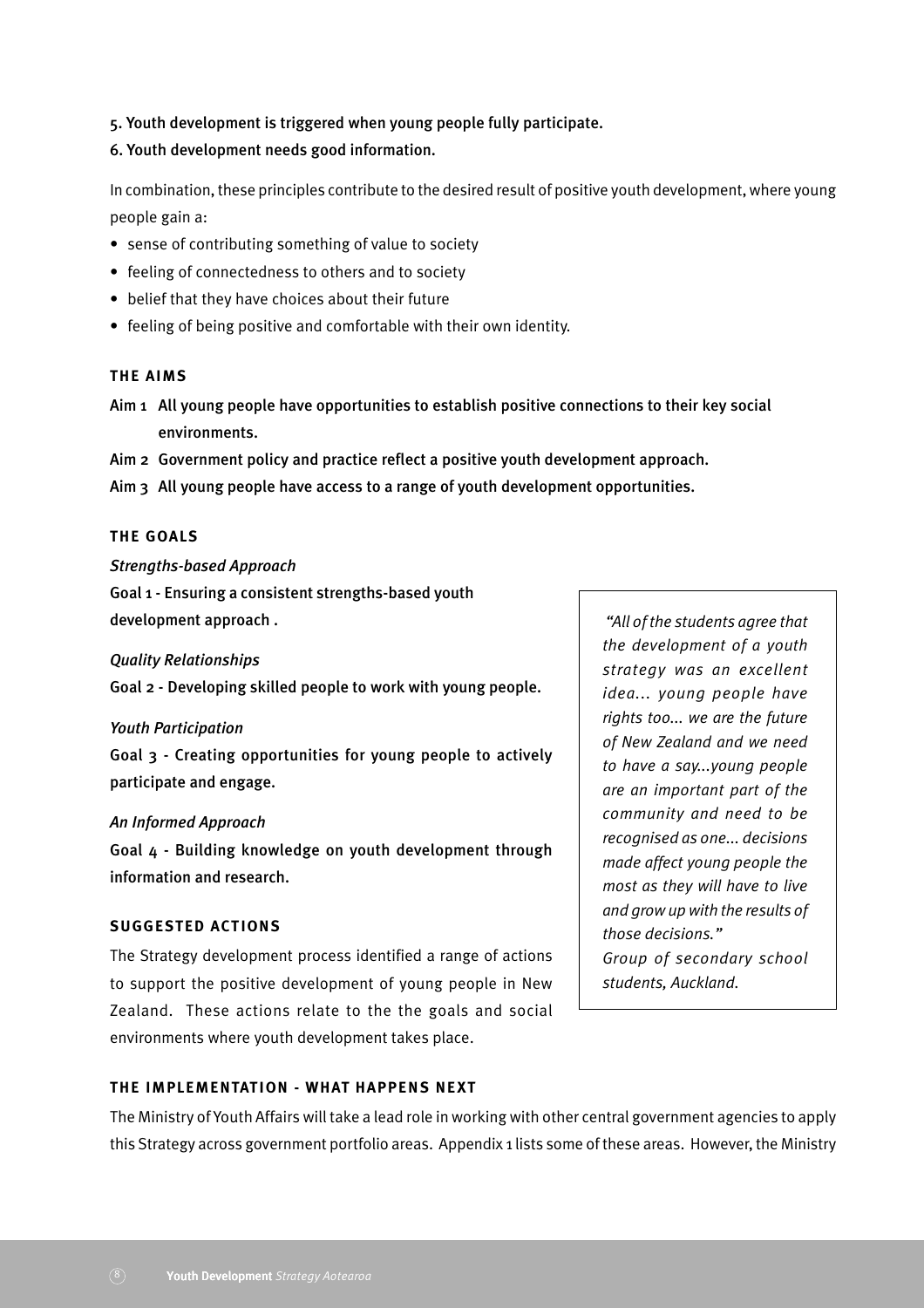**5. Youth development is triggered when young people fully participate.**

**6. Youth development needs good information.**

In combination, these principles contribute to the desired result of positive youth development, where young people gain a:

- sense of contributing something of value to society
- feeling of connectedness to others and to society
- belief that they have choices about their future
- feeling of being positive and comfortable with their own identity.

## THE AIMS

**Aim 1 All young people have opportunities to establish positive connections to their key social environments.**

**Aim 2 Government policy and practice reflect a positive youth development approach.**

**Aim 3 All young people have access to a range of youth development opportunities.**

## THE GOALS

*Strengths-based Approach*

**Goal 1 - Ensuring a consistent strengths-based youth development approach .**

*Quality Relationships*

**Goal 2 - Developing skilled people to work with young people.**

*Youth Participation*

**Goal 3 - Creating opportunities for young people to actively participate and engage.**

*An Informed Approach*

**Goal 4 - Building knowledge on youth development through information and research.**

## SUGGESTED ACTIONS

The Strategy development process identified a range of actions to support the positive development of young people in New Zealand. These actions relate to the the goals and social environments where youth development takes place.

> *"All of the students agree that the development of a youth strategy was an excellent idea... young people have rights too... we are the future of New Zealand and we need to have a say...young people are an important part of the community and need to be recognised as one... decisions made affect young people the most as they will have to live and grow up with the results of those decisions."*
> *Group of secondary school students, Auckland.*

## THE IMPLEMENTATION - WHAT HAPPENS NEXT

The Ministry of Youth Affairs will take a lead role in working with other central government agencies to apply this Strategy across government portfolio areas. Appendix 1 lists some of these areas. However, the Ministry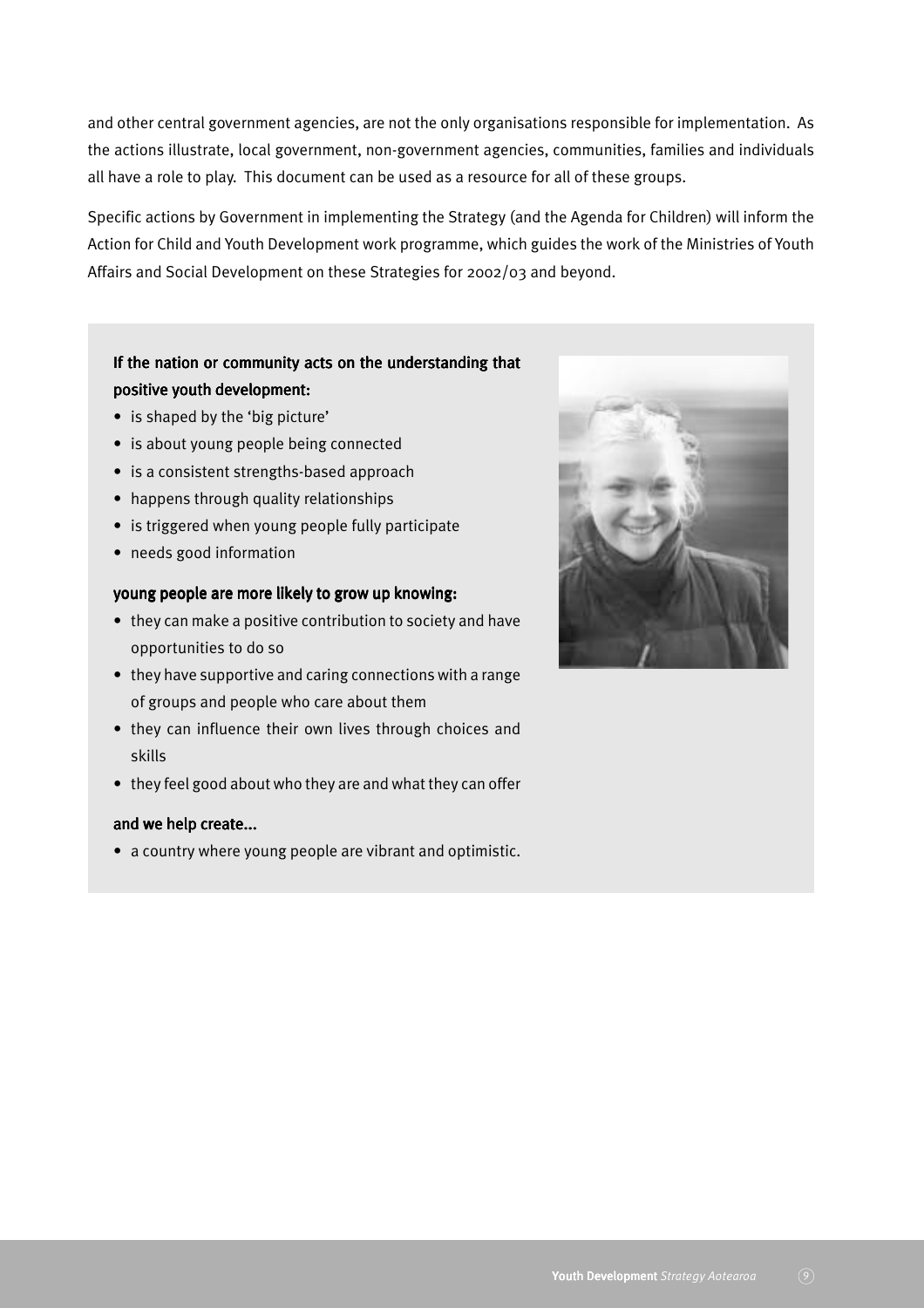and other central government agencies, are not the only organisations responsible for implementation. As the actions illustrate, local government, non-government agencies, communities, families and individuals all have a role to play. This document can be used as a resource for all of these groups.

Specific actions by Government in implementing the Strategy (and the Agenda for Children) will inform the Action for Child and Youth Development work programme, which guides the work of the Ministries of Youth Affairs and Social Development on these Strategies for 2002/03 and beyond.

**If the nation or community acts on the understanding that positive youth development:**

- is shaped by the 'big picture'
- is about young people being connected
- is a consistent strengths-based approach
- happens through quality relationships
- is triggered when young people fully participate
- needs good information

**young people are more likely to grow up knowing:**

- they can make a positive contribution to society and have opportunities to do so
- they have supportive and caring connections with a range of groups and people who care about them
- they can influence their own lives through choices and skills
- they feel good about who they are and what they can offer

**and we help create...**

- a country where young people are vibrant and optimistic.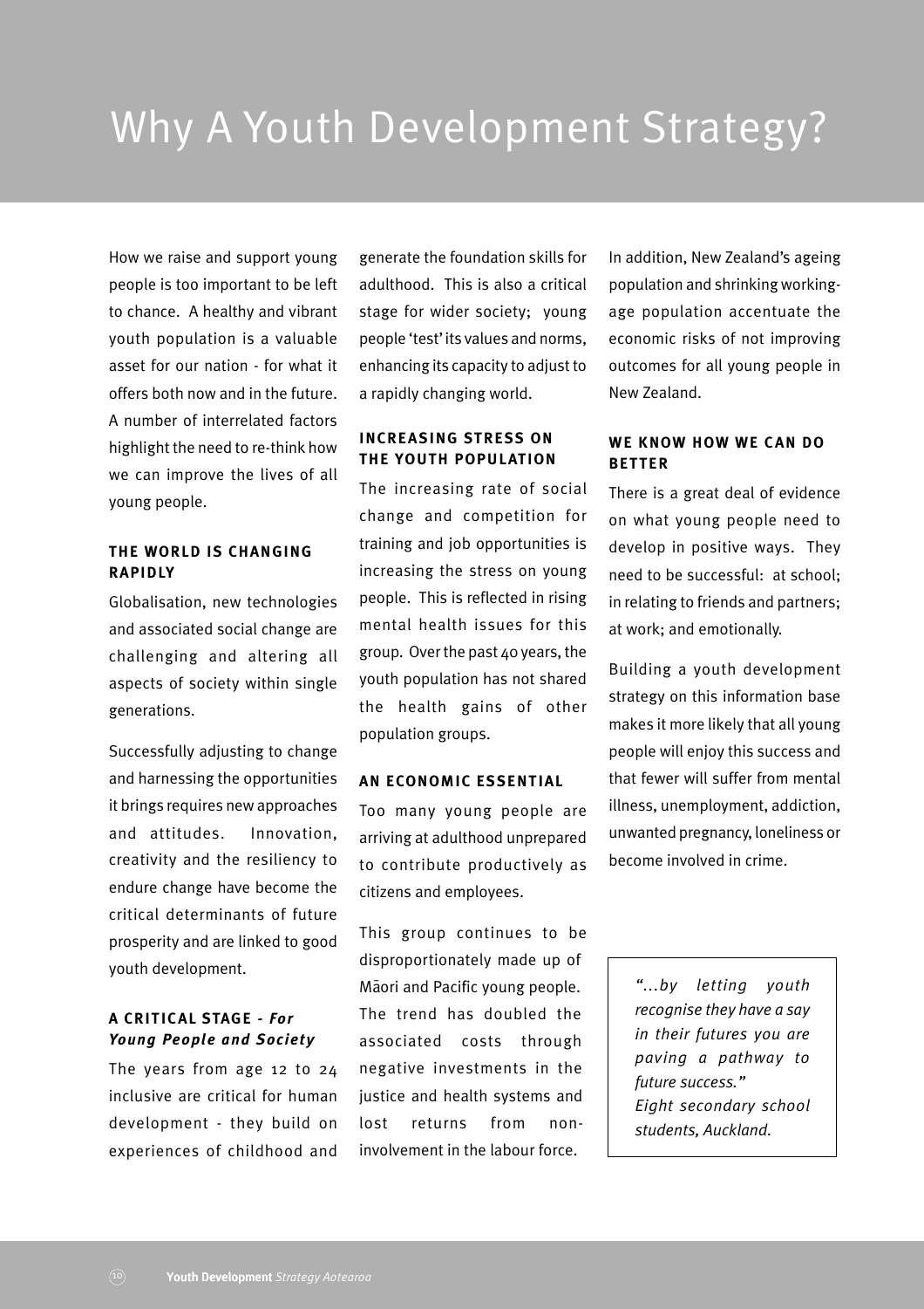# Why A Youth Development Strategy?

How we raise and support young people is too important to be left to chance. A healthy and vibrant youth population is a valuable asset for our nation - for what it offers both now and in the future. A number of interrelated factors highlight the need to re-think how we can improve the lives of all young people.

### THE WORLD IS CHANGING RAPIDLY

Globalisation, new technologies and associated social change are challenging and altering all aspects of society within single generations.

Successfully adjusting to change and harnessing the opportunities it brings requires new approaches and attitudes. Innovation, creativity and the resiliency to endure change have become the critical determinants of future prosperity and are linked to good youth development.

### A CRITICAL STAGE - *For Young People and Society*

The years from age 12 to 24 inclusive are critical for human development - they build on experiences of childhood and generate the foundation skills for adulthood. This is also a critical stage for wider society; young people 'test' its values and norms, enhancing its capacity to adjust to a rapidly changing world.

### INCREASING STRESS ON THE YOUTH POPULATION

The increasing rate of social change and competition for training and job opportunities is increasing the stress on young people. This is reflected in rising mental health issues for this group. Over the past 40 years, the youth population has not shared the health gains of other population groups.

### AN ECONOMIC ESSENTIAL

Too many young people are arriving at adulthood unprepared to contribute productively as citizens and employees.

This group continues to be disproportionately made up of Māori and Pacific young people. The trend has doubled the associated costs through negative investments in the justice and health systems and lost returns from non-involvement in the labour force.

In addition, New Zealand's ageing population and shrinking working-age population accentuate the economic risks of not improving outcomes for all young people in New Zealand.

### WE KNOW HOW WE CAN DO BETTER

There is a great deal of evidence on what young people need to develop in positive ways. They need to be successful: at school; in relating to friends and partners; at work; and emotionally.

Building a youth development strategy on this information base makes it more likely that all young people will enjoy this success and that fewer will suffer from mental illness, unemployment, addiction, unwanted pregnancy, loneliness or become involved in crime.

> *"…by letting youth recognise they have a say in their futures you are paving a pathway to future success."*
> *Eight secondary school students, Auckland.*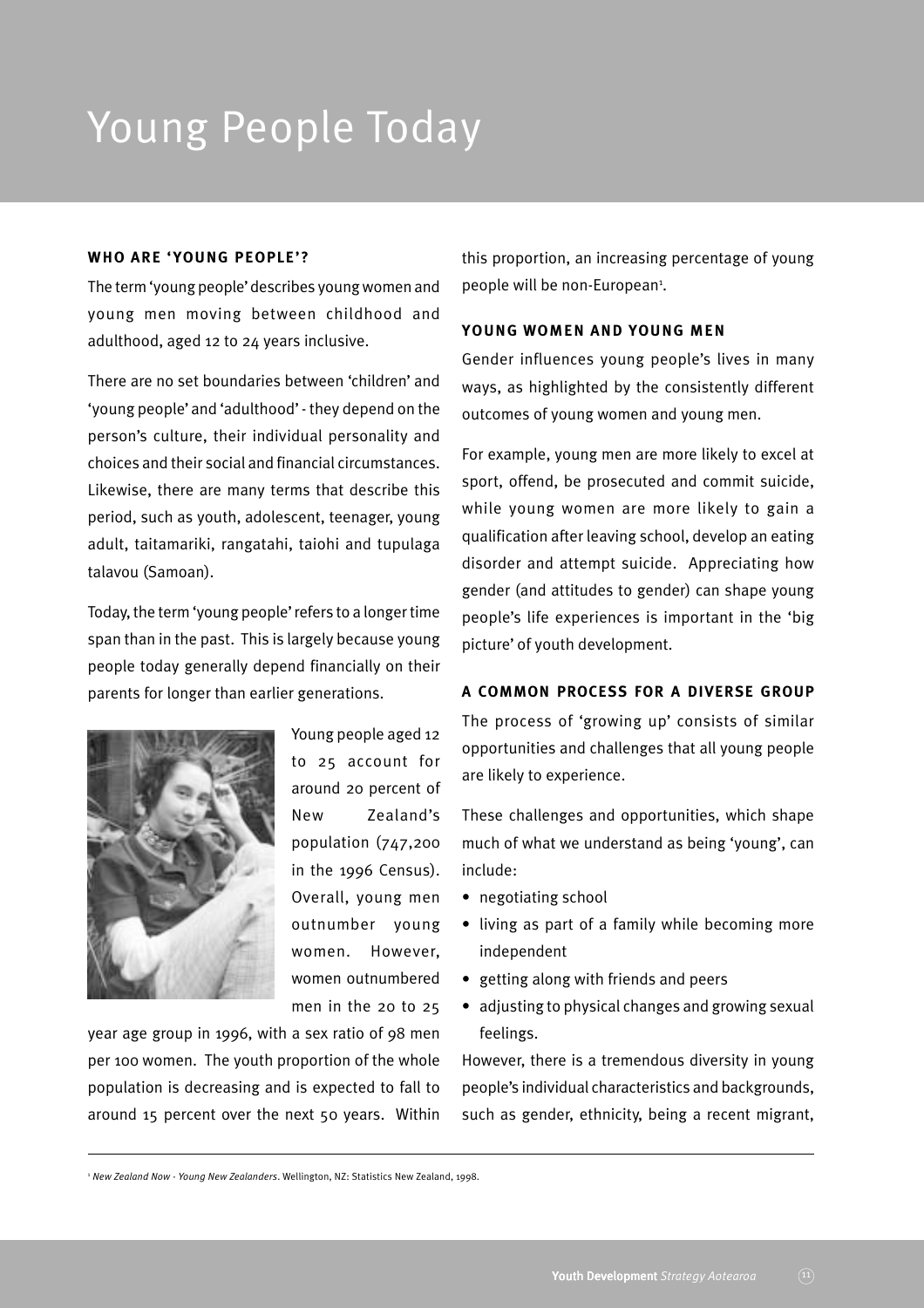# Young People Today

**WHO ARE 'YOUNG PEOPLE'?**

The term 'young people' describes young women and young men moving between childhood and adulthood, aged 12 to 24 years inclusive.

There are no set boundaries between 'children' and 'young people' and 'adulthood' - they depend on the person's culture, their individual personality and choices and their social and financial circumstances. Likewise, there are many terms that describe this period, such as youth, adolescent, teenager, young adult, taitamariki, rangatahi, taiohi and tupulaga talavou (Samoan).

Today, the term 'young people' refers to a longer time span than in the past. This is largely because young people today generally depend financially on their parents for longer than earlier generations.

Young people aged 12 to 25 account for around 20 percent of New Zealand's population (747,200 in the 1996 Census). Overall, young men outnumber young women. However, women outnumbered men in the 20 to 25 year age group in 1996, with a sex ratio of 98 men per 100 women. The youth proportion of the whole population is decreasing and is expected to fall to around 15 percent over the next 50 years. Within this proportion, an increasing percentage of young people will be non-European[1].

**YOUNG WOMEN AND YOUNG MEN**

Gender influences young people's lives in many ways, as highlighted by the consistently different outcomes of young women and young men.

For example, young men are more likely to excel at sport, offend, be prosecuted and commit suicide, while young women are more likely to gain a qualification after leaving school, develop an eating disorder and attempt suicide. Appreciating how gender (and attitudes to gender) can shape young people's life experiences is important in the 'big picture' of youth development.

**A COMMON PROCESS FOR A DIVERSE GROUP**

The process of 'growing up' consists of similar opportunities and challenges that all young people are likely to experience.

These challenges and opportunities, which shape much of what we understand as being 'young', can include:

- negotiating school
- living as part of a family while becoming more independent
- getting along with friends and peers
- adjusting to physical changes and growing sexual feelings.

However, there is a tremendous diversity in young people's individual characteristics and backgrounds, such as gender, ethnicity, being a recent migrant,

---

[1] *New Zealand Now - Young New Zealanders*. Wellington, NZ: Statistics New Zealand, 1998.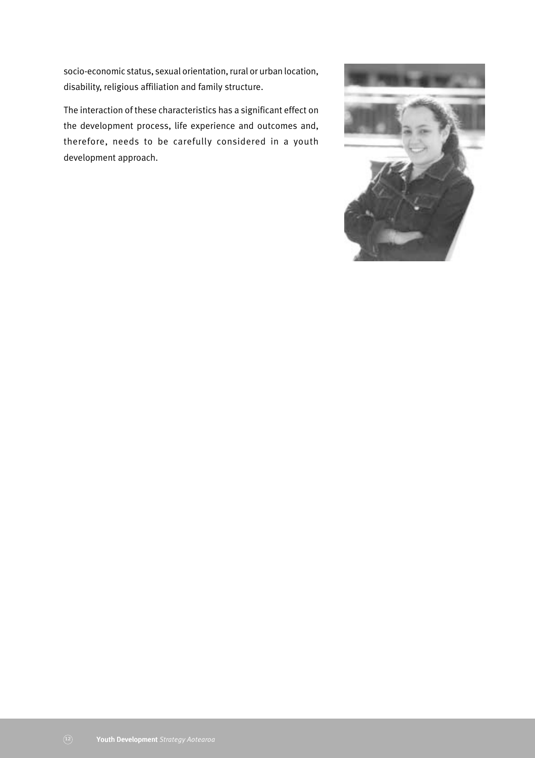socio-economic status, sexual orientation, rural or urban location, disability, religious affiliation and family structure.

The interaction of these characteristics has a significant effect on the development process, life experience and outcomes and, therefore, needs to be carefully considered in a youth development approach.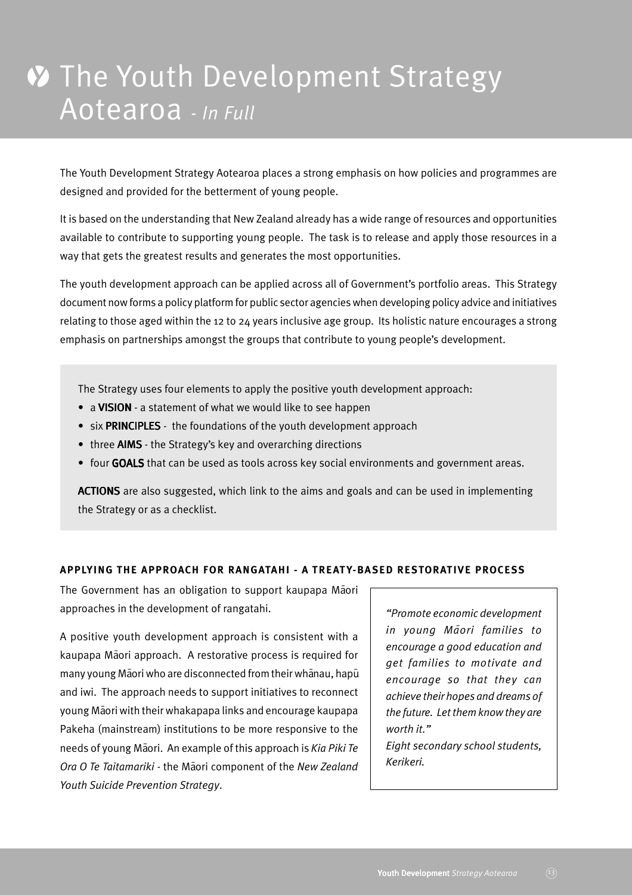# The Youth Development Strategy Aotearoa *- In Full*

The Youth Development Strategy Aotearoa places a strong emphasis on how policies and programmes are designed and provided for the betterment of young people.

It is based on the understanding that New Zealand already has a wide range of resources and opportunities available to contribute to supporting young people. The task is to release and apply those resources in a way that gets the greatest results and generates the most opportunities.

The youth development approach can be applied across all of Government's portfolio areas. This Strategy document now forms a policy platform for public sector agencies when developing policy advice and initiatives relating to those aged within the 12 to 24 years inclusive age group. Its holistic nature encourages a strong emphasis on partnerships amongst the groups that contribute to young people's development.

The Strategy uses four elements to apply the positive youth development approach:

- a **VISION** - a statement of what we would like to see happen
- six **PRINCIPLES** - the foundations of the youth development approach
- three **AIMS** - the Strategy's key and overarching directions
- four **GOALS** that can be used as tools across key social environments and government areas.

**ACTIONS** are also suggested, which link to the aims and goals and can be used in implementing the Strategy or as a checklist.

### APPLYING THE APPROACH FOR RANGATAHI - A TREATY-BASED RESTORATIVE PROCESS

The Government has an obligation to support kaupapa Māori approaches in the development of rangatahi.

A positive youth development approach is consistent with a kaupapa Māori approach. A restorative process is required for many young Māori who are disconnected from their whānau, hapū and iwi. The approach needs to support initiatives to reconnect young Māori with their whakapapa links and encourage kaupapa Pakeha (mainstream) institutions to be more responsive to the needs of young Māori. An example of this approach is *Kia Piki Te Ora O Te Taitamariki* - the Māori component of the *New Zealand Youth Suicide Prevention Strategy*.

> *"Promote economic development in young Māori families to encourage a good education and get families to motivate and encourage so that they can achieve their hopes and dreams of the future. Let them know they are worth it."*
> *Eight secondary school students, Kerikeri.*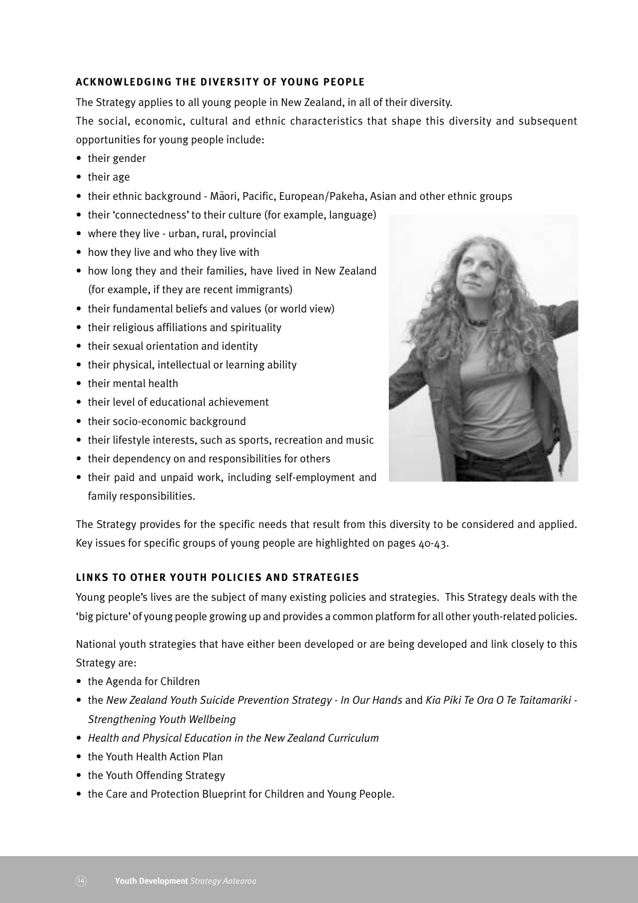### ACKNOWLEDGING THE DIVERSITY OF YOUNG PEOPLE

The Strategy applies to all young people in New Zealand, in all of their diversity.

The social, economic, cultural and ethnic characteristics that shape this diversity and subsequent opportunities for young people include:

- their gender
- their age
- their ethnic background - Māori, Pacific, European/Pakeha, Asian and other ethnic groups
- their 'connectedness' to their culture (for example, language)
- where they live - urban, rural, provincial
- how they live and who they live with
- how long they and their families, have lived in New Zealand (for example, if they are recent immigrants)
- their fundamental beliefs and values (or world view)
- their religious affiliations and spirituality
- their sexual orientation and identity
- their physical, intellectual or learning ability
- their mental health
- their level of educational achievement
- their socio-economic background
- their lifestyle interests, such as sports, recreation and music
- their dependency on and responsibilities for others
- their paid and unpaid work, including self-employment and family responsibilities.

The Strategy provides for the specific needs that result from this diversity to be considered and applied. Key issues for specific groups of young people are highlighted on pages 40-43.

### LINKS TO OTHER YOUTH POLICIES AND STRATEGIES

Young people's lives are the subject of many existing policies and strategies. This Strategy deals with the 'big picture' of young people growing up and provides a common platform for all other youth-related policies.

National youth strategies that have either been developed or are being developed and link closely to this Strategy are:

- the Agenda for Children
- the *New Zealand Youth Suicide Prevention Strategy - In Our Hands* and *Kia Piki Te Ora O Te Taitamariki - Strengthening Youth Wellbeing*
- *Health and Physical Education in the New Zealand Curriculum*
- the Youth Health Action Plan
- the Youth Offending Strategy
- the Care and Protection Blueprint for Children and Young People.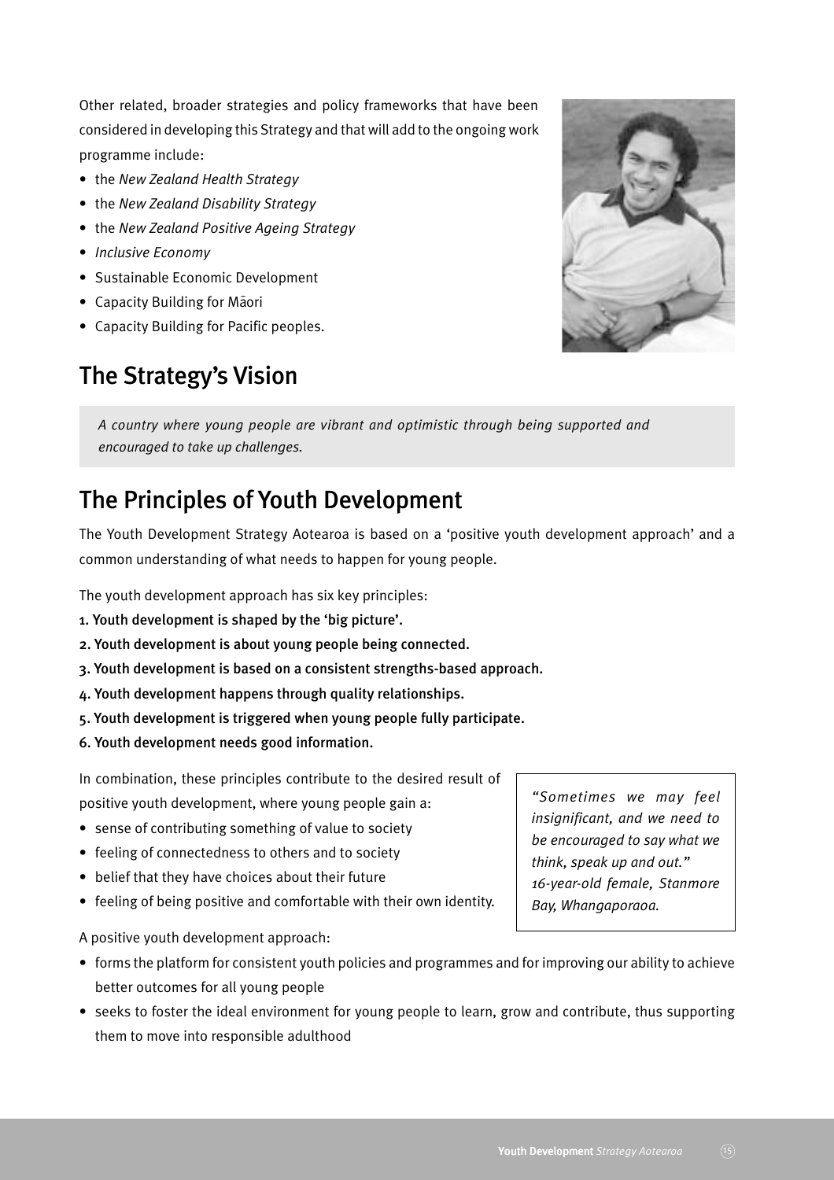Other related, broader strategies and policy frameworks that have been considered in developing this Strategy and that will add to the ongoing work programme include:

- the *New Zealand Health Strategy*
- the *New Zealand Disability Strategy*
- the *New Zealand Positive Ageing Strategy*
- *Inclusive Economy*
- Sustainable Economic Development
- Capacity Building for Māori
- Capacity Building for Pacific peoples.

## The Strategy's Vision

*A country where young people are vibrant and optimistic through being supported and encouraged to take up challenges.*

## The Principles of Youth Development

The Youth Development Strategy Aotearoa is based on a 'positive youth development approach' and a common understanding of what needs to happen for young people.

The youth development approach has six key principles:

1. **Youth development is shaped by the 'big picture'.**
2. **Youth development is about young people being connected.**
3. **Youth development is based on a consistent strengths-based approach.**
4. **Youth development happens through quality relationships.**
5. **Youth development is triggered when young people fully participate.**
6. **Youth development needs good information.**

In combination, these principles contribute to the desired result of positive youth development, where young people gain a:

- sense of contributing something of value to society
- feeling of connectedness to others and to society
- belief that they have choices about their future
- feeling of being positive and comfortable with their own identity.

*"Sometimes we may feel insignificant, and we need to be encouraged to say what we think, speak up and out." 16-year-old female, Stanmore Bay, Whangaporaoa.*

A positive youth development approach:

- forms the platform for consistent youth policies and programmes and for improving our ability to achieve better outcomes for all young people
- seeks to foster the ideal environment for young people to learn, grow and contribute, thus supporting them to move into responsible adulthood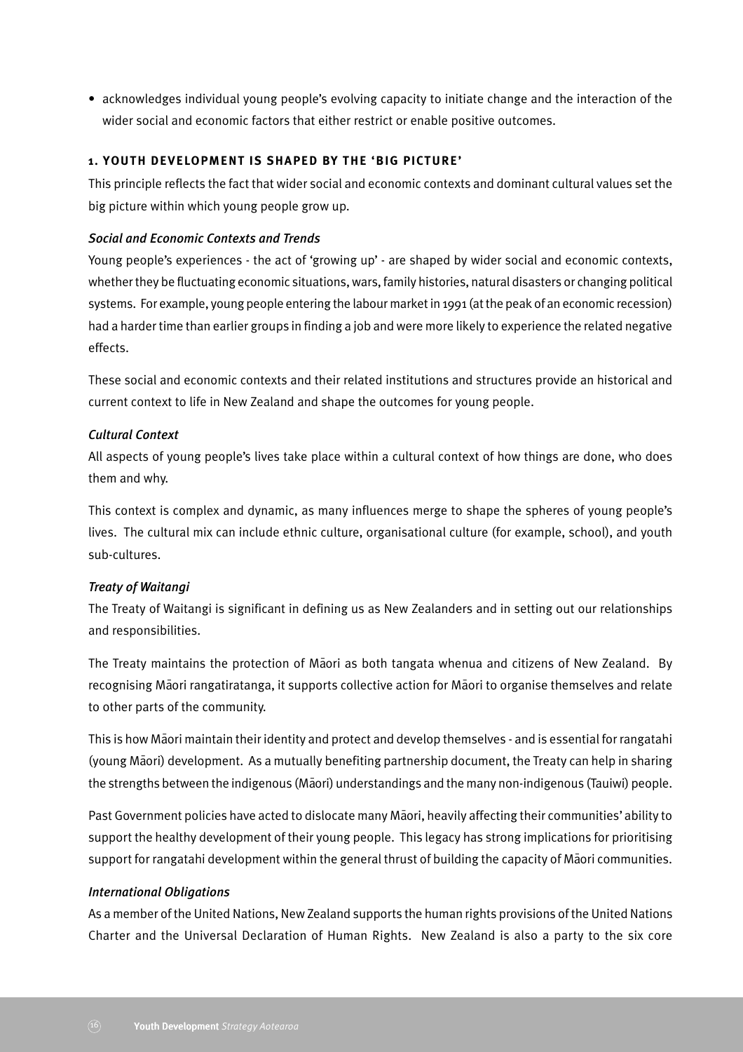- acknowledges individual young people's evolving capacity to initiate change and the interaction of the wider social and economic factors that either restrict or enable positive outcomes.

### 1. YOUTH DEVELOPMENT IS SHAPED BY THE 'BIG PICTURE'

This principle reflects the fact that wider social and economic contexts and dominant cultural values set the big picture within which young people grow up.

#### *Social and Economic Contexts and Trends*

Young people's experiences - the act of 'growing up' - are shaped by wider social and economic contexts, whether they be fluctuating economic situations, wars, family histories, natural disasters or changing political systems. For example, young people entering the labour market in 1991 (at the peak of an economic recession) had a harder time than earlier groups in finding a job and were more likely to experience the related negative effects.

These social and economic contexts and their related institutions and structures provide an historical and current context to life in New Zealand and shape the outcomes for young people.

#### *Cultural Context*

All aspects of young people's lives take place within a cultural context of how things are done, who does them and why.

This context is complex and dynamic, as many influences merge to shape the spheres of young people's lives. The cultural mix can include ethnic culture, organisational culture (for example, school), and youth sub-cultures.

#### *Treaty of Waitangi*

The Treaty of Waitangi is significant in defining us as New Zealanders and in setting out our relationships and responsibilities.

The Treaty maintains the protection of Māori as both tangata whenua and citizens of New Zealand. By recognising Māori rangatiratanga, it supports collective action for Māori to organise themselves and relate to other parts of the community.

This is how Māori maintain their identity and protect and develop themselves - and is essential for rangatahi (young Māori) development. As a mutually benefiting partnership document, the Treaty can help in sharing the strengths between the indigenous (Māori) understandings and the many non-indigenous (Tauiwi) people.

Past Government policies have acted to dislocate many Māori, heavily affecting their communities' ability to support the healthy development of their young people. This legacy has strong implications for prioritising support for rangatahi development within the general thrust of building the capacity of Māori communities.

#### *International Obligations*

As a member of the United Nations, New Zealand supports the human rights provisions of the United Nations Charter and the Universal Declaration of Human Rights. New Zealand is also a party to the six core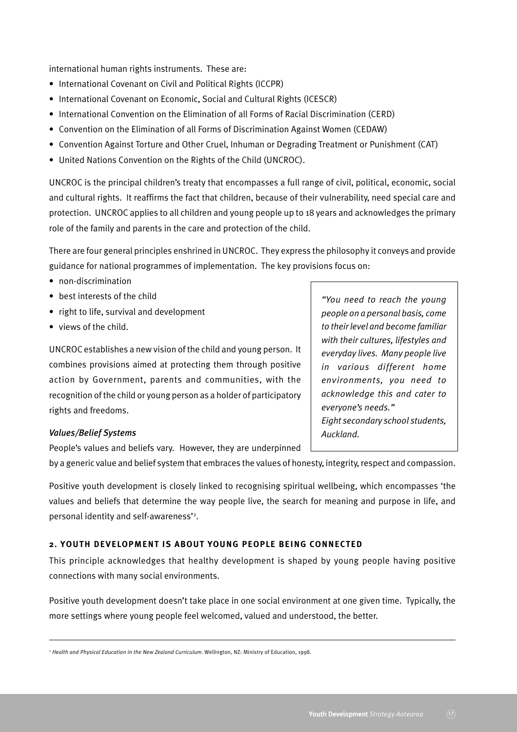international human rights instruments. These are:

- International Covenant on Civil and Political Rights (ICCPR)
- International Covenant on Economic, Social and Cultural Rights (ICESCR)
- International Convention on the Elimination of all Forms of Racial Discrimination (CERD)
- Convention on the Elimination of all Forms of Discrimination Against Women (CEDAW)
- Convention Against Torture and Other Cruel, Inhuman or Degrading Treatment or Punishment (CAT)
- United Nations Convention on the Rights of the Child (UNCROC).

UNCROC is the principal children's treaty that encompasses a full range of civil, political, economic, social and cultural rights. It reaffirms the fact that children, because of their vulnerability, need special care and protection. UNCROC applies to all children and young people up to 18 years and acknowledges the primary role of the family and parents in the care and protection of the child.

There are four general principles enshrined in UNCROC. They express the philosophy it conveys and provide guidance for national programmes of implementation. The key provisions focus on:

- non-discrimination
- best interests of the child
- right to life, survival and development
- views of the child.

UNCROC establishes a new vision of the child and young person. It combines provisions aimed at protecting them through positive action by Government, parents and communities, with the recognition of the child or young person as a holder of participatory rights and freedoms.

> *"You need to reach the young people on a personal basis, come to their level and become familiar with their cultures, lifestyles and everyday lives. Many people live in various different home environments, you need to acknowledge this and cater to everyone's needs."*
> *Eight secondary school students, Auckland.*

*Values/Belief Systems*

People's values and beliefs vary. However, they are underpinned by a generic value and belief system that embraces the values of honesty, integrity, respect and compassion.

Positive youth development is closely linked to recognising spiritual wellbeing, which encompasses 'the values and beliefs that determine the way people live, the search for meaning and purpose in life, and personal identity and self-awareness'[2].

### 2. YOUTH DEVELOPMENT IS ABOUT YOUNG PEOPLE BEING CONNECTED

This principle acknowledges that healthy development is shaped by young people having positive connections with many social environments.

Positive youth development doesn't take place in one social environment at one given time. Typically, the more settings where young people feel welcomed, valued and understood, the better.

---

[2] *Health and Physical Education in the New Zealand Curriculum*. Wellington, NZ: Ministry of Education, 1998.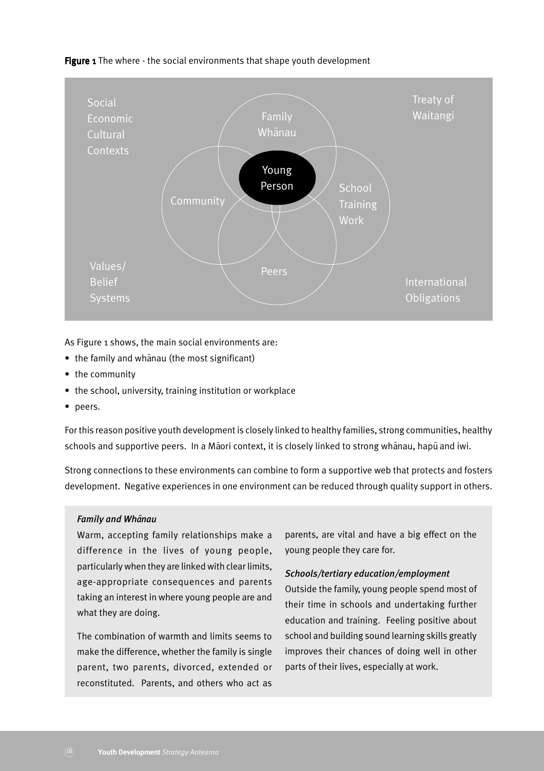**Figure 1** The where - the social environments that shape youth development

As Figure 1 shows, the main social environments are:

- the family and whānau (the most significant)
- the community
- the school, university, training institution or workplace
- peers.

For this reason positive youth development is closely linked to healthy families, strong communities, healthy schools and supportive peers. In a Māori context, it is closely linked to strong whānau, hapū and iwi.

Strong connections to these environments can combine to form a supportive web that protects and fosters development. Negative experiences in one environment can be reduced through quality support in others.

***Family and Whānau***

Warm, accepting family relationships make a difference in the lives of young people, particularly when they are linked with clear limits, age-appropriate consequences and parents taking an interest in where young people are and what they are doing.

The combination of warmth and limits seems to make the difference, whether the family is single parent, two parents, divorced, extended or reconstituted. Parents, and others who act as parents, are vital and have a big effect on the young people they care for.

***Schools/tertiary education/employment***

Outside the family, young people spend most of their time in schools and undertaking further education and training. Feeling positive about school and building sound learning skills greatly improves their chances of doing well in other parts of their lives, especially at work.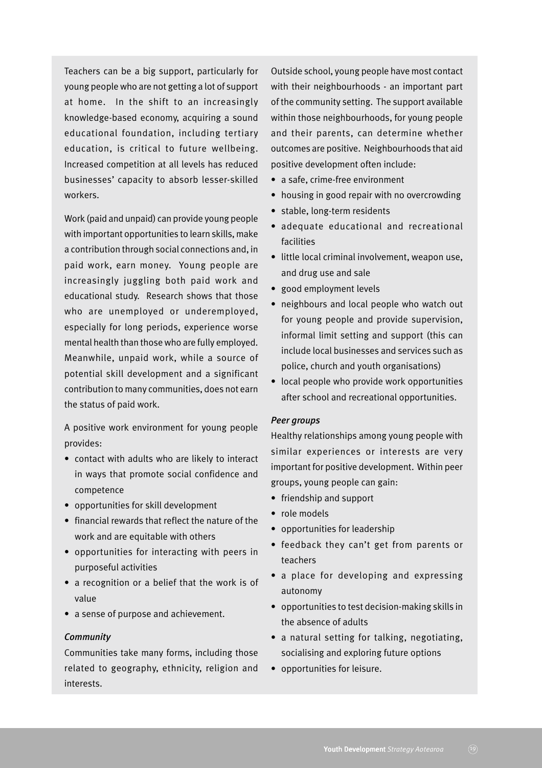Teachers can be a big support, particularly for young people who are not getting a lot of support at home. In the shift to an increasingly knowledge-based economy, acquiring a sound educational foundation, including tertiary education, is critical to future wellbeing. Increased competition at all levels has reduced businesses' capacity to absorb lesser-skilled workers.

Work (paid and unpaid) can provide young people with important opportunities to learn skills, make a contribution through social connections and, in paid work, earn money. Young people are increasingly juggling both paid work and educational study. Research shows that those who are unemployed or underemployed, especially for long periods, experience worse mental health than those who are fully employed. Meanwhile, unpaid work, while a source of potential skill development and a significant contribution to many communities, does not earn the status of paid work.

A positive work environment for young people provides:

- contact with adults who are likely to interact in ways that promote social confidence and competence
- opportunities for skill development
- financial rewards that reflect the nature of the work and are equitable with others
- opportunities for interacting with peers in purposeful activities
- a recognition or a belief that the work is of value
- a sense of purpose and achievement.

*Community*

Communities take many forms, including those related to geography, ethnicity, religion and interests.

Outside school, young people have most contact with their neighbourhoods - an important part of the community setting. The support available within those neighbourhoods, for young people and their parents, can determine whether outcomes are positive. Neighbourhoods that aid positive development often include:

- a safe, crime-free environment
- housing in good repair with no overcrowding
- stable, long-term residents
- adequate educational and recreational facilities
- little local criminal involvement, weapon use, and drug use and sale
- good employment levels
- neighbours and local people who watch out for young people and provide supervision, informal limit setting and support (this can include local businesses and services such as police, church and youth organisations)
- local people who provide work opportunities after school and recreational opportunities.

*Peer groups*

Healthy relationships among young people with similar experiences or interests are very important for positive development. Within peer groups, young people can gain:

- friendship and support
- role models
- opportunities for leadership
- feedback they can't get from parents or teachers
- a place for developing and expressing autonomy
- opportunities to test decision-making skills in the absence of adults
- a natural setting for talking, negotiating, socialising and exploring future options
- opportunities for leisure.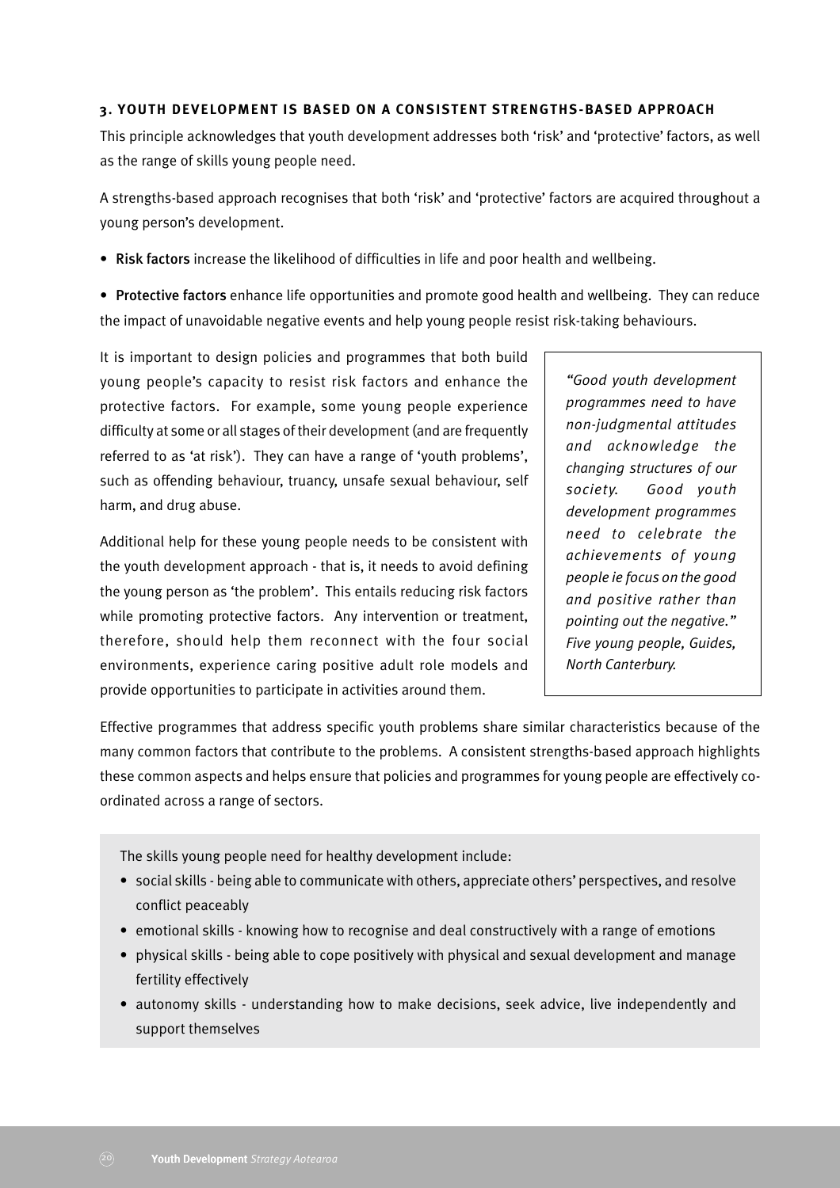### 3. YOUTH DEVELOPMENT IS BASED ON A CONSISTENT STRENGTHS-BASED APPROACH

This principle acknowledges that youth development addresses both 'risk' and 'protective' factors, as well as the range of skills young people need.

A strengths-based approach recognises that both 'risk' and 'protective' factors are acquired throughout a young person's development.

- **Risk factors** increase the likelihood of difficulties in life and poor health and wellbeing.

- **Protective factors** enhance life opportunities and promote good health and wellbeing. They can reduce the impact of unavoidable negative events and help young people resist risk-taking behaviours.

It is important to design policies and programmes that both build young people's capacity to resist risk factors and enhance the protective factors. For example, some young people experience difficulty at some or all stages of their development (and are frequently referred to as 'at risk'). They can have a range of 'youth problems', such as offending behaviour, truancy, unsafe sexual behaviour, self harm, and drug abuse.

Additional help for these young people needs to be consistent with the youth development approach - that is, it needs to avoid defining the young person as 'the problem'. This entails reducing risk factors while promoting protective factors. Any intervention or treatment, therefore, should help them reconnect with the four social environments, experience caring positive adult role models and provide opportunities to participate in activities around them.

> *"Good youth development programmes need to have non-judgmental attitudes and acknowledge the changing structures of our society. Good youth development programmes need to celebrate the achievements of young people ie focus on the good and positive rather than pointing out the negative." Five young people, Guides, North Canterbury.*

Effective programmes that address specific youth problems share similar characteristics because of the many common factors that contribute to the problems. A consistent strengths-based approach highlights these common aspects and helps ensure that policies and programmes for young people are effectively co-ordinated across a range of sectors.

The skills young people need for healthy development include:

- social skills - being able to communicate with others, appreciate others' perspectives, and resolve conflict peaceably
- emotional skills - knowing how to recognise and deal constructively with a range of emotions
- physical skills - being able to cope positively with physical and sexual development and manage fertility effectively
- autonomy skills - understanding how to make decisions, seek advice, live independently and support themselves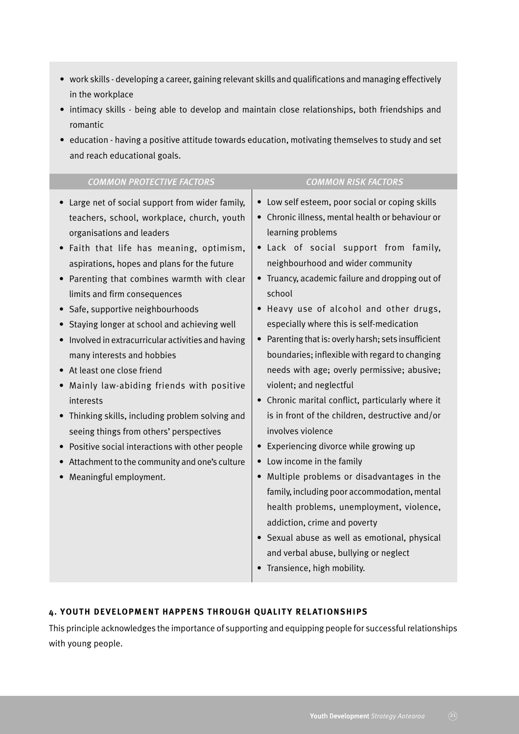- work skills - developing a career, gaining relevant skills and qualifications and managing effectively in the workplace
- intimacy skills - being able to develop and maintain close relationships, both friendships and romantic
- education - having a positive attitude towards education, motivating themselves to study and set and reach educational goals.

| *COMMON PROTECTIVE FACTORS* | *COMMON RISK FACTORS* |
|---|---|
| • Large net of social support from wider family, teachers, school, workplace, church, youth organisations and leaders<br>• Faith that life has meaning, optimism, aspirations, hopes and plans for the future<br>• Parenting that combines warmth with clear limits and firm consequences<br>• Safe, supportive neighbourhoods<br>• Staying longer at school and achieving well<br>• Involved in extracurricular activities and having many interests and hobbies<br>• At least one close friend<br>• Mainly law-abiding friends with positive interests<br>• Thinking skills, including problem solving and seeing things from others' perspectives<br>• Positive social interactions with other people<br>• Attachment to the community and one's culture<br>• Meaningful employment. | • Low self esteem, poor social or coping skills<br>• Chronic illness, mental health or behaviour or learning problems<br>• Lack of social support from family, neighbourhood and wider community<br>• Truancy, academic failure and dropping out of school<br>• Heavy use of alcohol and other drugs, especially where this is self-medication<br>• Parenting that is: overly harsh; sets insufficient boundaries; inflexible with regard to changing needs with age; overly permissive; abusive; violent; and neglectful<br>• Chronic marital conflict, particularly where it is in front of the children, destructive and/or involves violence<br>• Experiencing divorce while growing up<br>• Low income in the family<br>• Multiple problems or disadvantages in the family, including poor accommodation, mental health problems, unemployment, violence, addiction, crime and poverty<br>• Sexual abuse as well as emotional, physical and verbal abuse, bullying or neglect<br>• Transience, high mobility. |

#### 4. YOUTH DEVELOPMENT HAPPENS THROUGH QUALITY RELATIONSHIPS

This principle acknowledges the importance of supporting and equipping people for successful relationships with young people.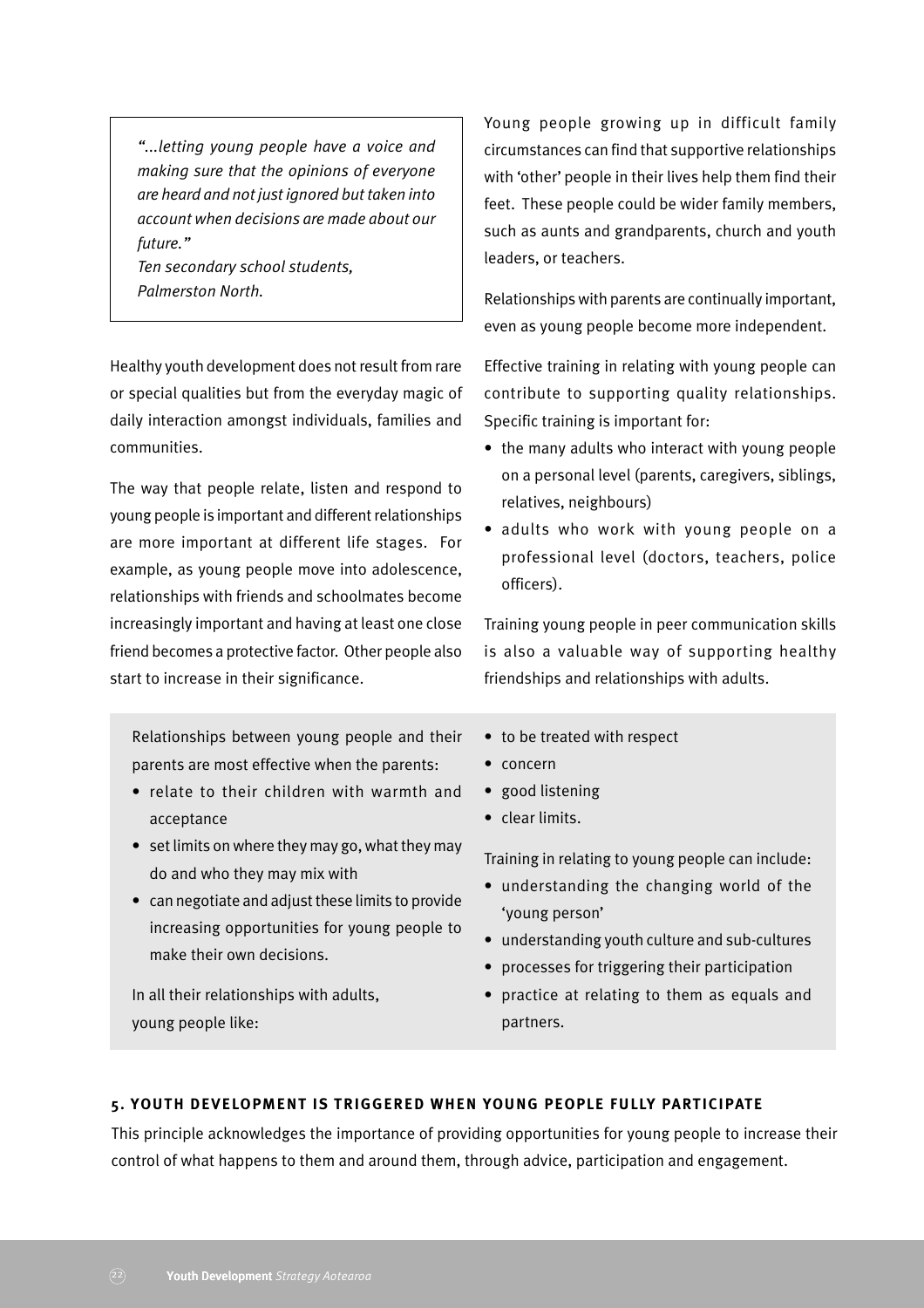> *"...letting young people have a voice and making sure that the opinions of everyone are heard and not just ignored but taken into account when decisions are made about our future."*
> *Ten secondary school students, Palmerston North.*

Healthy youth development does not result from rare or special qualities but from the everyday magic of daily interaction amongst individuals, families and communities.

The way that people relate, listen and respond to young people is important and different relationships are more important at different life stages. For example, as young people move into adolescence, relationships with friends and schoolmates become increasingly important and having at least one close friend becomes a protective factor. Other people also start to increase in their significance.

Young people growing up in difficult family circumstances can find that supportive relationships with 'other' people in their lives help them find their feet. These people could be wider family members, such as aunts and grandparents, church and youth leaders, or teachers.

Relationships with parents are continually important, even as young people become more independent.

Effective training in relating with young people can contribute to supporting quality relationships. Specific training is important for:

- the many adults who interact with young people on a personal level (parents, caregivers, siblings, relatives, neighbours)
- adults who work with young people on a professional level (doctors, teachers, police officers).

Training young people in peer communication skills is also a valuable way of supporting healthy friendships and relationships with adults.

Relationships between young people and their parents are most effective when the parents:

- relate to their children with warmth and acceptance
- set limits on where they may go, what they may do and who they may mix with
- can negotiate and adjust these limits to provide increasing opportunities for young people to make their own decisions.

In all their relationships with adults, young people like:

- to be treated with respect
- concern
- good listening
- clear limits.

Training in relating to young people can include:

- understanding the changing world of the 'young person'
- understanding youth culture and sub-cultures
- processes for triggering their participation
- practice at relating to them as equals and partners.

#### 5. YOUTH DEVELOPMENT IS TRIGGERED WHEN YOUNG PEOPLE FULLY PARTICIPATE

This principle acknowledges the importance of providing opportunities for young people to increase their control of what happens to them and around them, through advice, participation and engagement.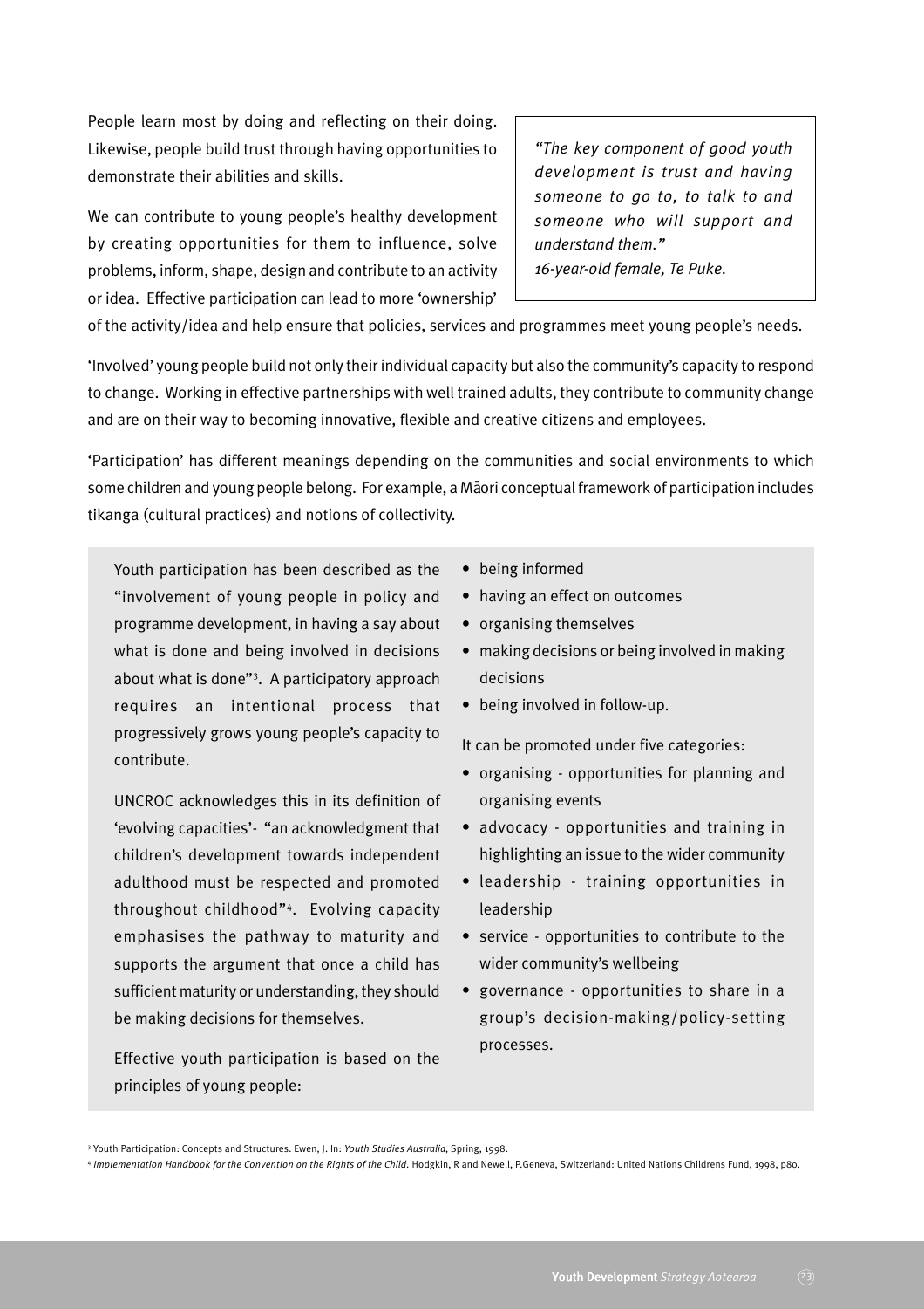People learn most by doing and reflecting on their doing. Likewise, people build trust through having opportunities to demonstrate their abilities and skills.

> *"The key component of good youth development is trust and having someone to go to, to talk to and someone who will support and understand them."*
> *16-year-old female, Te Puke.*

We can contribute to young people's healthy development by creating opportunities for them to influence, solve problems, inform, shape, design and contribute to an activity or idea. Effective participation can lead to more 'ownership' of the activity/idea and help ensure that policies, services and programmes meet young people's needs.

'Involved' young people build not only their individual capacity but also the community's capacity to respond to change. Working in effective partnerships with well trained adults, they contribute to community change and are on their way to becoming innovative, flexible and creative citizens and employees.

'Participation' has different meanings depending on the communities and social environments to which some children and young people belong. For example, a Māori conceptual framework of participation includes tikanga (cultural practices) and notions of collectivity.

Youth participation has been described as the "involvement of young people in policy and programme development, in having a say about what is done and being involved in decisions about what is done"[3]. A participatory approach requires an intentional process that progressively grows young people's capacity to contribute.

UNCROC acknowledges this in its definition of 'evolving capacities'- "an acknowledgment that children's development towards independent adulthood must be respected and promoted throughout childhood"[4]. Evolving capacity emphasises the pathway to maturity and supports the argument that once a child has sufficient maturity or understanding, they should be making decisions for themselves.

Effective youth participation is based on the principles of young people:

- being informed
- having an effect on outcomes
- organising themselves
- making decisions or being involved in making decisions
- being involved in follow-up.

It can be promoted under five categories:

- organising - opportunities for planning and organising events
- advocacy - opportunities and training in highlighting an issue to the wider community
- leadership - training opportunities in leadership
- service - opportunities to contribute to the wider community's wellbeing
- governance - opportunities to share in a group's decision-making/policy-setting processes.

---

[3] Youth Participation: Concepts and Structures. Ewen, J. In: *Youth Studies Australia*, Spring, 1998.

[4] *Implementation Handbook for the Convention on the Rights of the Child.* Hodgkin, R and Newell, P.Geneva, Switzerland: United Nations Childrens Fund, 1998, p80.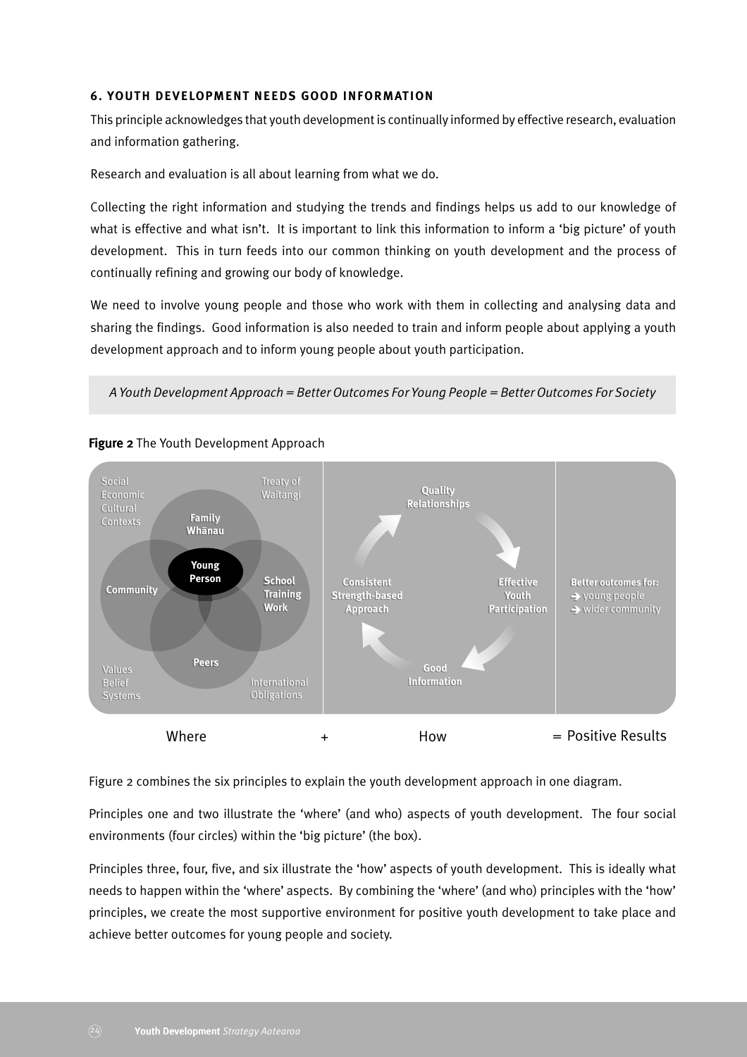### 6. YOUTH DEVELOPMENT NEEDS GOOD INFORMATION

This principle acknowledges that youth development is continually informed by effective research, evaluation and information gathering.

Research and evaluation is all about learning from what we do.

Collecting the right information and studying the trends and findings helps us add to our knowledge of what is effective and what isn't. It is important to link this information to inform a 'big picture' of youth development. This in turn feeds into our common thinking on youth development and the process of continually refining and growing our body of knowledge.

We need to involve young people and those who work with them in collecting and analysing data and sharing the findings. Good information is also needed to train and inform people about applying a youth development approach and to inform young people about youth participation.

*A Youth Development Approach = Better Outcomes For Young People = Better Outcomes For Society*

**Figure 2** The Youth Development Approach

Social Economic Cultural Contexts

Treaty of Waitangi

Family Whānau

Young Person

Community

School Training Work

Peers

Values Belief Systems

International Obligations

Quality Relationships

Effective Youth Participation

Good Information

Consistent Strength-based Approach

Better outcomes for:
- young people
- wider community

Where + How = Positive Results

Figure 2 combines the six principles to explain the youth development approach in one diagram.

Principles one and two illustrate the 'where' (and who) aspects of youth development. The four social environments (four circles) within the 'big picture' (the box).

Principles three, four, five, and six illustrate the 'how' aspects of youth development. This is ideally what needs to happen within the 'where' aspects. By combining the 'where' (and who) principles with the 'how' principles, we create the most supportive environment for positive youth development to take place and achieve better outcomes for young people and society.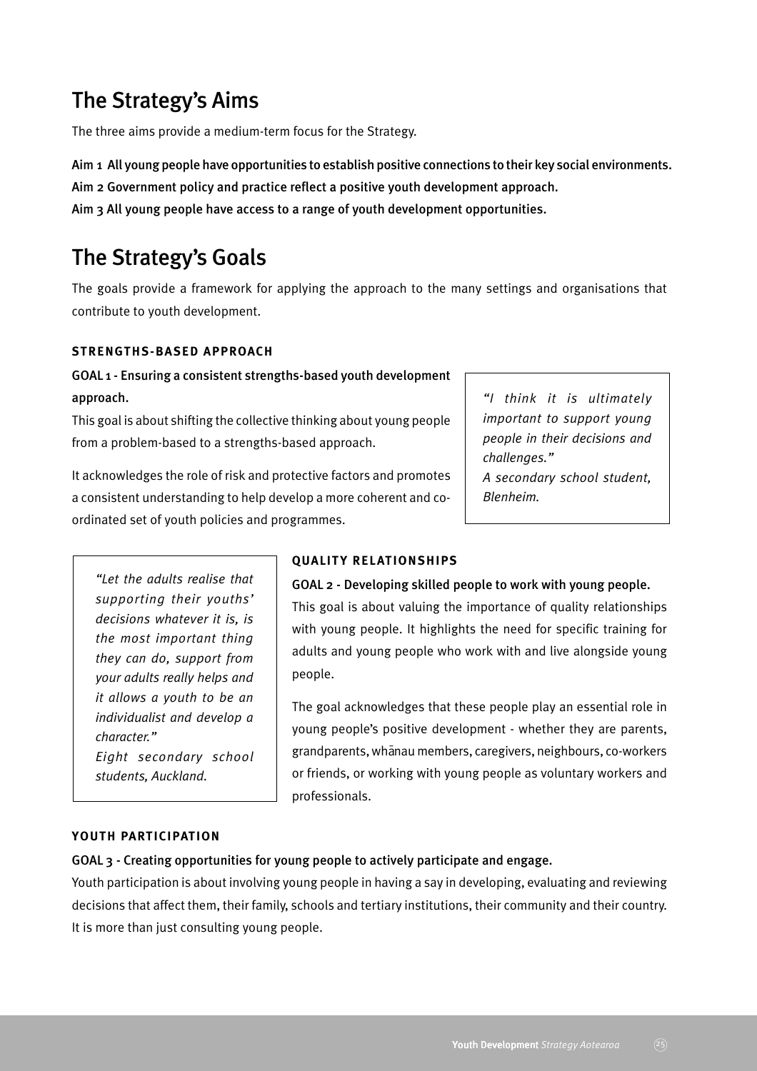## The Strategy's Aims

The three aims provide a medium-term focus for the Strategy.

**Aim 1 All young people have opportunities to establish positive connections to their key social environments.**
**Aim 2 Government policy and practice reflect a positive youth development approach.**
**Aim 3 All young people have access to a range of youth development opportunities.**

## The Strategy's Goals

The goals provide a framework for applying the approach to the many settings and organisations that contribute to youth development.

### STRENGTHS-BASED APPROACH

**GOAL 1 - Ensuring a consistent strengths-based youth development approach.**

This goal is about shifting the collective thinking about young people from a problem-based to a strengths-based approach.

It acknowledges the role of risk and protective factors and promotes a consistent understanding to help develop a more coherent and co-ordinated set of youth policies and programmes.

> *"I think it is ultimately important to support young people in their decisions and challenges."*
> *A secondary school student, Blenheim.*

### QUALITY RELATIONSHIPS

**GOAL 2 - Developing skilled people to work with young people.**

This goal is about valuing the importance of quality relationships with young people. It highlights the need for specific training for adults and young people who work with and live alongside young people.

The goal acknowledges that these people play an essential role in young people's positive development - whether they are parents, grandparents, whānau members, caregivers, neighbours, co-workers or friends, or working with young people as voluntary workers and professionals.

> *"Let the adults realise that supporting their youths' decisions whatever it is, is the most important thing they can do, support from your adults really helps and it allows a youth to be an individualist and develop a character."*
> *Eight secondary school students, Auckland.*

### YOUTH PARTICIPATION

**GOAL 3 - Creating opportunities for young people to actively participate and engage.**

Youth participation is about involving young people in having a say in developing, evaluating and reviewing decisions that affect them, their family, schools and tertiary institutions, their community and their country. It is more than just consulting young people.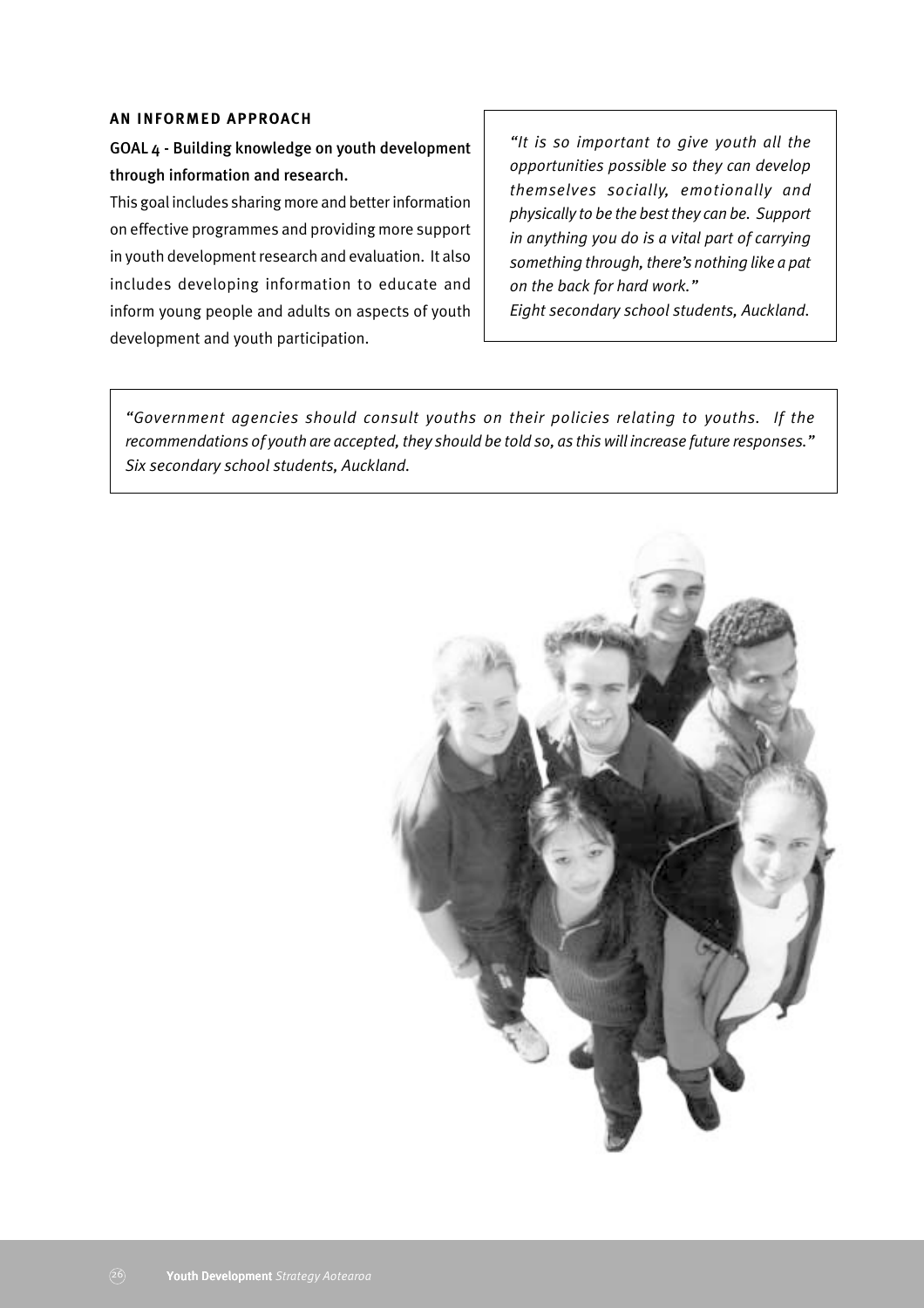**AN INFORMED APPROACH**

**GOAL 4 - Building knowledge on youth development through information and research.**

This goal includes sharing more and better information on effective programmes and providing more support in youth development research and evaluation. It also includes developing information to educate and inform young people and adults on aspects of youth development and youth participation.

> *"It is so important to give youth all the opportunities possible so they can develop themselves socially, emotionally and physically to be the best they can be. Support in anything you do is a vital part of carrying something through, there's nothing like a pat on the back for hard work."*
> *Eight secondary school students, Auckland.*

> *"Government agencies should consult youths on their policies relating to youths. If the recommendations of youth are accepted, they should be told so, as this will increase future responses."*
> *Six secondary school students, Auckland.*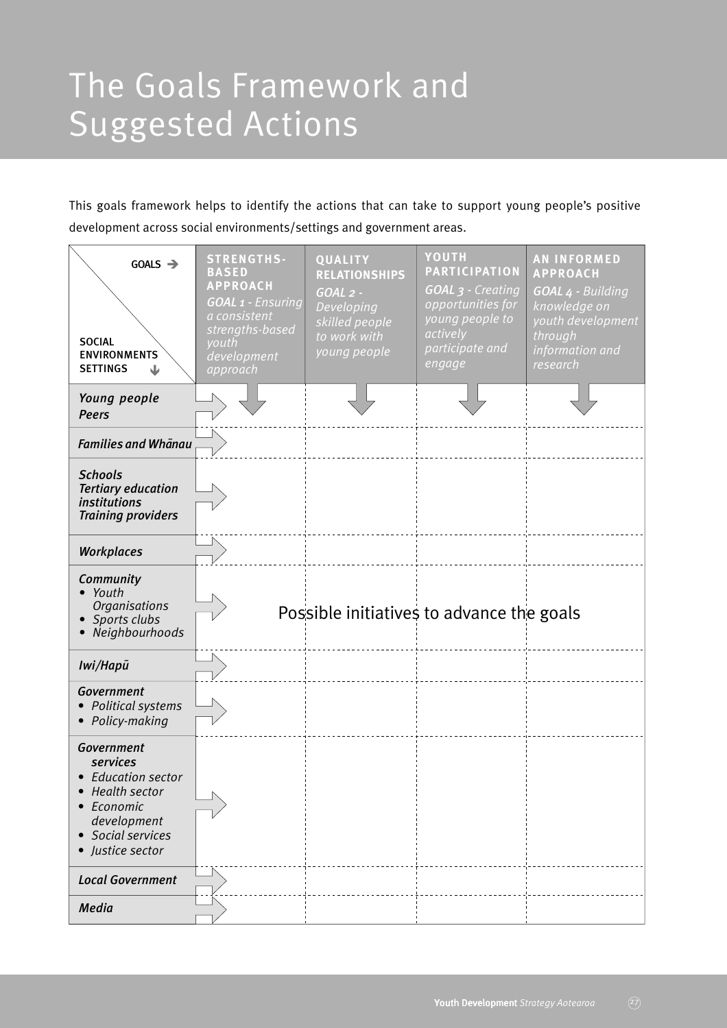# The Goals Framework and Suggested Actions

This goals framework helps to identify the actions that can take to support young people's positive development across social environments/settings and government areas.

| GOALS → / SOCIAL ENVIRONMENTS SETTINGS ↓ | **STRENGTHS-BASED APPROACH** *GOAL 1 - Ensuring a consistent strengths-based youth development approach* | **QUALITY RELATIONSHIPS** *GOAL 2 - Developing skilled people to work with young people* | **YOUTH PARTICIPATION** *GOAL 3 - Creating opportunities for young people to actively participate and engage* | **AN INFORMED APPROACH** *GOAL 4 - Building knowledge on youth development through information and research* |
|---|---|---|---|---|
| *Young people Peers* | | | | |
| *Families and Whānau* | | | | |
| *Schools Tertiary education institutions Training providers* | | | | |
| *Workplaces* | | | | |
| *Community* • *Youth Organisations* • *Sports clubs* • *Neighbourhoods* | Possible initiatives to advance the goals | | | |
| *Iwi/Hapū* | | | | |
| *Government* • *Political systems* • *Policy-making* | | | | |
| *Government services* • *Education sector* • *Health sector* • *Economic development* • *Social services* • *Justice sector* | | | | |
| *Local Government* | | | | |
| *Media* | | | | |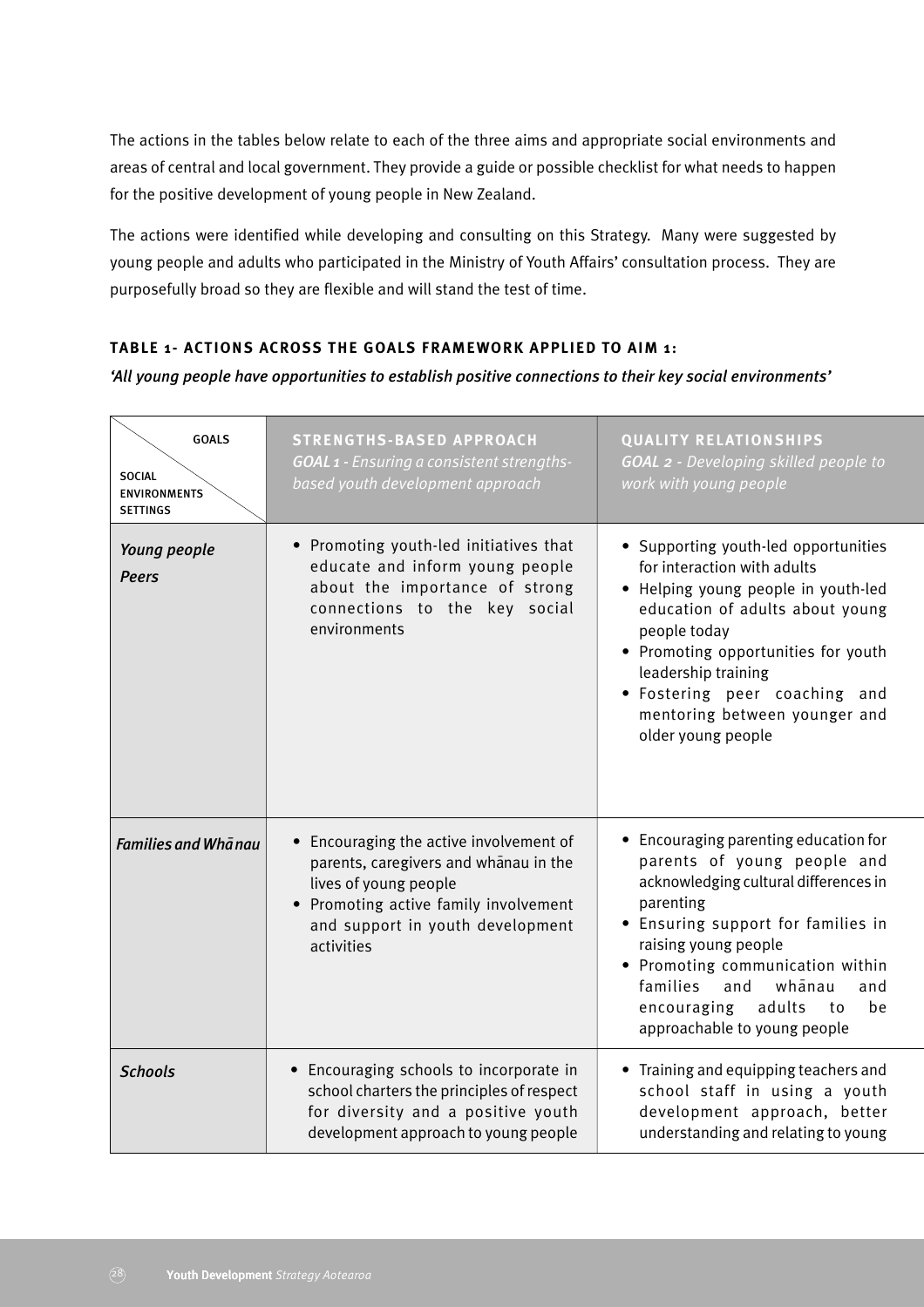The actions in the tables below relate to each of the three aims and appropriate social environments and areas of central and local government. They provide a guide or possible checklist for what needs to happen for the positive development of young people in New Zealand.

The actions were identified while developing and consulting on this Strategy. Many were suggested by young people and adults who participated in the Ministry of Youth Affairs' consultation process. They are purposefully broad so they are flexible and will stand the test of time.

**TABLE 1- ACTIONS ACROSS THE GOALS FRAMEWORK APPLIED TO AIM 1:**

*'All young people have opportunities to establish positive connections to their key social environments'*

| GOALS / SOCIAL ENVIRONMENTS SETTINGS | **STRENGTHS-BASED APPROACH** *GOAL 1 - Ensuring a consistent strengths-based youth development approach* | **QUALITY RELATIONSHIPS** *GOAL 2 - Developing skilled people to work with young people* |
|---|---|---|
| *Young people Peers* | • Promoting youth-led initiatives that educate and inform young people about the importance of strong connections to the key social environments | • Supporting youth-led opportunities for interaction with adults<br>• Helping young people in youth-led education of adults about young people today<br>• Promoting opportunities for youth leadership training<br>• Fostering peer coaching and mentoring between younger and older young people |
| *Families and Whānau* | • Encouraging the active involvement of parents, caregivers and whānau in the lives of young people<br>• Promoting active family involvement and support in youth development activities | • Encouraging parenting education for parents of young people and acknowledging cultural differences in parenting<br>• Ensuring support for families in raising young people<br>• Promoting communication within families and whānau and encouraging adults to be approachable to young people |
| *Schools* | • Encouraging schools to incorporate in school charters the principles of respect for diversity and a positive youth development approach to young people | • Training and equipping teachers and school staff in using a youth development approach, better understanding and relating to young |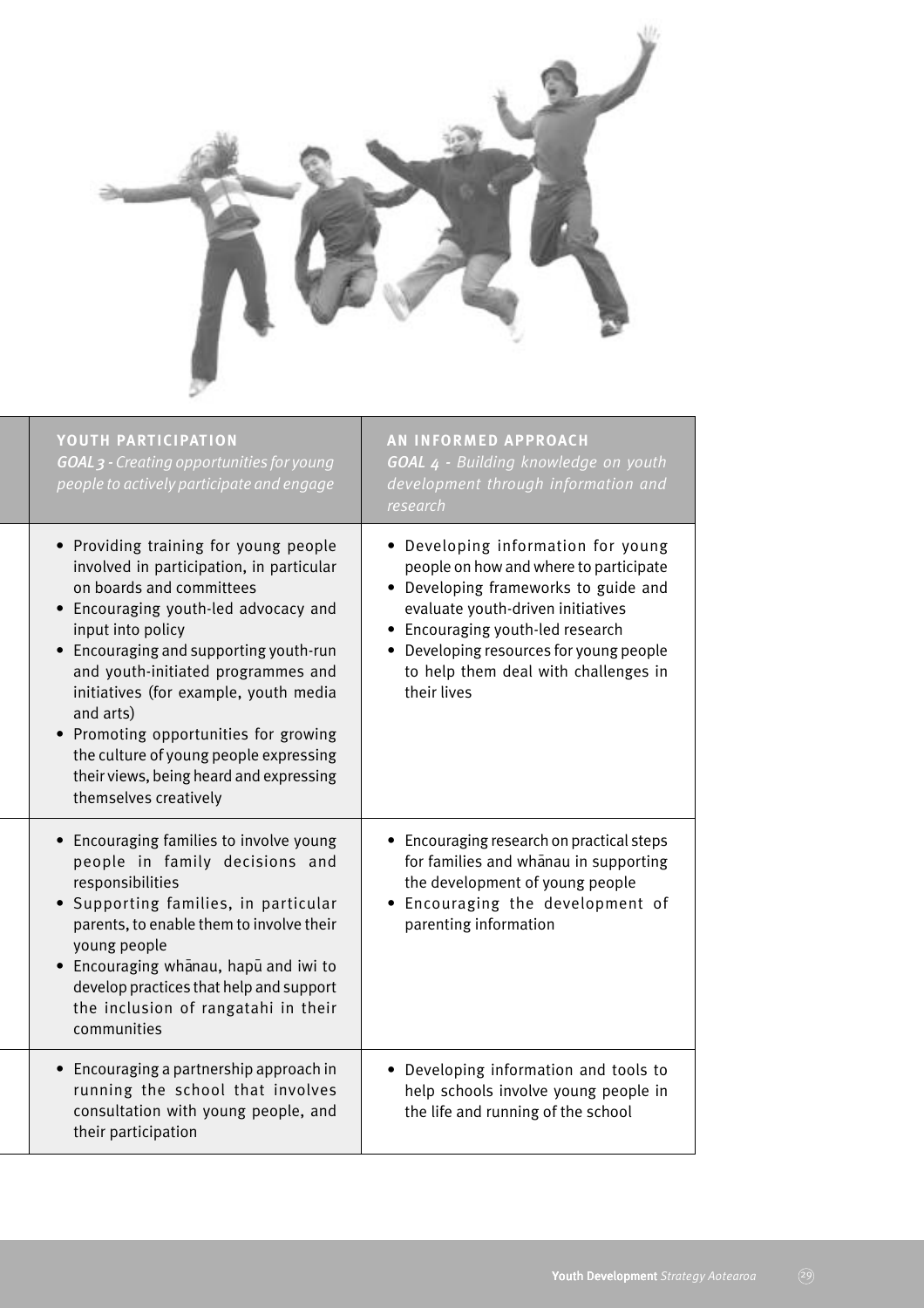| YOUTH PARTICIPATION<br>*GOAL 3 - Creating opportunities for young people to actively participate and engage* | AN INFORMED APPROACH<br>*GOAL 4 - Building knowledge on youth development through information and research* |
|---|---|
| • Providing training for young people involved in participation, in particular on boards and committees<br>• Encouraging youth-led advocacy and input into policy<br>• Encouraging and supporting youth-run and youth-initiated programmes and initiatives (for example, youth media and arts)<br>• Promoting opportunities for growing the culture of young people expressing their views, being heard and expressing themselves creatively | • Developing information for young people on how and where to participate<br>• Developing frameworks to guide and evaluate youth-driven initiatives<br>• Encouraging youth-led research<br>• Developing resources for young people to help them deal with challenges in their lives |
| • Encouraging families to involve young people in family decisions and responsibilities<br>• Supporting families, in particular parents, to enable them to involve their young people<br>• Encouraging whānau, hapū and iwi to develop practices that help and support the inclusion of rangatahi in their communities | • Encouraging research on practical steps for families and whānau in supporting the development of young people<br>• Encouraging the development of parenting information |
| • Encouraging a partnership approach in running the school that involves consultation with young people, and their participation | • Developing information and tools to help schools involve young people in the life and running of the school |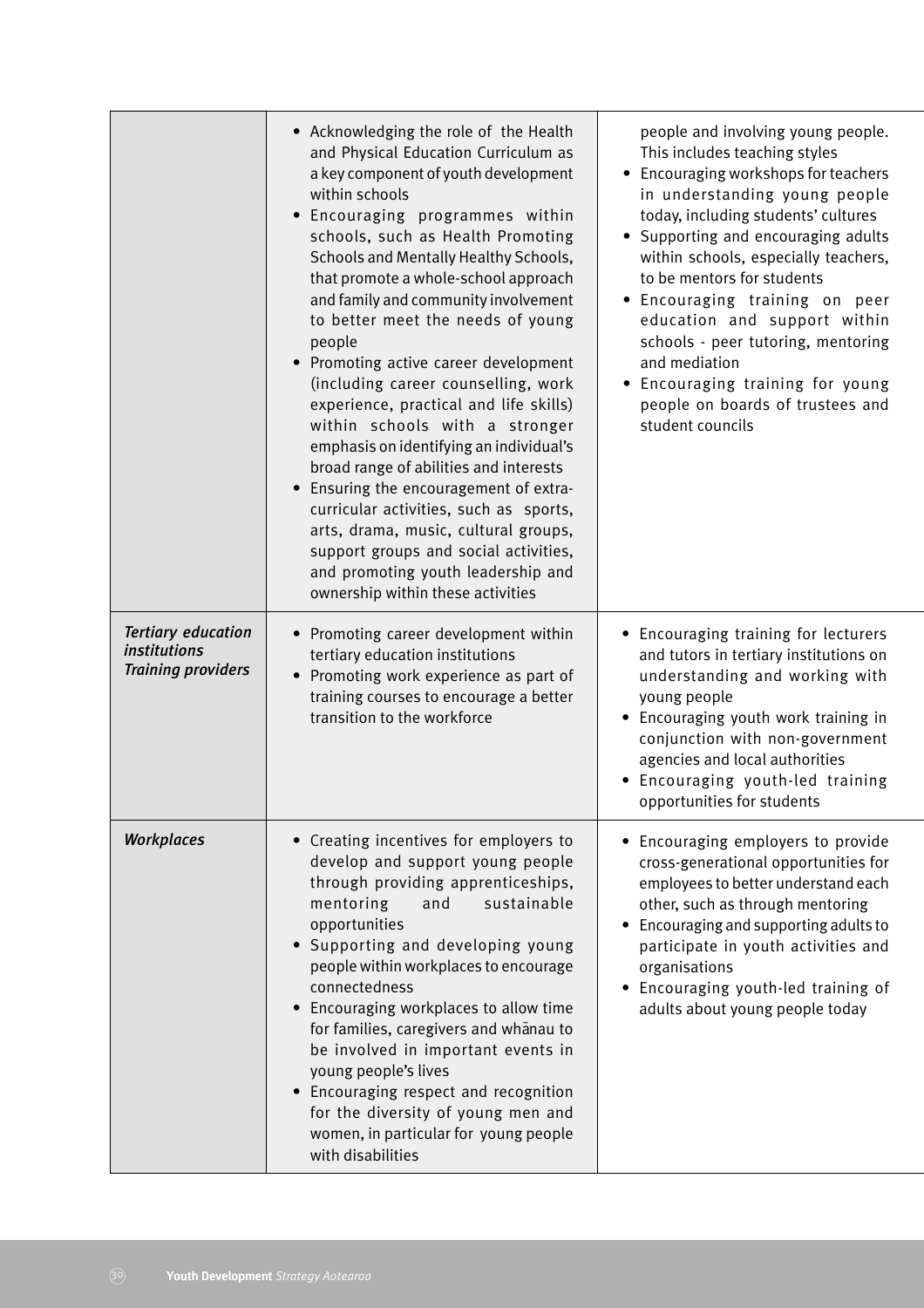| | | |
|---|---|---|
| | • Acknowledging the role of the Health and Physical Education Curriculum as a key component of youth development within schools<br>• Encouraging programmes within schools, such as Health Promoting Schools and Mentally Healthy Schools, that promote a whole-school approach and family and community involvement to better meet the needs of young people<br>• Promoting active career development (including career counselling, work experience, practical and life skills) within schools with a stronger emphasis on identifying an individual's broad range of abilities and interests<br>• Ensuring the encouragement of extra-curricular activities, such as sports, arts, drama, music, cultural groups, support groups and social activities, and promoting youth leadership and ownership within these activities | people and involving young people. This includes teaching styles<br>• Encouraging workshops for teachers in understanding young people today, including students' cultures<br>• Supporting and encouraging adults within schools, especially teachers, to be mentors for students<br>• Encouraging training on peer education and support within schools - peer tutoring, mentoring and mediation<br>• Encouraging training for young people on boards of trustees and student councils |
| *Tertiary education institutions Training providers* | • Promoting career development within tertiary education institutions<br>• Promoting work experience as part of training courses to encourage a better transition to the workforce | • Encouraging training for lecturers and tutors in tertiary institutions on understanding and working with young people<br>• Encouraging youth work training in conjunction with non-government agencies and local authorities<br>• Encouraging youth-led training opportunities for students |
| *Workplaces* | • Creating incentives for employers to develop and support young people through providing apprenticeships, mentoring and sustainable opportunities<br>• Supporting and developing young people within workplaces to encourage connectedness<br>• Encouraging workplaces to allow time for families, caregivers and whānau to be involved in important events in young people's lives<br>• Encouraging respect and recognition for the diversity of young men and women, in particular for young people with disabilities | • Encouraging employers to provide cross-generational opportunities for employees to better understand each other, such as through mentoring<br>• Encouraging and supporting adults to participate in youth activities and organisations<br>• Encouraging youth-led training of adults about young people today |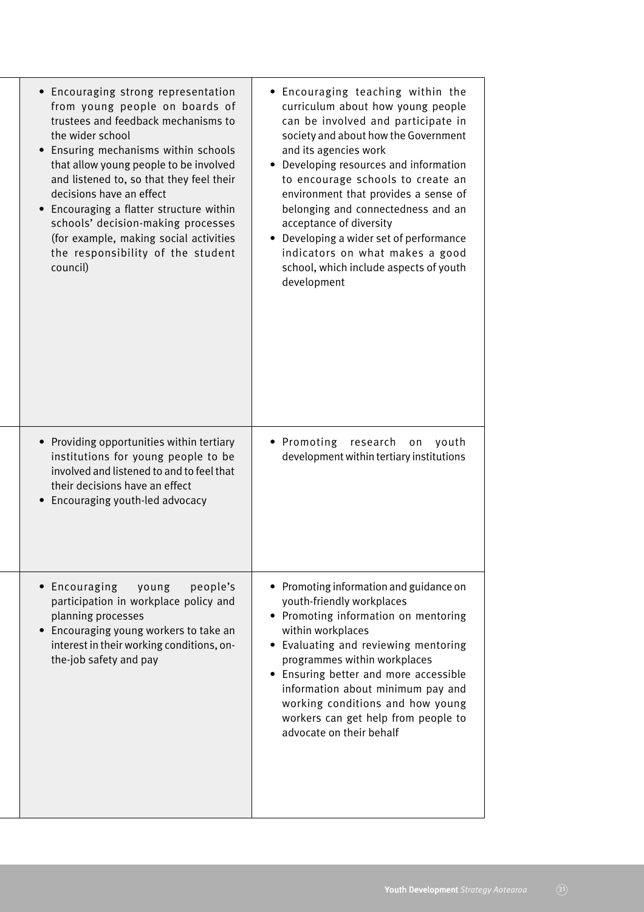| | | |
|---|---|---|
| | • Encouraging strong representation from young people on boards of trustees and feedback mechanisms to the wider school<br>• Ensuring mechanisms within schools that allow young people to be involved and listened to, so that they feel their decisions have an effect<br>• Encouraging a flatter structure within schools' decision-making processes (for example, making social activities the responsibility of the student council) | • Encouraging teaching within the curriculum about how young people can be involved and participate in society and about how the Government and its agencies work<br>• Developing resources and information to encourage schools to create an environment that provides a sense of belonging and connectedness and an acceptance of diversity<br>• Developing a wider set of performance indicators on what makes a good school, which include aspects of youth development |
| | • Providing opportunities within tertiary institutions for young people to be involved and listened to and to feel that their decisions have an effect<br>• Encouraging youth-led advocacy | • Promoting research on youth development within tertiary institutions |
| | • Encouraging young people's participation in workplace policy and planning processes<br>• Encouraging young workers to take an interest in their working conditions, on-the-job safety and pay | • Promoting information and guidance on youth-friendly workplaces<br>• Promoting information on mentoring within workplaces<br>• Evaluating and reviewing mentoring programmes within workplaces<br>• Ensuring better and more accessible information about minimum pay and working conditions and how young workers can get help from people to advocate on their behalf |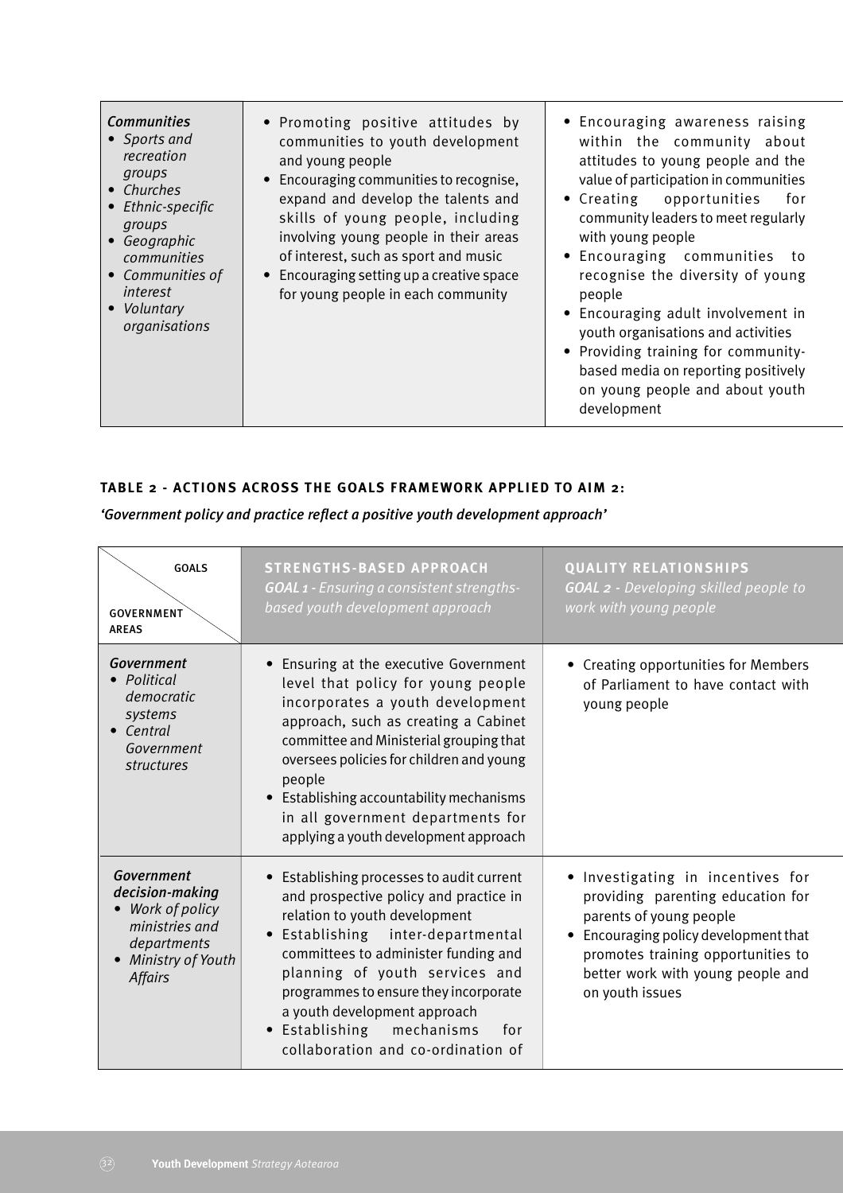| *Communities*<br>• *Sports and recreation groups*<br>• *Churches*<br>• *Ethnic-specific groups*<br>• *Geographic communities*<br>• *Communities of interest*<br>• *Voluntary organisations* | • Promoting positive attitudes by communities to youth development and young people<br>• Encouraging communities to recognise, expand and develop the talents and skills of young people, including involving young people in their areas of interest, such as sport and music<br>• Encouraging setting up a creative space for young people in each community | • Encouraging awareness raising within the community about attitudes to young people and the value of participation in communities<br>• Creating opportunities for community leaders to meet regularly with young people<br>• Encouraging communities to recognise the diversity of young people<br>• Encouraging adult involvement in youth organisations and activities<br>• Providing training for community-based media on reporting positively on young people and about youth development |
|---|---|---|

#### TABLE 2 - ACTIONS ACROSS THE GOALS FRAMEWORK APPLIED TO AIM 2:

*'Government policy and practice reflect a positive youth development approach'*

| GOALS / GOVERNMENT AREAS | **STRENGTHS-BASED APPROACH**<br>*GOAL 1 - Ensuring a consistent strengths-based youth development approach* | **QUALITY RELATIONSHIPS**<br>*GOAL 2 - Developing skilled people to work with young people* |
|---|---|---|
| *Government*<br>• *Political democratic systems*<br>• *Central Government structures* | • Ensuring at the executive Government level that policy for young people incorporates a youth development approach, such as creating a Cabinet committee and Ministerial grouping that oversees policies for children and young people<br>• Establishing accountability mechanisms in all government departments for applying a youth development approach | • Creating opportunities for Members of Parliament to have contact with young people |
| *Government decision-making*<br>• *Work of policy ministries and departments*<br>• *Ministry of Youth Affairs* | • Establishing processes to audit current and prospective policy and practice in relation to youth development<br>• Establishing inter-departmental committees to administer funding and planning of youth services and programmes to ensure they incorporate a youth development approach<br>• Establishing mechanisms for collaboration and co-ordination of | • Investigating in incentives for providing parenting education for parents of young people<br>• Encouraging policy development that promotes training opportunities to better work with young people and on youth issues |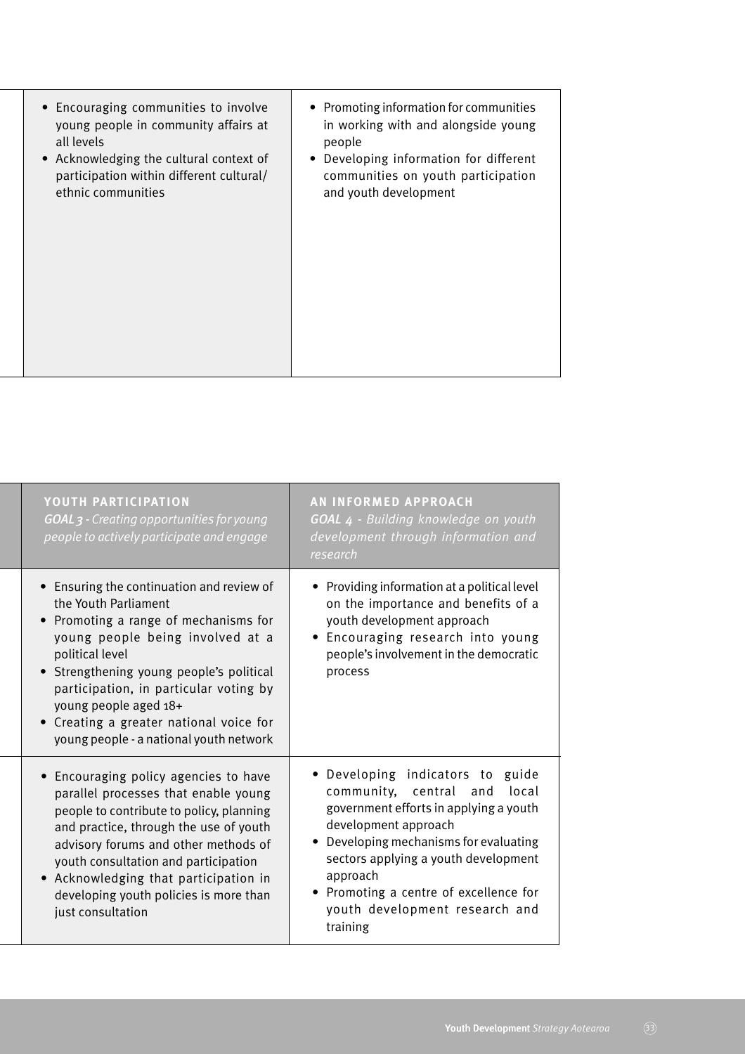| | |
|---|---|
| • Encouraging communities to involve young people in community affairs at all levels<br>• Acknowledging the cultural context of participation within different cultural/ ethnic communities | • Promoting information for communities in working with and alongside young people<br>• Developing information for different communities on youth participation and youth development |

| **YOUTH PARTICIPATION**<br>***GOAL 3** - Creating opportunities for young people to actively participate and engage* | **AN INFORMED APPROACH**<br>***GOAL 4** - Building knowledge on youth development through information and research* |
|---|---|
| • Ensuring the continuation and review of the Youth Parliament<br>• Promoting a range of mechanisms for young people being involved at a political level<br>• Strengthening young people's political participation, in particular voting by young people aged 18+<br>• Creating a greater national voice for young people - a national youth network | • Providing information at a political level on the importance and benefits of a youth development approach<br>• Encouraging research into young people's involvement in the democratic process |
| • Encouraging policy agencies to have parallel processes that enable young people to contribute to policy, planning and practice, through the use of youth advisory forums and other methods of youth consultation and participation<br>• Acknowledging that participation in developing youth policies is more than just consultation | • Developing indicators to guide community, central and local government efforts in applying a youth development approach<br>• Developing mechanisms for evaluating sectors applying a youth development approach<br>• Promoting a centre of excellence for youth development research and training |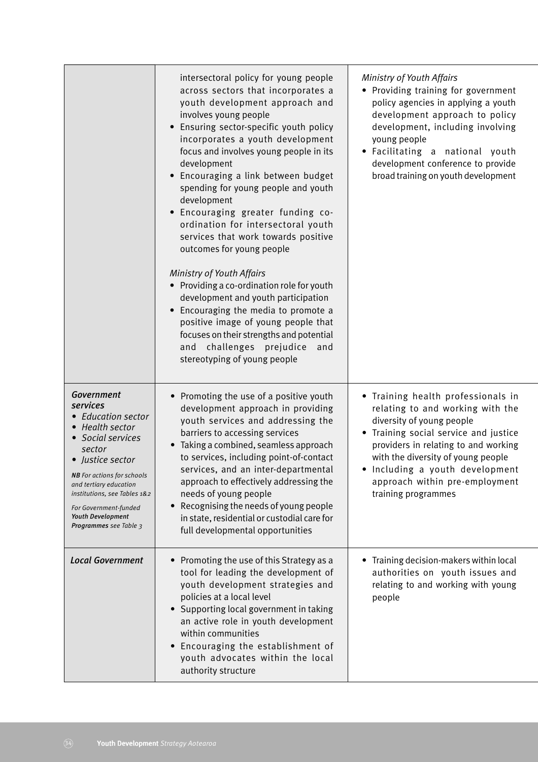| | | |
|---|---|---|
| | intersectoral policy for young people across sectors that incorporates a youth development approach and involves young people<br>• Ensuring sector-specific youth policy incorporates a youth development focus and involves young people in its development<br>• Encouraging a link between budget spending for young people and youth development<br>• Encouraging greater funding co-ordination for intersectoral youth services that work towards positive outcomes for young people<br><br>*Ministry of Youth Affairs*<br>• Providing a co-ordination role for youth development and youth participation<br>• Encouraging the media to promote a positive image of young people that focuses on their strengths and potential and challenges prejudice and stereotyping of young people | *Ministry of Youth Affairs*<br>• Providing training for government policy agencies in applying a youth development approach to policy development, including involving young people<br>• Facilitating a national youth development conference to provide broad training on youth development |
| ***Government services***<br>• *Education sector*<br>• *Health sector*<br>• *Social services sector*<br>• *Justice sector*<br><br>***NB*** *For actions for schools and tertiary education institutions, see Tables 1&2*<br><br>*For Government-funded* ***Youth Development Programmes*** *see Table 3* | • Promoting the use of a positive youth development approach in providing youth services and addressing the barriers to accessing services<br>• Taking a combined, seamless approach to services, including point-of-contact services, and an inter-departmental approach to effectively addressing the needs of young people<br>• Recognising the needs of young people in state, residential or custodial care for full developmental opportunities | • Training health professionals in relating to and working with the diversity of young people<br>• Training social service and justice providers in relating to and working with the diversity of young people<br>• Including a youth development approach within pre-employment training programmes |
| ***Local Government*** | • Promoting the use of this Strategy as a tool for leading the development of youth development strategies and policies at a local level<br>• Supporting local government in taking an active role in youth development within communities<br>• Encouraging the establishment of youth advocates within the local authority structure | • Training decision-makers within local authorities on youth issues and relating to and working with young people |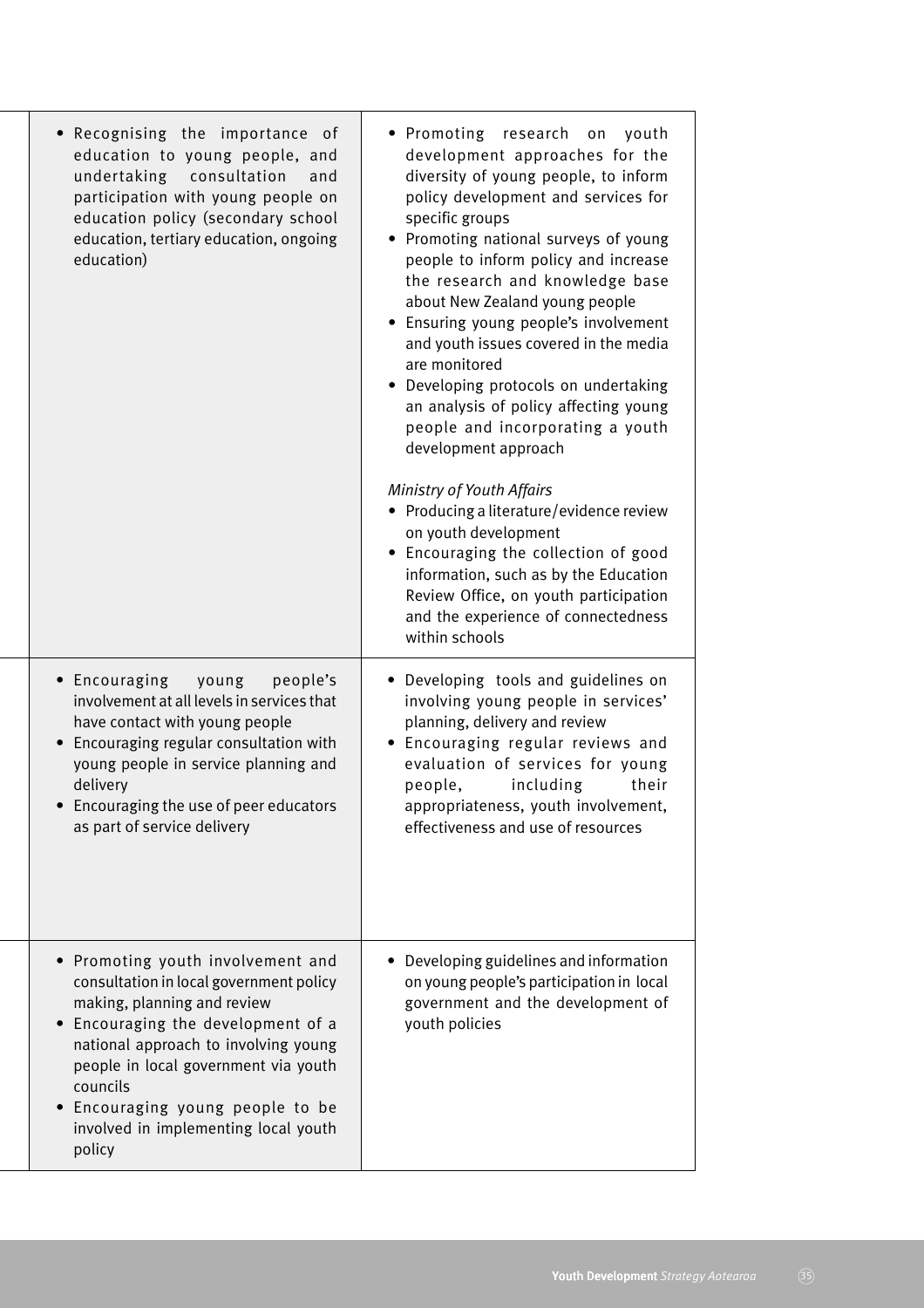| | | |
|---|---|---|
| | • Recognising the importance of education to young people, and undertaking consultation and participation with young people on education policy (secondary school education, tertiary education, ongoing education) | • Promoting research on youth development approaches for the diversity of young people, to inform policy development and services for specific groups<br>• Promoting national surveys of young people to inform policy and increase the research and knowledge base about New Zealand young people<br>• Ensuring young people's involvement and youth issues covered in the media are monitored<br>• Developing protocols on undertaking an analysis of policy affecting young people and incorporating a youth development approach<br><br>*Ministry of Youth Affairs*<br>• Producing a literature/evidence review on youth development<br>• Encouraging the collection of good information, such as by the Education Review Office, on youth participation and the experience of connectedness within schools |
| | • Encouraging young people's involvement at all levels in services that have contact with young people<br>• Encouraging regular consultation with young people in service planning and delivery<br>• Encouraging the use of peer educators as part of service delivery | • Developing tools and guidelines on involving young people in services' planning, delivery and review<br>• Encouraging regular reviews and evaluation of services for young people, including their appropriateness, youth involvement, effectiveness and use of resources |
| | • Promoting youth involvement and consultation in local government policy making, planning and review<br>• Encouraging the development of a national approach to involving young people in local government via youth councils<br>• Encouraging young people to be involved in implementing local youth policy | • Developing guidelines and information on young people's participation in local government and the development of youth policies |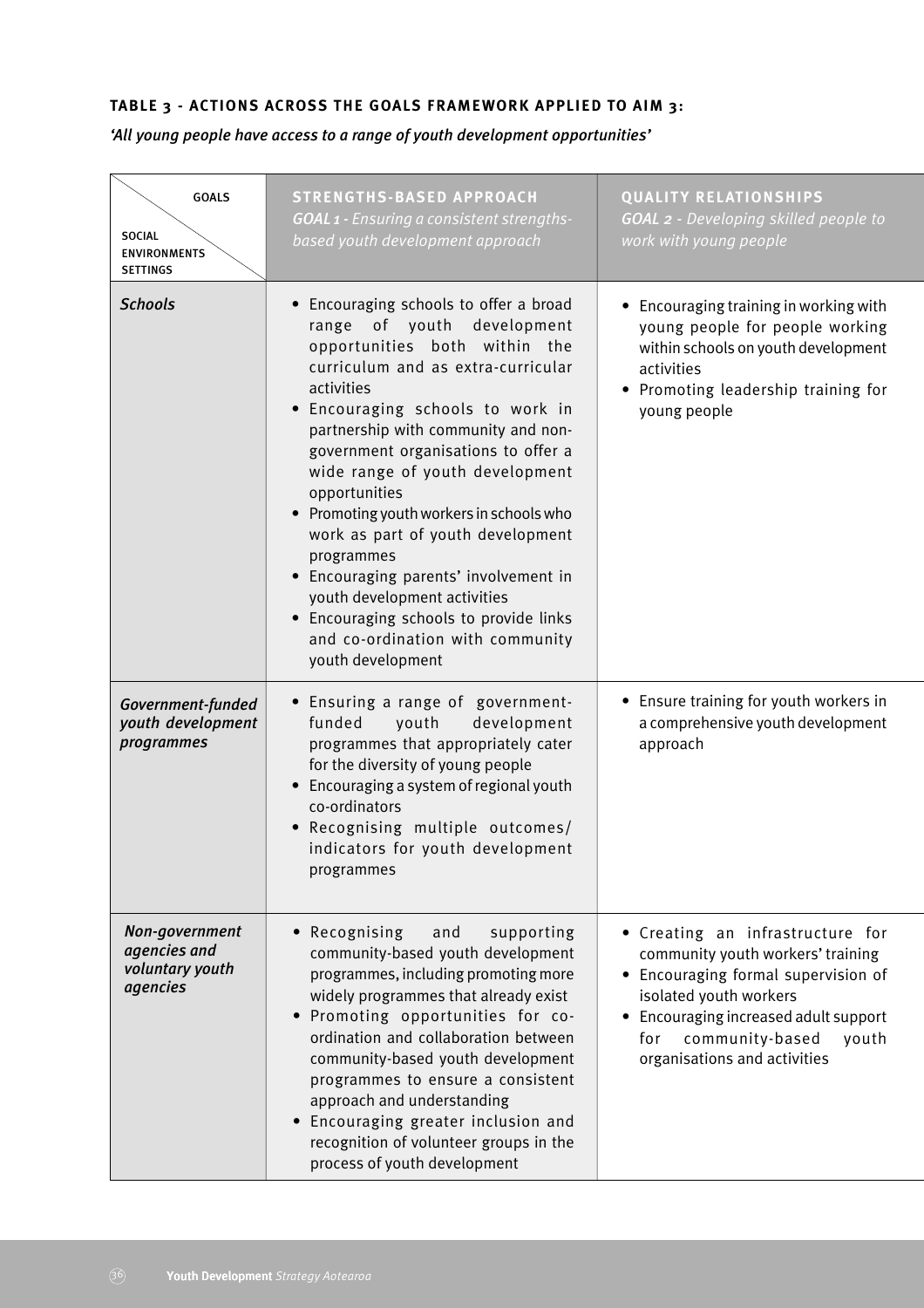**TABLE 3 - ACTIONS ACROSS THE GOALS FRAMEWORK APPLIED TO AIM 3:**

*'All young people have access to a range of youth development opportunities'*

| GOALS / SOCIAL ENVIRONMENTS SETTINGS | **STRENGTHS-BASED APPROACH** *GOAL 1 - Ensuring a consistent strengths-based youth development approach* | **QUALITY RELATIONSHIPS** *GOAL 2 - Developing skilled people to work with young people* |
|---|---|---|
| ***Schools*** | • Encouraging schools to offer a broad range of youth development opportunities both within the curriculum and as extra-curricular activities<br>• Encouraging schools to work in partnership with community and non-government organisations to offer a wide range of youth development opportunities<br>• Promoting youth workers in schools who work as part of youth development programmes<br>• Encouraging parents' involvement in youth development activities<br>• Encouraging schools to provide links and co-ordination with community youth development | • Encouraging training in working with young people for people working within schools on youth development activities<br>• Promoting leadership training for young people |
| ***Government-funded youth development programmes*** | • Ensuring a range of government-funded youth development programmes that appropriately cater for the diversity of young people<br>• Encouraging a system of regional youth co-ordinators<br>• Recognising multiple outcomes/ indicators for youth development programmes | • Ensure training for youth workers in a comprehensive youth development approach |
| ***Non-government agencies and voluntary youth agencies*** | • Recognising and supporting community-based youth development programmes, including promoting more widely programmes that already exist<br>• Promoting opportunities for co-ordination and collaboration between community-based youth development programmes to ensure a consistent approach and understanding<br>• Encouraging greater inclusion and recognition of volunteer groups in the process of youth development | • Creating an infrastructure for community youth workers' training<br>• Encouraging formal supervision of isolated youth workers<br>• Encouraging increased adult support for community-based youth organisations and activities |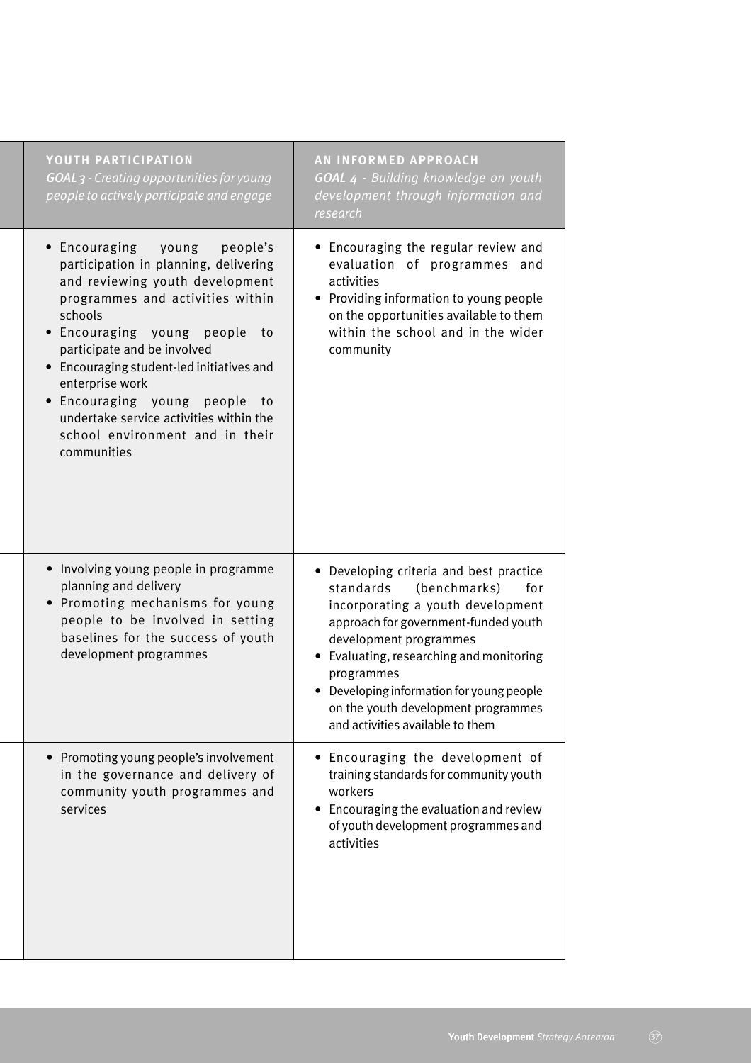| | YOUTH PARTICIPATION<br>*GOAL 3 - Creating opportunities for young people to actively participate and engage* | AN INFORMED APPROACH<br>*GOAL 4 - Building knowledge on youth development through information and research* |
|---|---|---|
| | • Encouraging young people's participation in planning, delivering and reviewing youth development programmes and activities within schools<br>• Encouraging young people to participate and be involved<br>• Encouraging student-led initiatives and enterprise work<br>• Encouraging young people to undertake service activities within the school environment and in their communities | • Encouraging the regular review and evaluation of programmes and activities<br>• Providing information to young people on the opportunities available to them within the school and in the wider community |
| | • Involving young people in programme planning and delivery<br>• Promoting mechanisms for young people to be involved in setting baselines for the success of youth development programmes | • Developing criteria and best practice standards (benchmarks) for incorporating a youth development approach for government-funded youth development programmes<br>• Evaluating, researching and monitoring programmes<br>• Developing information for young people on the youth development programmes and activities available to them |
| | • Promoting young people's involvement in the governance and delivery of community youth programmes and services | • Encouraging the development of training standards for community youth workers<br>• Encouraging the evaluation and review of youth development programmes and activities |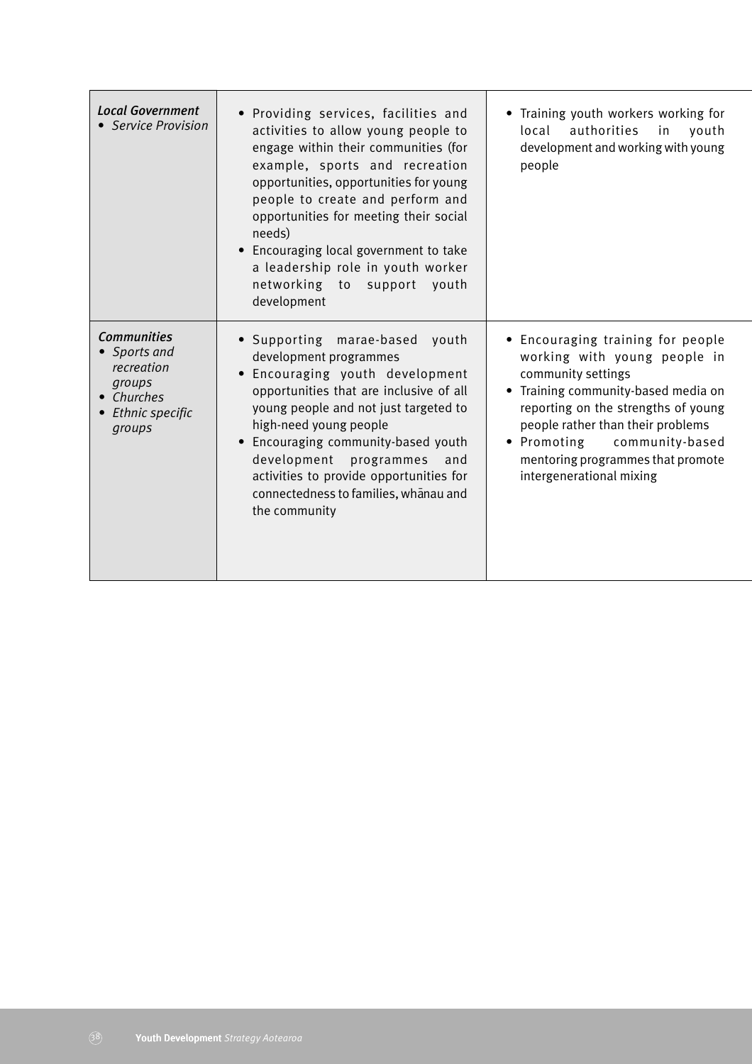| | | |
|---|---|---|
| ***Local Government***<br>• *Service Provision* | • Providing services, facilities and activities to allow young people to engage within their communities (for example, sports and recreation opportunities, opportunities for young people to create and perform and opportunities for meeting their social needs)<br>• Encouraging local government to take a leadership role in youth worker networking to support youth development | • Training youth workers working for local authorities in youth development and working with young people |
| ***Communities***<br>• *Sports and recreation groups*<br>• *Churches*<br>• *Ethnic specific groups* | • Supporting marae-based youth development programmes<br>• Encouraging youth development opportunities that are inclusive of all young people and not just targeted to high-need young people<br>• Encouraging community-based youth development programmes and activities to provide opportunities for connectedness to families, whānau and the community | • Encouraging training for people working with young people in community settings<br>• Training community-based media on reporting on the strengths of young people rather than their problems<br>• Promoting community-based mentoring programmes that promote intergenerational mixing |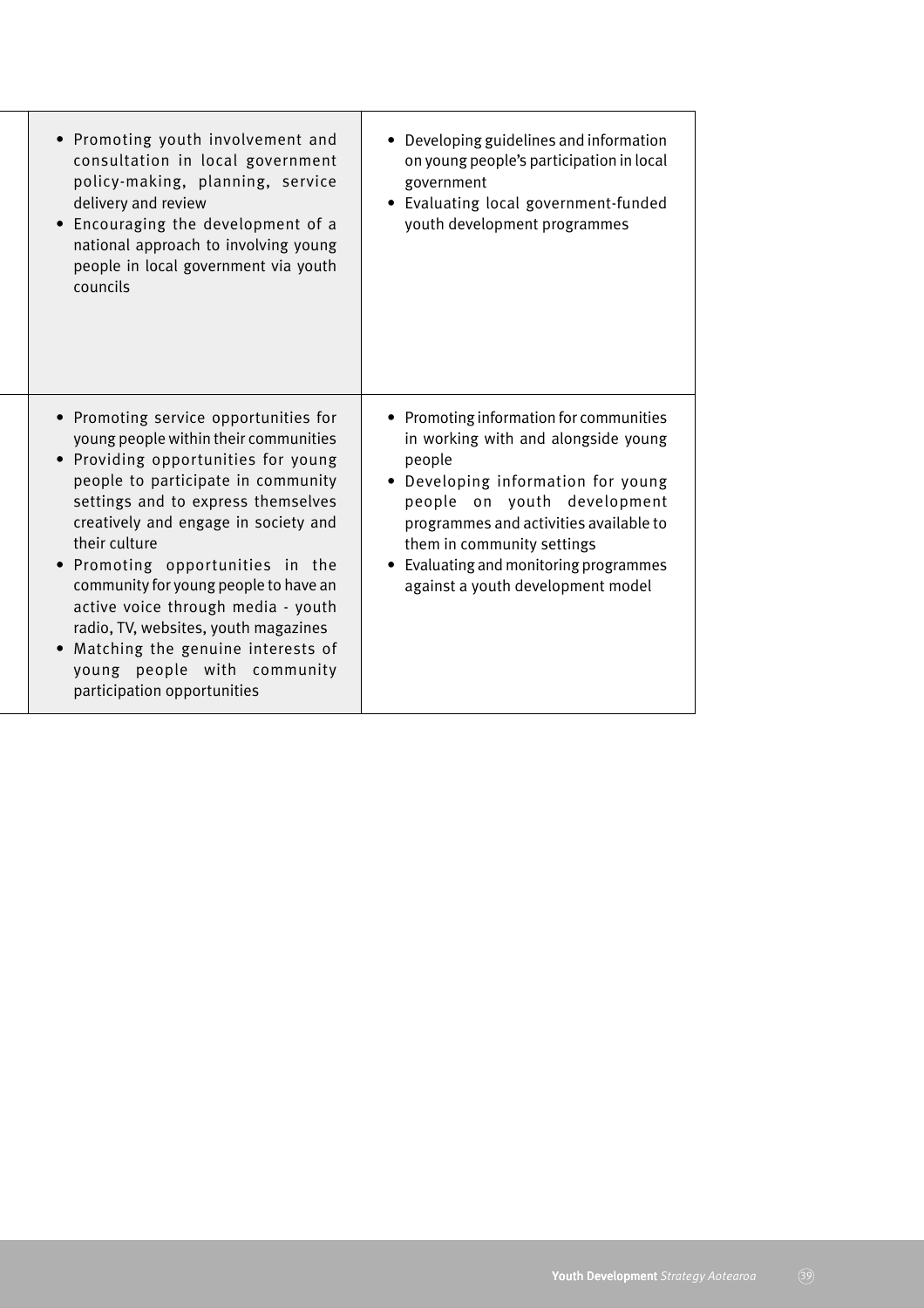| | | |
|---|---|---|
| | • Promoting youth involvement and consultation in local government policy-making, planning, service delivery and review<br>• Encouraging the development of a national approach to involving young people in local government via youth councils | • Developing guidelines and information on young people's participation in local government<br>• Evaluating local government-funded youth development programmes |
| | • Promoting service opportunities for young people within their communities<br>• Providing opportunities for young people to participate in community settings and to express themselves creatively and engage in society and their culture<br>• Promoting opportunities in the community for young people to have an active voice through media - youth radio, TV, websites, youth magazines<br>• Matching the genuine interests of young people with community participation opportunities | • Promoting information for communities in working with and alongside young people<br>• Developing information for young people on youth development programmes and activities available to them in community settings<br>• Evaluating and monitoring programmes against a youth development model |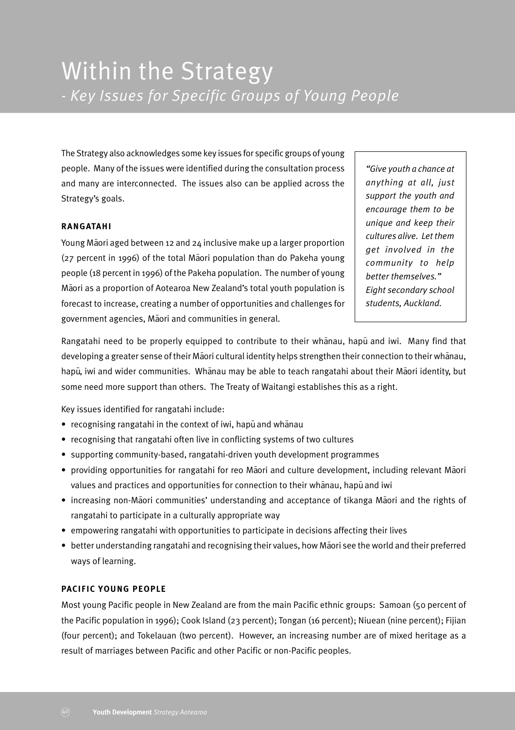# Within the Strategy

*- Key Issues for Specific Groups of Young People*

The Strategy also acknowledges some key issues for specific groups of young people. Many of the issues were identified during the consultation process and many are interconnected. The issues also can be applied across the Strategy's goals.

> *"Give youth a chance at anything at all, just support the youth and encourage them to be unique and keep their cultures alive. Let them get involved in the community to help better themselves."*
> *Eight secondary school students, Auckland.*

**RANGATAHI**

Young Māori aged between 12 and 24 inclusive make up a larger proportion (27 percent in 1996) of the total Māori population than do Pakeha young people (18 percent in 1996) of the Pakeha population. The number of young Māori as a proportion of Aotearoa New Zealand's total youth population is forecast to increase, creating a number of opportunities and challenges for government agencies, Māori and communities in general.

Rangatahi need to be properly equipped to contribute to their whānau, hapū and iwi. Many find that developing a greater sense of their Māori cultural identity helps strengthen their connection to their whānau, hapū, iwi and wider communities. Whānau may be able to teach rangatahi about their Māori identity, but some need more support than others. The Treaty of Waitangi establishes this as a right.

Key issues identified for rangatahi include:

- recognising rangatahi in the context of iwi, hapū and whānau
- recognising that rangatahi often live in conflicting systems of two cultures
- supporting community-based, rangatahi-driven youth development programmes
- providing opportunities for rangatahi for reo Māori and culture development, including relevant Māori values and practices and opportunities for connection to their whānau, hapū and iwi
- increasing non-Māori communities' understanding and acceptance of tikanga Māori and the rights of rangatahi to participate in a culturally appropriate way
- empowering rangatahi with opportunities to participate in decisions affecting their lives
- better understanding rangatahi and recognising their values, how Māori see the world and their preferred ways of learning.

**PACIFIC YOUNG PEOPLE**

Most young Pacific people in New Zealand are from the main Pacific ethnic groups: Samoan (50 percent of the Pacific population in 1996); Cook Island (23 percent); Tongan (16 percent); Niuean (nine percent); Fijian (four percent); and Tokelauan (two percent). However, an increasing number are of mixed heritage as a result of marriages between Pacific and other Pacific or non-Pacific peoples.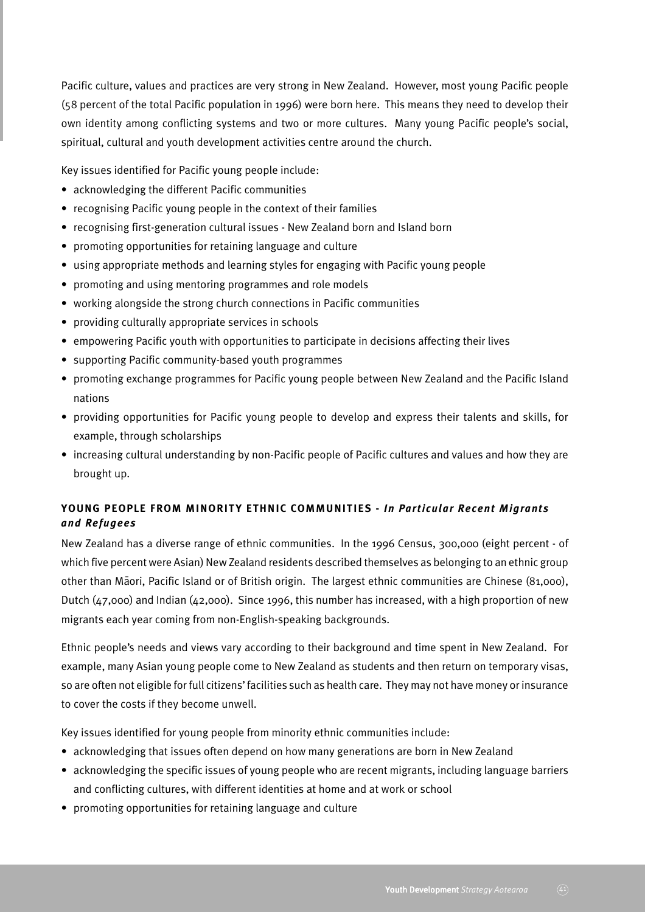Pacific culture, values and practices are very strong in New Zealand. However, most young Pacific people (58 percent of the total Pacific population in 1996) were born here. This means they need to develop their own identity among conflicting systems and two or more cultures. Many young Pacific people's social, spiritual, cultural and youth development activities centre around the church.

Key issues identified for Pacific young people include:

- acknowledging the different Pacific communities
- recognising Pacific young people in the context of their families
- recognising first-generation cultural issues - New Zealand born and Island born
- promoting opportunities for retaining language and culture
- using appropriate methods and learning styles for engaging with Pacific young people
- promoting and using mentoring programmes and role models
- working alongside the strong church connections in Pacific communities
- providing culturally appropriate services in schools
- empowering Pacific youth with opportunities to participate in decisions affecting their lives
- supporting Pacific community-based youth programmes
- promoting exchange programmes for Pacific young people between New Zealand and the Pacific Island nations
- providing opportunities for Pacific young people to develop and express their talents and skills, for example, through scholarships
- increasing cultural understanding by non-Pacific people of Pacific cultures and values and how they are brought up.

**YOUNG PEOPLE FROM MINORITY ETHNIC COMMUNITIES - *In Particular Recent Migrants and Refugees***

New Zealand has a diverse range of ethnic communities. In the 1996 Census, 300,000 (eight percent - of which five percent were Asian) New Zealand residents described themselves as belonging to an ethnic group other than Māori, Pacific Island or of British origin. The largest ethnic communities are Chinese (81,000), Dutch (47,000) and Indian (42,000). Since 1996, this number has increased, with a high proportion of new migrants each year coming from non-English-speaking backgrounds.

Ethnic people's needs and views vary according to their background and time spent in New Zealand. For example, many Asian young people come to New Zealand as students and then return on temporary visas, so are often not eligible for full citizens' facilities such as health care. They may not have money or insurance to cover the costs if they become unwell.

Key issues identified for young people from minority ethnic communities include:

- acknowledging that issues often depend on how many generations are born in New Zealand
- acknowledging the specific issues of young people who are recent migrants, including language barriers and conflicting cultures, with different identities at home and at work or school
- promoting opportunities for retaining language and culture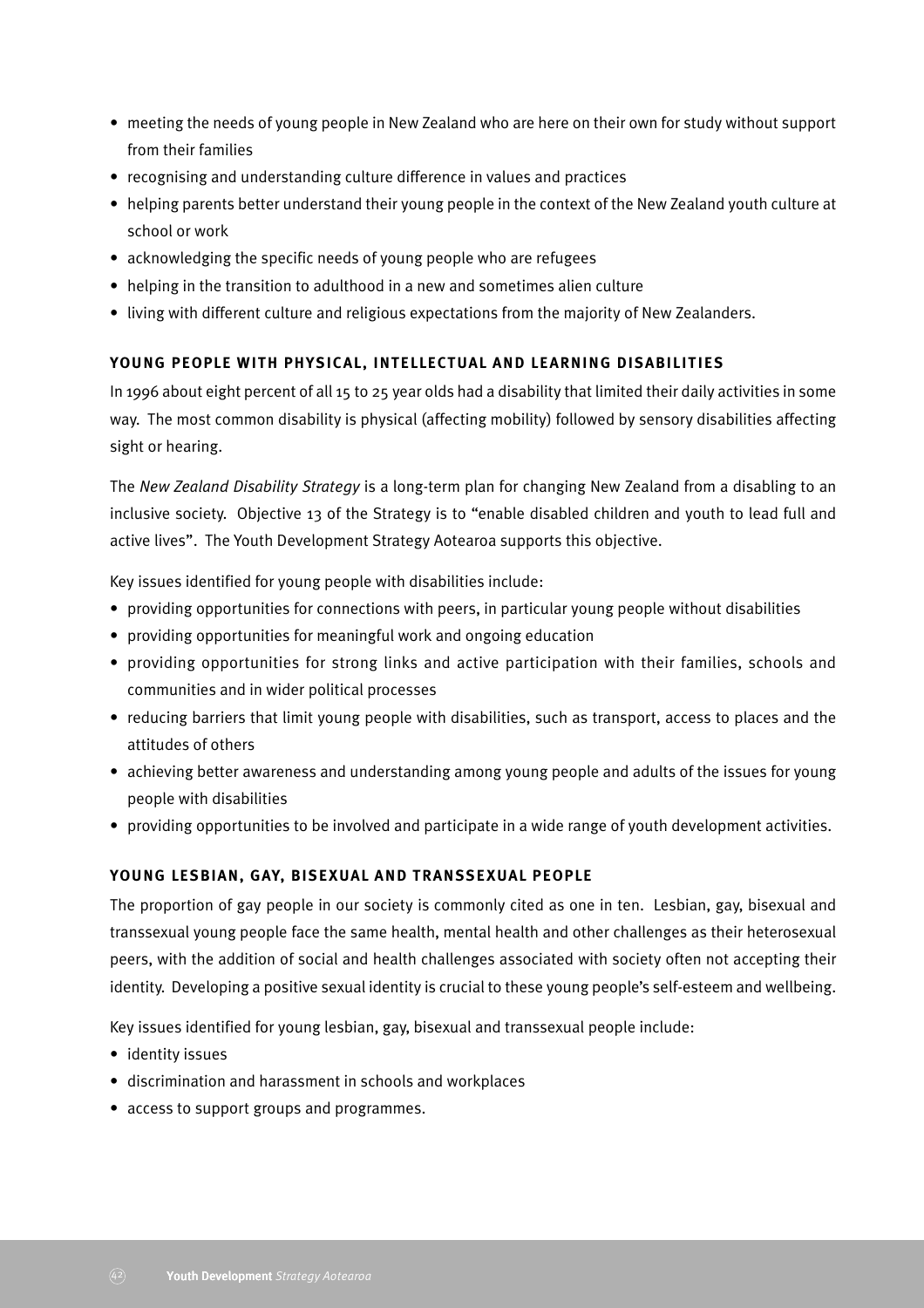- meeting the needs of young people in New Zealand who are here on their own for study without support from their families
- recognising and understanding culture difference in values and practices
- helping parents better understand their young people in the context of the New Zealand youth culture at school or work
- acknowledging the specific needs of young people who are refugees
- helping in the transition to adulthood in a new and sometimes alien culture
- living with different culture and religious expectations from the majority of New Zealanders.

### YOUNG PEOPLE WITH PHYSICAL, INTELLECTUAL AND LEARNING DISABILITIES

In 1996 about eight percent of all 15 to 25 year olds had a disability that limited their daily activities in some way. The most common disability is physical (affecting mobility) followed by sensory disabilities affecting sight or hearing.

The *New Zealand Disability Strategy* is a long-term plan for changing New Zealand from a disabling to an inclusive society. Objective 13 of the Strategy is to "enable disabled children and youth to lead full and active lives". The Youth Development Strategy Aotearoa supports this objective.

Key issues identified for young people with disabilities include:

- providing opportunities for connections with peers, in particular young people without disabilities
- providing opportunities for meaningful work and ongoing education
- providing opportunities for strong links and active participation with their families, schools and communities and in wider political processes
- reducing barriers that limit young people with disabilities, such as transport, access to places and the attitudes of others
- achieving better awareness and understanding among young people and adults of the issues for young people with disabilities
- providing opportunities to be involved and participate in a wide range of youth development activities.

### YOUNG LESBIAN, GAY, BISEXUAL AND TRANSSEXUAL PEOPLE

The proportion of gay people in our society is commonly cited as one in ten. Lesbian, gay, bisexual and transsexual young people face the same health, mental health and other challenges as their heterosexual peers, with the addition of social and health challenges associated with society often not accepting their identity. Developing a positive sexual identity is crucial to these young people's self-esteem and wellbeing.

Key issues identified for young lesbian, gay, bisexual and transsexual people include:

- identity issues
- discrimination and harassment in schools and workplaces
- access to support groups and programmes.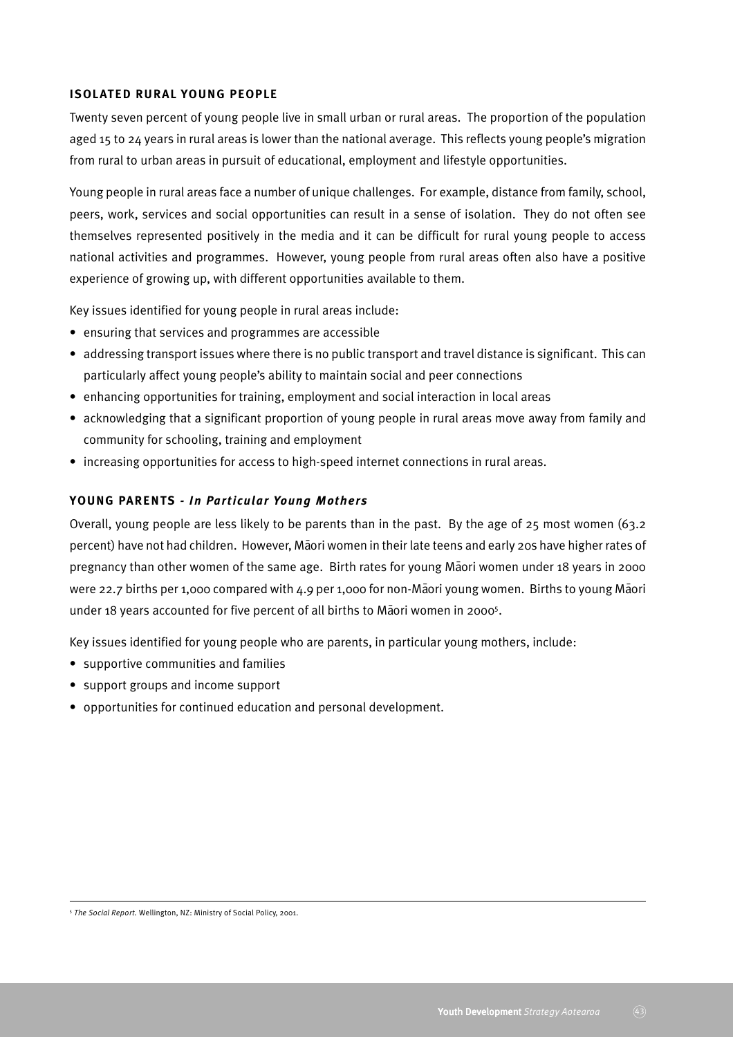### ISOLATED RURAL YOUNG PEOPLE

Twenty seven percent of young people live in small urban or rural areas. The proportion of the population aged 15 to 24 years in rural areas is lower than the national average. This reflects young people's migration from rural to urban areas in pursuit of educational, employment and lifestyle opportunities.

Young people in rural areas face a number of unique challenges. For example, distance from family, school, peers, work, services and social opportunities can result in a sense of isolation. They do not often see themselves represented positively in the media and it can be difficult for rural young people to access national activities and programmes. However, young people from rural areas often also have a positive experience of growing up, with different opportunities available to them.

Key issues identified for young people in rural areas include:

- ensuring that services and programmes are accessible
- addressing transport issues where there is no public transport and travel distance is significant. This can particularly affect young people's ability to maintain social and peer connections
- enhancing opportunities for training, employment and social interaction in local areas
- acknowledging that a significant proportion of young people in rural areas move away from family and community for schooling, training and employment
- increasing opportunities for access to high-speed internet connections in rural areas.

### YOUNG PARENTS - *In Particular Young Mothers*

Overall, young people are less likely to be parents than in the past. By the age of 25 most women (63.2 percent) have not had children. However, Māori women in their late teens and early 20s have higher rates of pregnancy than other women of the same age. Birth rates for young Māori women under 18 years in 2000 were 22.7 births per 1,000 compared with 4.9 per 1,000 for non-Māori young women. Births to young Māori under 18 years accounted for five percent of all births to Māori women in 2000[5].

Key issues identified for young people who are parents, in particular young mothers, include:

- supportive communities and families
- support groups and income support
- opportunities for continued education and personal development.

---

[5] *The Social Report.* Wellington, NZ: Ministry of Social Policy, 2001.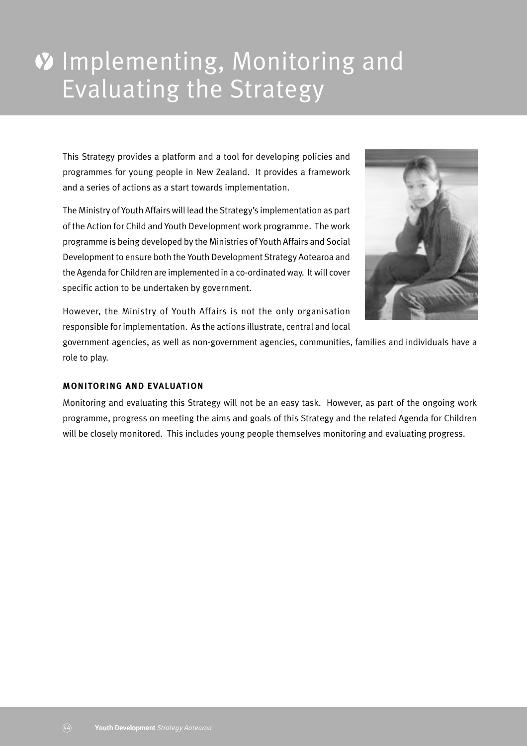# Implementing, Monitoring and Evaluating the Strategy

This Strategy provides a platform and a tool for developing policies and programmes for young people in New Zealand. It provides a framework and a series of actions as a start towards implementation.

The Ministry of Youth Affairs will lead the Strategy's implementation as part of the Action for Child and Youth Development work programme. The work programme is being developed by the Ministries of Youth Affairs and Social Development to ensure both the Youth Development Strategy Aotearoa and the Agenda for Children are implemented in a co-ordinated way. It will cover specific action to be undertaken by government.

However, the Ministry of Youth Affairs is not the only organisation responsible for implementation. As the actions illustrate, central and local government agencies, as well as non-government agencies, communities, families and individuals have a role to play.

### MONITORING AND EVALUATION

Monitoring and evaluating this Strategy will not be an easy task. However, as part of the ongoing work programme, progress on meeting the aims and goals of this Strategy and the related Agenda for Children will be closely monitored. This includes young people themselves monitoring and evaluating progress.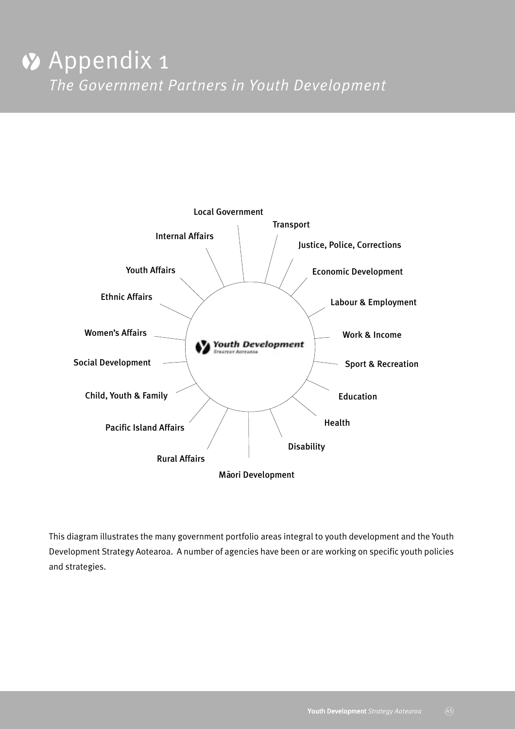# Appendix 1

## *The Government Partners in Youth Development*

**Youth Development** Strategy Aotearoa

- Local Government
- Transport
- Justice, Police, Corrections
- Economic Development
- Labour & Employment
- Work & Income
- Sport & Recreation
- Education
- Health
- Disability
- Māori Development
- Rural Affairs
- Pacific Island Affairs
- Child, Youth & Family
- Social Development
- Women's Affairs
- Ethnic Affairs
- Youth Affairs
- Internal Affairs

This diagram illustrates the many government portfolio areas integral to youth development and the Youth Development Strategy Aotearoa. A number of agencies have been or are working on specific youth policies and strategies.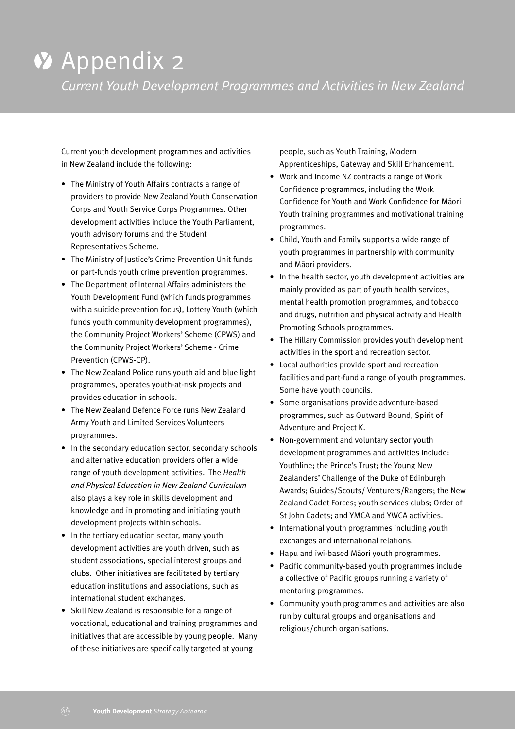# Appendix 2

## *Current Youth Development Programmes and Activities in New Zealand*

Current youth development programmes and activities in New Zealand include the following:

- The Ministry of Youth Affairs contracts a range of providers to provide New Zealand Youth Conservation Corps and Youth Service Corps Programmes. Other development activities include the Youth Parliament, youth advisory forums and the Student Representatives Scheme.
- The Ministry of Justice's Crime Prevention Unit funds or part-funds youth crime prevention programmes.
- The Department of Internal Affairs administers the Youth Development Fund (which funds programmes with a suicide prevention focus), Lottery Youth (which funds youth community development programmes), the Community Project Workers' Scheme (CPWS) and the Community Project Workers' Scheme - Crime Prevention (CPWS-CP).
- The New Zealand Police runs youth aid and blue light programmes, operates youth-at-risk projects and provides education in schools.
- The New Zealand Defence Force runs New Zealand Army Youth and Limited Services Volunteers programmes.
- In the secondary education sector, secondary schools and alternative education providers offer a wide range of youth development activities. The *Health and Physical Education in New Zealand Curriculum* also plays a key role in skills development and knowledge and in promoting and initiating youth development projects within schools.
- In the tertiary education sector, many youth development activities are youth driven, such as student associations, special interest groups and clubs. Other initiatives are facilitated by tertiary education institutions and associations, such as international student exchanges.
- Skill New Zealand is responsible for a range of vocational, educational and training programmes and initiatives that are accessible by young people. Many of these initiatives are specifically targeted at young people, such as Youth Training, Modern Apprenticeships, Gateway and Skill Enhancement.
- Work and Income NZ contracts a range of Work Confidence programmes, including the Work Confidence for Youth and Work Confidence for Māori Youth training programmes and motivational training programmes.
- Child, Youth and Family supports a wide range of youth programmes in partnership with community and Māori providers.
- In the health sector, youth development activities are mainly provided as part of youth health services, mental health promotion programmes, and tobacco and drugs, nutrition and physical activity and Health Promoting Schools programmes.
- The Hillary Commission provides youth development activities in the sport and recreation sector.
- Local authorities provide sport and recreation facilities and part-fund a range of youth programmes. Some have youth councils.
- Some organisations provide adventure-based programmes, such as Outward Bound, Spirit of Adventure and Project K.
- Non-government and voluntary sector youth development programmes and activities include: Youthline; the Prince's Trust; the Young New Zealanders' Challenge of the Duke of Edinburgh Awards; Guides/Scouts/ Venturers/Rangers; the New Zealand Cadet Forces; youth services clubs; Order of St John Cadets; and YMCA and YWCA activities.
- International youth programmes including youth exchanges and international relations.
- Hapu and iwi-based Māori youth programmes.
- Pacific community-based youth programmes include a collective of Pacific groups running a variety of mentoring programmes.
- Community youth programmes and activities are also run by cultural groups and organisations and religious/church organisations.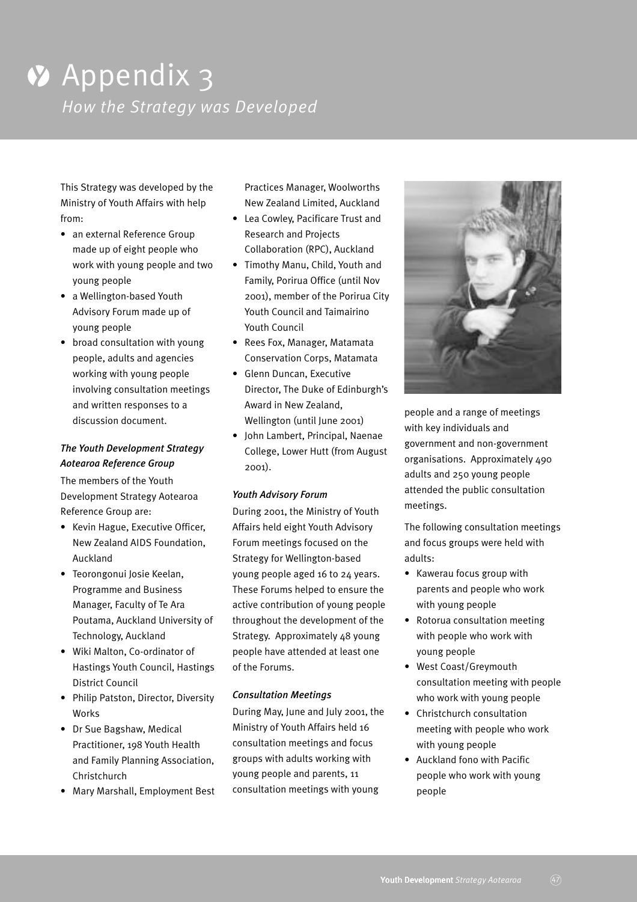# Appendix 3

*How the Strategy was Developed*

This Strategy was developed by the Ministry of Youth Affairs with help from:

- an external Reference Group made up of eight people who work with young people and two young people
- a Wellington-based Youth Advisory Forum made up of young people
- broad consultation with young people, adults and agencies working with young people involving consultation meetings and written responses to a discussion document.

### *The Youth Development Strategy Aotearoa Reference Group*

The members of the Youth Development Strategy Aotearoa Reference Group are:

- Kevin Hague, Executive Officer, New Zealand AIDS Foundation, Auckland
- Teorongonui Josie Keelan, Programme and Business Manager, Faculty of Te Ara Poutama, Auckland University of Technology, Auckland
- Wiki Malton, Co-ordinator of Hastings Youth Council, Hastings District Council
- Philip Patston, Director, Diversity Works
- Dr Sue Bagshaw, Medical Practitioner, 198 Youth Health and Family Planning Association, Christchurch
- Mary Marshall, Employment Best Practices Manager, Woolworths New Zealand Limited, Auckland
- Lea Cowley, Pacificare Trust and Research and Projects Collaboration (RPC), Auckland
- Timothy Manu, Child, Youth and Family, Porirua Office (until Nov 2001), member of the Porirua City Youth Council and Taimairino Youth Council
- Rees Fox, Manager, Matamata Conservation Corps, Matamata
- Glenn Duncan, Executive Director, The Duke of Edinburgh's Award in New Zealand, Wellington (until June 2001)
- John Lambert, Principal, Naenae College, Lower Hutt (from August 2001).

### *Youth Advisory Forum*

During 2001, the Ministry of Youth Affairs held eight Youth Advisory Forum meetings focused on the Strategy for Wellington-based young people aged 16 to 24 years. These Forums helped to ensure the active contribution of young people throughout the development of the Strategy. Approximately 48 young people have attended at least one of the Forums.

### *Consultation Meetings*

During May, June and July 2001, the Ministry of Youth Affairs held 16 consultation meetings and focus groups with adults working with young people and parents, 11 consultation meetings with young people and a range of meetings with key individuals and government and non-government organisations. Approximately 490 adults and 250 young people attended the public consultation meetings.

The following consultation meetings and focus groups were held with adults:

- Kawerau focus group with parents and people who work with young people
- Rotorua consultation meeting with people who work with young people
- West Coast/Greymouth consultation meeting with people who work with young people
- Christchurch consultation meeting with people who work with young people
- Auckland fono with Pacific people who work with young people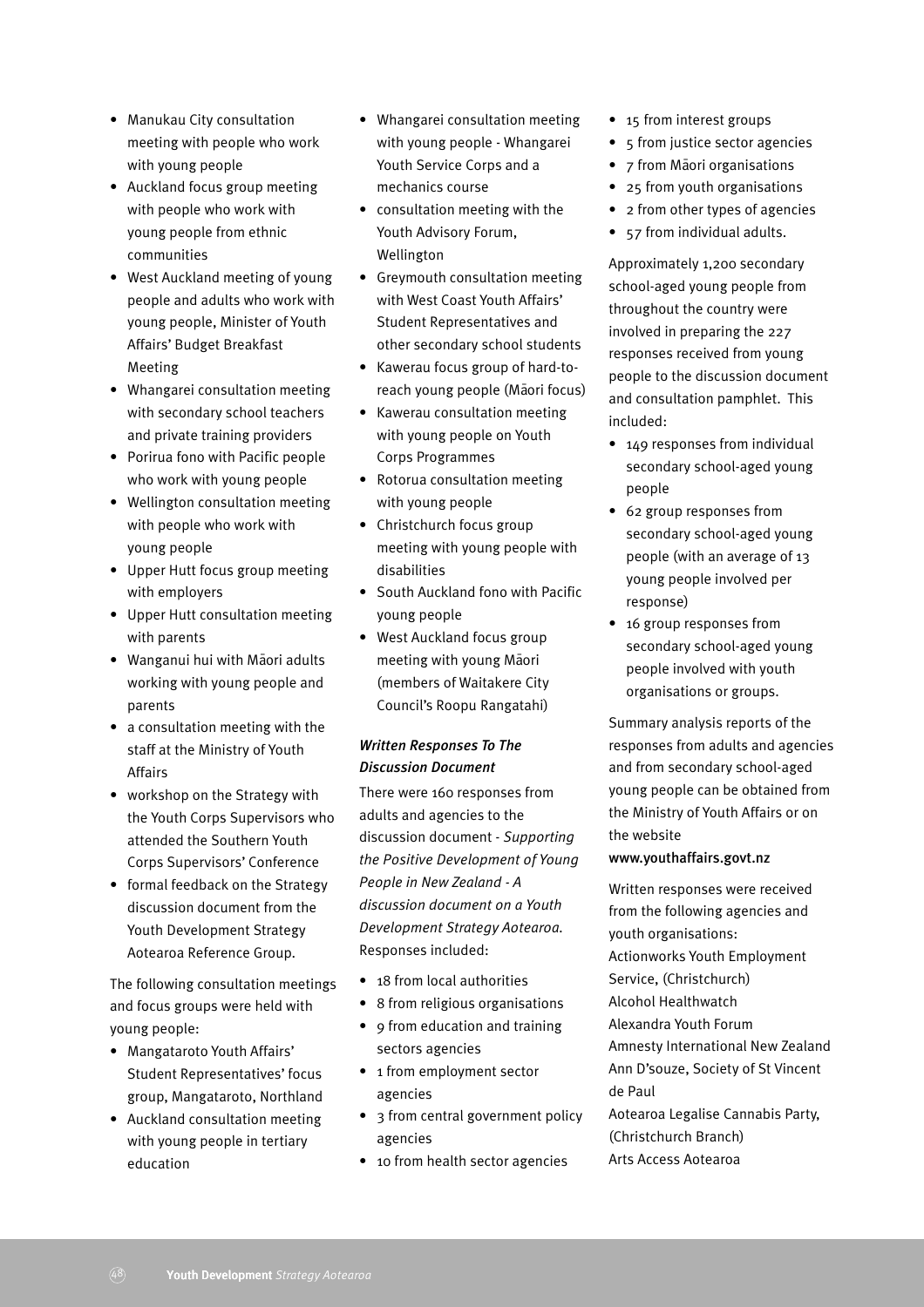- Manukau City consultation meeting with people who work with young people
- Auckland focus group meeting with people who work with young people from ethnic communities
- West Auckland meeting of young people and adults who work with young people, Minister of Youth Affairs' Budget Breakfast Meeting
- Whangarei consultation meeting with secondary school teachers and private training providers
- Porirua fono with Pacific people who work with young people
- Wellington consultation meeting with people who work with young people
- Upper Hutt focus group meeting with employers
- Upper Hutt consultation meeting with parents
- Wanganui hui with Māori adults working with young people and parents
- a consultation meeting with the staff at the Ministry of Youth Affairs
- workshop on the Strategy with the Youth Corps Supervisors who attended the Southern Youth Corps Supervisors' Conference
- formal feedback on the Strategy discussion document from the Youth Development Strategy Aotearoa Reference Group.

The following consultation meetings and focus groups were held with young people:

- Mangataroto Youth Affairs' Student Representatives' focus group, Mangataroto, Northland
- Auckland consultation meeting with young people in tertiary education
- Whangarei consultation meeting with young people - Whangarei Youth Service Corps and a mechanics course
- consultation meeting with the Youth Advisory Forum, Wellington
- Greymouth consultation meeting with West Coast Youth Affairs' Student Representatives and other secondary school students
- Kawerau focus group of hard-to-reach young people (Māori focus)
- Kawerau consultation meeting with young people on Youth Corps Programmes
- Rotorua consultation meeting with young people
- Christchurch focus group meeting with young people with disabilities
- South Auckland fono with Pacific young people
- West Auckland focus group meeting with young Māori (members of Waitakere City Council's Roopu Rangatahi)

***Written Responses To The Discussion Document***

There were 160 responses from adults and agencies to the discussion document - *Supporting the Positive Development of Young People in New Zealand - A discussion document on a Youth Development Strategy Aotearoa*. Responses included:

- 18 from local authorities
- 8 from religious organisations
- 9 from education and training sectors agencies
- 1 from employment sector agencies
- 3 from central government policy agencies
- 10 from health sector agencies
- 15 from interest groups
- 5 from justice sector agencies
- 7 from Māori organisations
- 25 from youth organisations
- 2 from other types of agencies
- 57 from individual adults.

Approximately 1,200 secondary school-aged young people from throughout the country were involved in preparing the 227 responses received from young people to the discussion document and consultation pamphlet. This included:

- 149 responses from individual secondary school-aged young people
- 62 group responses from secondary school-aged young people (with an average of 13 young people involved per response)
- 16 group responses from secondary school-aged young people involved with youth organisations or groups.

Summary analysis reports of the responses from adults and agencies and from secondary school-aged young people can be obtained from the Ministry of Youth Affairs or on the website **www.youthaffairs.govt.nz**

Written responses were received from the following agencies and youth organisations:

Actionworks Youth Employment Service, (Christchurch)
Alcohol Healthwatch
Alexandra Youth Forum
Amnesty International New Zealand
Ann D'souze, Society of St Vincent de Paul
Aotearoa Legalise Cannabis Party, (Christchurch Branch)
Arts Access Aotearoa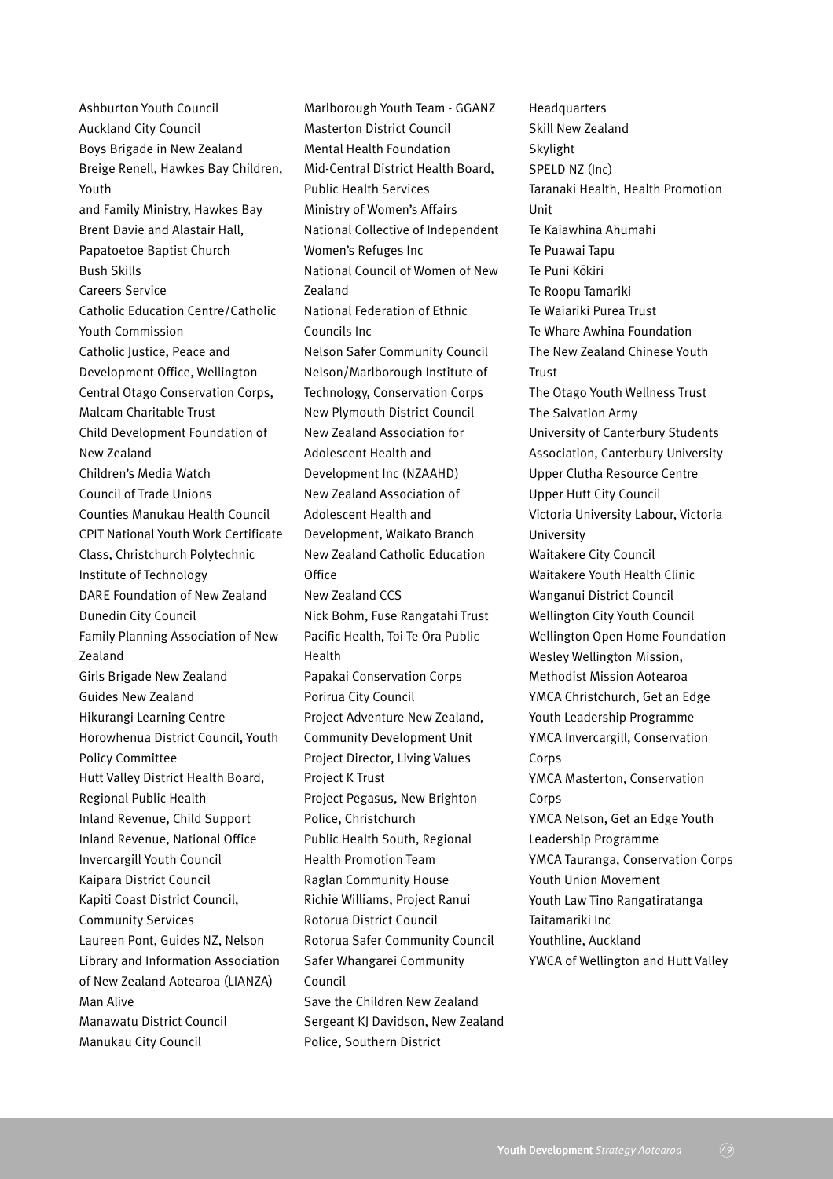Ashburton Youth Council
Auckland City Council
Boys Brigade in New Zealand
Breige Renell, Hawkes Bay Children, Youth
and Family Ministry, Hawkes Bay
Brent Davie and Alastair Hall, Papatoetoe Baptist Church
Bush Skills
Careers Service
Catholic Education Centre/Catholic Youth Commission
Catholic Justice, Peace and Development Office, Wellington
Central Otago Conservation Corps, Malcam Charitable Trust
Child Development Foundation of New Zealand
Children's Media Watch
Council of Trade Unions
Counties Manukau Health Council
CPIT National Youth Work Certificate Class, Christchurch Polytechnic Institute of Technology
DARE Foundation of New Zealand
Dunedin City Council
Family Planning Association of New Zealand
Girls Brigade New Zealand
Guides New Zealand
Hikurangi Learning Centre
Horowhenua District Council, Youth Policy Committee
Hutt Valley District Health Board, Regional Public Health
Inland Revenue, Child Support
Inland Revenue, National Office
Invercargill Youth Council
Kaipara District Council
Kapiti Coast District Council, Community Services
Laureen Pont, Guides NZ, Nelson
Library and Information Association of New Zealand Aotearoa (LIANZA)
Man Alive
Manawatu District Council
Manukau City Council
Marlborough Youth Team - GGANZ
Masterton District Council
Mental Health Foundation
Mid-Central District Health Board, Public Health Services
Ministry of Women's Affairs
National Collective of Independent Women's Refuges Inc
National Council of Women of New Zealand
National Federation of Ethnic Councils Inc
Nelson Safer Community Council
Nelson/Marlborough Institute of Technology, Conservation Corps
New Plymouth District Council
New Zealand Association for Adolescent Health and Development Inc (NZAAHD)
New Zealand Association of Adolescent Health and Development, Waikato Branch
New Zealand Catholic Education Office
New Zealand CCS
Nick Bohm, Fuse Rangatahi Trust
Pacific Health, Toi Te Ora Public Health
Papakai Conservation Corps
Porirua City Council
Project Adventure New Zealand, Community Development Unit
Project Director, Living Values
Project K Trust
Project Pegasus, New Brighton Police, Christchurch
Public Health South, Regional Health Promotion Team
Raglan Community House
Richie Williams, Project Ranui
Rotorua District Council
Rotorua Safer Community Council
Safer Whangarei Community Council
Save the Children New Zealand
Sergeant KJ Davidson, New Zealand Police, Southern District
Headquarters
Skill New Zealand
Skylight
SPELD NZ (Inc)
Taranaki Health, Health Promotion Unit
Te Kaiawhina Ahumahi
Te Puawai Tapu
Te Puni Kōkiri
Te Roopu Tamariki
Te Waiariki Purea Trust
Te Whare Awhina Foundation
The New Zealand Chinese Youth Trust
The Otago Youth Wellness Trust
The Salvation Army
University of Canterbury Students Association, Canterbury University
Upper Clutha Resource Centre
Upper Hutt City Council
Victoria University Labour, Victoria University
Waitakere City Council
Waitakere Youth Health Clinic
Wanganui District Council
Wellington City Youth Council
Wellington Open Home Foundation
Wesley Wellington Mission, Methodist Mission Aotearoa
YMCA Christchurch, Get an Edge Youth Leadership Programme
YMCA Invercargill, Conservation Corps
YMCA Masterton, Conservation Corps
YMCA Nelson, Get an Edge Youth Leadership Programme
YMCA Tauranga, Conservation Corps
Youth Union Movement
Youth Law Tino Rangatiratanga Taitamariki Inc
Youthline, Auckland
YWCA of Wellington and Hutt Valley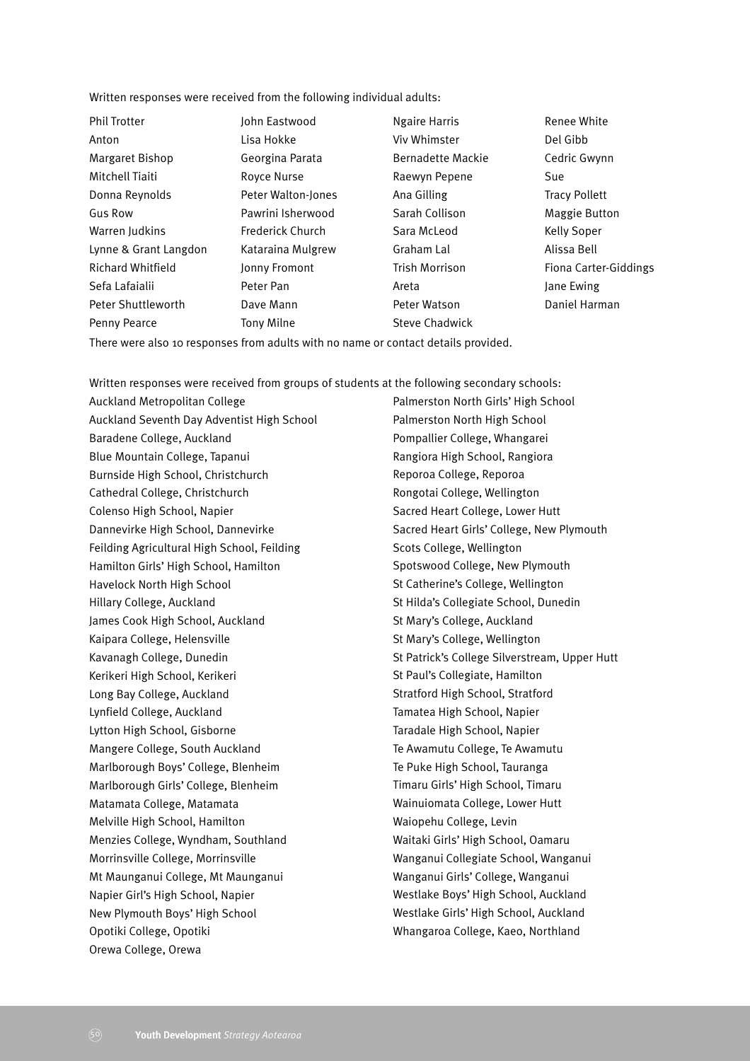Written responses were received from the following individual adults:

Phil Trotter
Anton
Margaret Bishop
Mitchell Tiaiti
Donna Reynolds
Gus Row
Warren Judkins
Lynne & Grant Langdon
Richard Whitfield
Sefa Lafaialii
Peter Shuttleworth
Penny Pearce
John Eastwood
Lisa Hokke
Georgina Parata
Royce Nurse
Peter Walton-Jones
Pawrini Isherwood
Frederick Church
Kataraina Mulgrew
Jonny Fromont
Peter Pan
Dave Mann
Tony Milne
Ngaire Harris
Viv Whimster
Bernadette Mackie
Raewyn Pepene
Ana Gilling
Sarah Collison
Sara McLeod
Graham Lal
Trish Morrison
Areta
Peter Watson
Steve Chadwick
Renee White
Del Gibb
Cedric Gwynn
Sue
Tracy Pollett
Maggie Button
Kelly Soper
Alissa Bell
Fiona Carter-Giddings
Jane Ewing
Daniel Harman

There were also 10 responses from adults with no name or contact details provided.

Written responses were received from groups of students at the following secondary schools:

Auckland Metropolitan College
Auckland Seventh Day Adventist High School
Baradene College, Auckland
Blue Mountain College, Tapanui
Burnside High School, Christchurch
Cathedral College, Christchurch
Colenso High School, Napier
Dannevirke High School, Dannevirke
Feilding Agricultural High School, Feilding
Hamilton Girls' High School, Hamilton
Havelock North High School
Hillary College, Auckland
James Cook High School, Auckland
Kaipara College, Helensville
Kavanagh College, Dunedin
Kerikeri High School, Kerikeri
Long Bay College, Auckland
Lynfield College, Auckland
Lytton High School, Gisborne
Mangere College, South Auckland
Marlborough Boys' College, Blenheim
Marlborough Girls' College, Blenheim
Matamata College, Matamata
Melville High School, Hamilton
Menzies College, Wyndham, Southland
Morrinsville College, Morrinsville
Mt Maunganui College, Mt Maunganui
Napier Girl's High School, Napier
New Plymouth Boys' High School
Opotiki College, Opotiki
Orewa College, Orewa
Palmerston North Girls' High School
Palmerston North High School
Pompallier College, Whangarei
Rangiora High School, Rangiora
Reporoa College, Reporoa
Rongotai College, Wellington
Sacred Heart College, Lower Hutt
Sacred Heart Girls' College, New Plymouth
Scots College, Wellington
Spotswood College, New Plymouth
St Catherine's College, Wellington
St Hilda's Collegiate School, Dunedin
St Mary's College, Auckland
St Mary's College, Wellington
St Patrick's College Silverstream, Upper Hutt
St Paul's Collegiate, Hamilton
Stratford High School, Stratford
Tamatea High School, Napier
Taradale High School, Napier
Te Awamutu College, Te Awamutu
Te Puke High School, Tauranga
Timaru Girls' High School, Timaru
Wainuiomata College, Lower Hutt
Waiopehu College, Levin
Waitaki Girls' High School, Oamaru
Wanganui Collegiate School, Wanganui
Wanganui Girls' College, Wanganui
Westlake Boys' High School, Auckland
Westlake Girls' High School, Auckland
Whangaroa College, Kaeo, Northland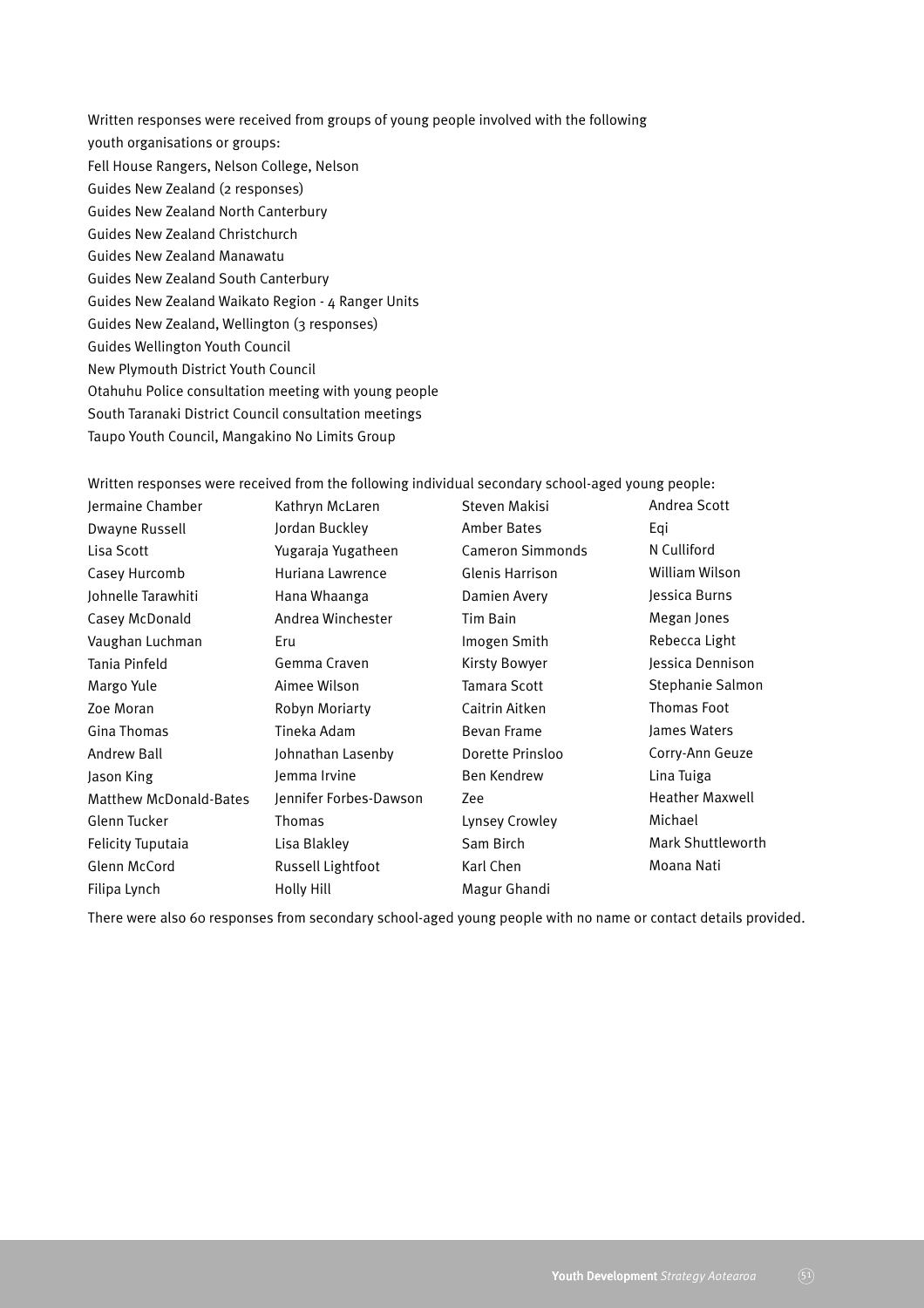Written responses were received from groups of young people involved with the following youth organisations or groups:

Fell House Rangers, Nelson College, Nelson
Guides New Zealand (2 responses)
Guides New Zealand North Canterbury
Guides New Zealand Christchurch
Guides New Zealand Manawatu
Guides New Zealand South Canterbury
Guides New Zealand Waikato Region - 4 Ranger Units
Guides New Zealand, Wellington (3 responses)
Guides Wellington Youth Council
New Plymouth District Youth Council
Otahuhu Police consultation meeting with young people
South Taranaki District Council consultation meetings
Taupo Youth Council, Mangakino No Limits Group

Written responses were received from the following individual secondary school-aged young people:

Jermaine Chamber
Dwayne Russell
Lisa Scott
Casey Hurcomb
Johnelle Tarawhiti
Casey McDonald
Vaughan Luchman
Tania Pinfeld
Margo Yule
Zoe Moran
Gina Thomas
Andrew Ball
Jason King
Matthew McDonald-Bates
Glenn Tucker
Felicity Tuputaia
Glenn McCord
Filipa Lynch
Kathryn McLaren
Jordan Buckley
Yugaraja Yugatheen
Huriana Lawrence
Hana Whaanga
Andrea Winchester
Eru
Gemma Craven
Aimee Wilson
Robyn Moriarty
Tineka Adam
Johnathan Lasenby
Jemma Irvine
Jennifer Forbes-Dawson
Thomas
Lisa Blakley
Russell Lightfoot
Holly Hill
Steven Makisi
Amber Bates
Cameron Simmonds
Glenis Harrison
Damien Avery
Tim Bain
Imogen Smith
Kirsty Bowyer
Tamara Scott
Caitrin Aitken
Bevan Frame
Dorette Prinsloo
Ben Kendrew
Zee
Lynsey Crowley
Sam Birch
Karl Chen
Magur Ghandi
Andrea Scott
Eqi
N Culliford
William Wilson
Jessica Burns
Megan Jones
Rebecca Light
Jessica Dennison
Stephanie Salmon
Thomas Foot
James Waters
Corry-Ann Geuze
Lina Tuiga
Heather Maxwell
Michael
Mark Shuttleworth
Moana Nati

There were also 60 responses from secondary school-aged young people with no name or contact details provided.